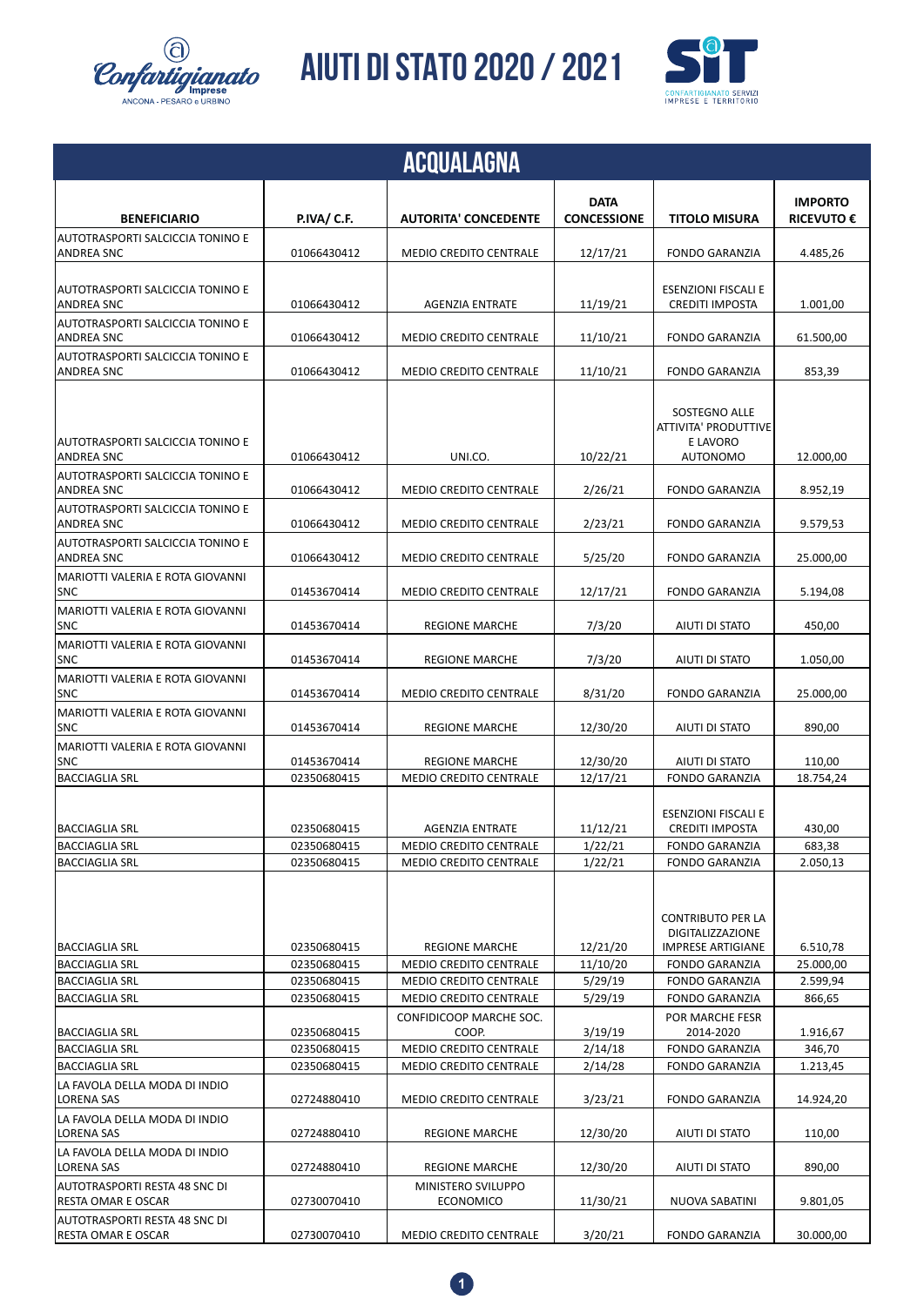# AIUTI DI STATO 2020 / 2021

## ACQUALAGNA

| BENEFICIARIO | P.IVA/ C.F. | AUTORITA' CONCEDENTE | DATA CONCESSIONE | TITOLO MISURA | IMPORTO RICEVUTO € |
|---|---|---|---|---|---|
| AUTOTRASPORTI SALCICCIA TONINO E ANDREA SNC | 01066430412 | MEDIO CREDITO CENTRALE | 12/17/21 | FONDO GARANZIA | 4.485,26 |
| AUTOTRASPORTI SALCICCIA TONINO E ANDREA SNC | 01066430412 | AGENZIA ENTRATE | 11/19/21 | ESENZIONI FISCALI E CREDITI IMPOSTA | 1.001,00 |
| AUTOTRASPORTI SALCICCIA TONINO E ANDREA SNC | 01066430412 | MEDIO CREDITO CENTRALE | 11/10/21 | FONDO GARANZIA | 61.500,00 |
| AUTOTRASPORTI SALCICCIA TONINO E ANDREA SNC | 01066430412 | MEDIO CREDITO CENTRALE | 11/10/21 | FONDO GARANZIA | 853,39 |
| AUTOTRASPORTI SALCICCIA TONINO E ANDREA SNC | 01066430412 | UNI.CO. | 10/22/21 | SOSTEGNO ALLE ATTIVITA' PRODUTTIVE E LAVORO AUTONOMO | 12.000,00 |
| AUTOTRASPORTI SALCICCIA TONINO E ANDREA SNC | 01066430412 | MEDIO CREDITO CENTRALE | 2/26/21 | FONDO GARANZIA | 8.952,19 |
| AUTOTRASPORTI SALCICCIA TONINO E ANDREA SNC | 01066430412 | MEDIO CREDITO CENTRALE | 2/23/21 | FONDO GARANZIA | 9.579,53 |
| AUTOTRASPORTI SALCICCIA TONINO E ANDREA SNC | 01066430412 | MEDIO CREDITO CENTRALE | 5/25/20 | FONDO GARANZIA | 25.000,00 |
| MARIOTTI VALERIA E ROTA GIOVANNI SNC | 01453670414 | MEDIO CREDITO CENTRALE | 12/17/21 | FONDO GARANZIA | 5.194,08 |
| MARIOTTI VALERIA E ROTA GIOVANNI SNC | 01453670414 | REGIONE MARCHE | 7/3/20 | AIUTI DI STATO | 450,00 |
| MARIOTTI VALERIA E ROTA GIOVANNI SNC | 01453670414 | REGIONE MARCHE | 7/3/20 | AIUTI DI STATO | 1.050,00 |
| MARIOTTI VALERIA E ROTA GIOVANNI SNC | 01453670414 | MEDIO CREDITO CENTRALE | 8/31/20 | FONDO GARANZIA | 25.000,00 |
| MARIOTTI VALERIA E ROTA GIOVANNI SNC | 01453670414 | REGIONE MARCHE | 12/30/20 | AIUTI DI STATO | 890,00 |
| MARIOTTI VALERIA E ROTA GIOVANNI SNC | 01453670414 | REGIONE MARCHE | 12/30/20 | AIUTI DI STATO | 110,00 |
| BACCIAGLIA SRL | 02350680415 | MEDIO CREDITO CENTRALE | 12/17/21 | FONDO GARANZIA | 18.754,24 |
| BACCIAGLIA SRL | 02350680415 | AGENZIA ENTRATE | 11/12/21 | ESENZIONI FISCALI E CREDITI IMPOSTA | 430,00 |
| BACCIAGLIA SRL | 02350680415 | MEDIO CREDITO CENTRALE | 1/22/21 | FONDO GARANZIA | 683,38 |
| BACCIAGLIA SRL | 02350680415 | MEDIO CREDITO CENTRALE | 1/22/21 | FONDO GARANZIA | 2.050,13 |
| BACCIAGLIA SRL | 02350680415 | REGIONE MARCHE | 12/21/20 | CONTRIBUTO PER LA DIGITALIZZAZIONE IMPRESE ARTIGIANE | 6.510,78 |
| BACCIAGLIA SRL | 02350680415 | MEDIO CREDITO CENTRALE | 11/10/20 | FONDO GARANZIA | 25.000,00 |
| BACCIAGLIA SRL | 02350680415 | MEDIO CREDITO CENTRALE | 5/29/19 | FONDO GARANZIA | 2.599,94 |
| BACCIAGLIA SRL | 02350680415 | MEDIO CREDITO CENTRALE | 5/29/19 | FONDO GARANZIA | 866,65 |
| BACCIAGLIA SRL | 02350680415 | CONFIDICOOP MARCHE SOC. COOP. | 3/19/19 | POR MARCHE FESR 2014-2020 | 1.916,67 |
| BACCIAGLIA SRL | 02350680415 | MEDIO CREDITO CENTRALE | 2/14/18 | FONDO GARANZIA | 346,70 |
| BACCIAGLIA SRL | 02350680415 | MEDIO CREDITO CENTRALE | 2/14/28 | FONDO GARANZIA | 1.213,45 |
| LA FAVOLA DELLA MODA DI INDIO LORENA SAS | 02724880410 | MEDIO CREDITO CENTRALE | 3/23/21 | FONDO GARANZIA | 14.924,20 |
| LA FAVOLA DELLA MODA DI INDIO LORENA SAS | 02724880410 | REGIONE MARCHE | 12/30/20 | AIUTI DI STATO | 110,00 |
| LA FAVOLA DELLA MODA DI INDIO LORENA SAS | 02724880410 | REGIONE MARCHE | 12/30/20 | AIUTI DI STATO | 890,00 |
| AUTOTRASPORTI RESTA 48 SNC DI RESTA OMAR E OSCAR | 02730070410 | MINISTERO SVILUPPO ECONOMICO | 11/30/21 | NUOVA SABATINI | 9.801,05 |
| AUTOTRASPORTI RESTA 48 SNC DI RESTA OMAR E OSCAR | 02730070410 | MEDIO CREDITO CENTRALE | 3/20/21 | FONDO GARANZIA | 30.000,00 |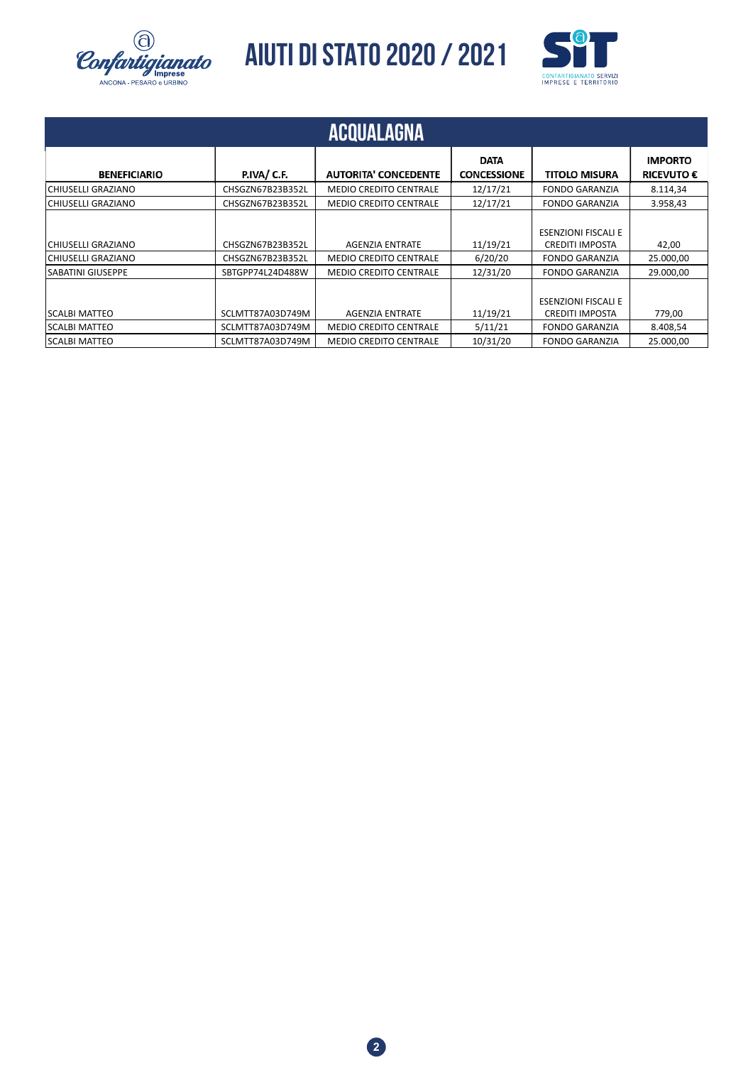# AIUTI DI STATO 2020 / 2021

## ACQUALAGNA

| BENEFICIARIO | P.IVA/ C.F. | AUTORITA' CONCEDENTE | DATA CONCESSIONE | TITOLO MISURA | IMPORTO RICEVUTO € |
|---|---|---|---|---|---|
| CHIUSELLI GRAZIANO | CHSGZN67B23B352L | MEDIO CREDITO CENTRALE | 12/17/21 | FONDO GARANZIA | 8.114,34 |
| CHIUSELLI GRAZIANO | CHSGZN67B23B352L | MEDIO CREDITO CENTRALE | 12/17/21 | FONDO GARANZIA | 3.958,43 |
| CHIUSELLI GRAZIANO | CHSGZN67B23B352L | AGENZIA ENTRATE | 11/19/21 | ESENZIONI FISCALI E CREDITI IMPOSTA | 42,00 |
| CHIUSELLI GRAZIANO | CHSGZN67B23B352L | MEDIO CREDITO CENTRALE | 6/20/20 | FONDO GARANZIA | 25.000,00 |
| SABATINI GIUSEPPE | SBTGPP74L24D488W | MEDIO CREDITO CENTRALE | 12/31/20 | FONDO GARANZIA | 29.000,00 |
| SCALBI MATTEO | SCLMTT87A03D749M | AGENZIA ENTRATE | 11/19/21 | ESENZIONI FISCALI E CREDITI IMPOSTA | 779,00 |
| SCALBI MATTEO | SCLMTT87A03D749M | MEDIO CREDITO CENTRALE | 5/11/21 | FONDO GARANZIA | 8.408,54 |
| SCALBI MATTEO | SCLMTT87A03D749M | MEDIO CREDITO CENTRALE | 10/31/20 | FONDO GARANZIA | 25.000,00 |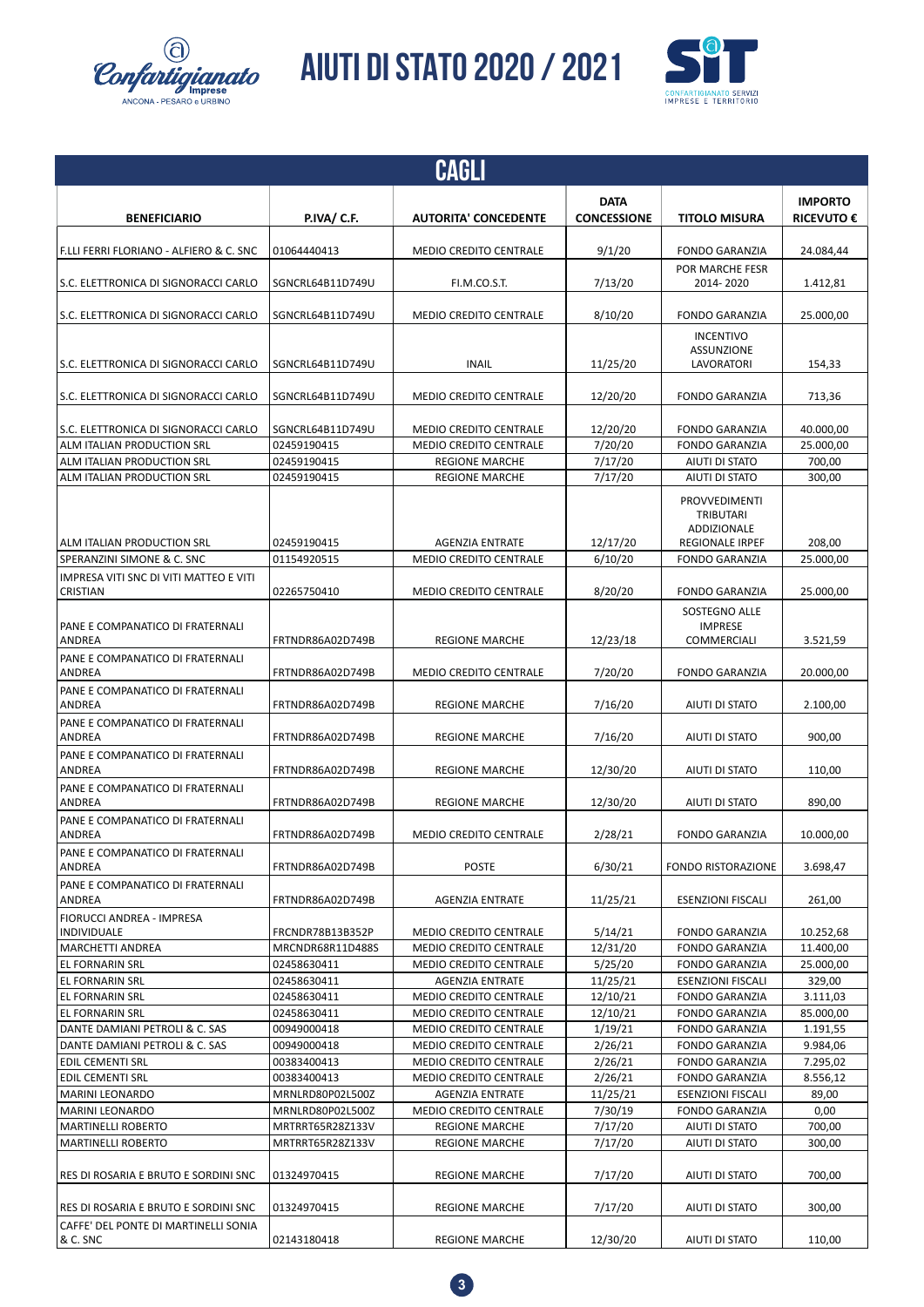# AIUTI DI STATO 2020 / 2021

## CAGLI

| BENEFICIARIO | P.IVA/ C.F. | AUTORITA' CONCEDENTE | DATA CONCESSIONE | TITOLO MISURA | IMPORTO RICEVUTO € |
|---|---|---|---|---|---|
| F.LLI FERRI FLORIANO - ALFIERO & C. SNC | 01064440413 | MEDIO CREDITO CENTRALE | 9/1/20 | FONDO GARANZIA | 24.084,44 |
| S.C. ELETTRONICA DI SIGNORACCI CARLO | SGNCRL64B11D749U | FI.M.CO.S.T. | 7/13/20 | POR MARCHE FESR 2014- 2020 | 1.412,81 |
| S.C. ELETTRONICA DI SIGNORACCI CARLO | SGNCRL64B11D749U | MEDIO CREDITO CENTRALE | 8/10/20 | FONDO GARANZIA | 25.000,00 |
| S.C. ELETTRONICA DI SIGNORACCI CARLO | SGNCRL64B11D749U | INAIL | 11/25/20 | INCENTIVO ASSUNZIONE LAVORATORI | 154,33 |
| S.C. ELETTRONICA DI SIGNORACCI CARLO | SGNCRL64B11D749U | MEDIO CREDITO CENTRALE | 12/20/20 | FONDO GARANZIA | 713,36 |
| S.C. ELETTRONICA DI SIGNORACCI CARLO | SGNCRL64B11D749U | MEDIO CREDITO CENTRALE | 12/20/20 | FONDO GARANZIA | 40.000,00 |
| ALM ITALIAN PRODUCTION SRL | 02459190415 | MEDIO CREDITO CENTRALE | 7/20/20 | FONDO GARANZIA | 25.000,00 |
| ALM ITALIAN PRODUCTION SRL | 02459190415 | REGIONE MARCHE | 7/17/20 | AIUTI DI STATO | 700,00 |
| ALM ITALIAN PRODUCTION SRL | 02459190415 | REGIONE MARCHE | 7/17/20 | AIUTI DI STATO | 300,00 |
| ALM ITALIAN PRODUCTION SRL | 02459190415 | AGENZIA ENTRATE | 12/17/20 | PROVVEDIMENTI TRIBUTARI ADDIZIONALE REGIONALE IRPEF | 208,00 |
| SPERANZINI SIMONE & C. SNC | 01154920515 | MEDIO CREDITO CENTRALE | 6/10/20 | FONDO GARANZIA | 25.000,00 |
| IMPRESA VITI SNC DI VITI MATTEO E VITI CRISTIAN | 02265750410 | MEDIO CREDITO CENTRALE | 8/20/20 | FONDO GARANZIA | 25.000,00 |
| PANE E COMPANATICO DI FRATERNALI ANDREA | FRTNDR86A02D749B | REGIONE MARCHE | 12/23/18 | SOSTEGNO ALLE IMPRESE COMMERCIALI | 3.521,59 |
| PANE E COMPANATICO DI FRATERNALI ANDREA | FRTNDR86A02D749B | MEDIO CREDITO CENTRALE | 7/20/20 | FONDO GARANZIA | 20.000,00 |
| PANE E COMPANATICO DI FRATERNALI ANDREA | FRTNDR86A02D749B | REGIONE MARCHE | 7/16/20 | AIUTI DI STATO | 2.100,00 |
| PANE E COMPANATICO DI FRATERNALI ANDREA | FRTNDR86A02D749B | REGIONE MARCHE | 7/16/20 | AIUTI DI STATO | 900,00 |
| PANE E COMPANATICO DI FRATERNALI ANDREA | FRTNDR86A02D749B | REGIONE MARCHE | 12/30/20 | AIUTI DI STATO | 110,00 |
| PANE E COMPANATICO DI FRATERNALI ANDREA | FRTNDR86A02D749B | REGIONE MARCHE | 12/30/20 | AIUTI DI STATO | 890,00 |
| PANE E COMPANATICO DI FRATERNALI ANDREA | FRTNDR86A02D749B | MEDIO CREDITO CENTRALE | 2/28/21 | FONDO GARANZIA | 10.000,00 |
| PANE E COMPANATICO DI FRATERNALI ANDREA | FRTNDR86A02D749B | POSTE | 6/30/21 | FONDO RISTORAZIONE | 3.698,47 |
| PANE E COMPANATICO DI FRATERNALI ANDREA | FRTNDR86A02D749B | AGENZIA ENTRATE | 11/25/21 | ESENZIONI FISCALI | 261,00 |
| FIORUCCI ANDREA - IMPRESA INDIVIDUALE | FRCNDR78B13B352P | MEDIO CREDITO CENTRALE | 5/14/21 | FONDO GARANZIA | 10.252,68 |
| MARCHETTI ANDREA | MRCNDR68R11D488S | MEDIO CREDITO CENTRALE | 12/31/20 | FONDO GARANZIA | 11.400,00 |
| EL FORNARIN SRL | 02458630411 | MEDIO CREDITO CENTRALE | 5/25/20 | FONDO GARANZIA | 25.000,00 |
| EL FORNARIN SRL | 02458630411 | AGENZIA ENTRATE | 11/25/21 | ESENZIONI FISCALI | 329,00 |
| EL FORNARIN SRL | 02458630411 | MEDIO CREDITO CENTRALE | 12/10/21 | FONDO GARANZIA | 3.111,03 |
| EL FORNARIN SRL | 02458630411 | MEDIO CREDITO CENTRALE | 12/10/21 | FONDO GARANZIA | 85.000,00 |
| DANTE DAMIANI PETROLI & C. SAS | 00949000418 | MEDIO CREDITO CENTRALE | 1/19/21 | FONDO GARANZIA | 1.191,55 |
| DANTE DAMIANI PETROLI & C. SAS | 00949000418 | MEDIO CREDITO CENTRALE | 2/26/21 | FONDO GARANZIA | 9.984,06 |
| EDIL CEMENTI SRL | 00383400413 | MEDIO CREDITO CENTRALE | 2/26/21 | FONDO GARANZIA | 7.295,02 |
| EDIL CEMENTI SRL | 00383400413 | MEDIO CREDITO CENTRALE | 2/26/21 | FONDO GARANZIA | 8.556,12 |
| MARINI LEONARDO | MRNLRD80P02L500Z | AGENZIA ENTRATE | 11/25/21 | ESENZIONI FISCALI | 89,00 |
| MARINI LEONARDO | MRNLRD80P02L500Z | MEDIO CREDITO CENTRALE | 7/30/19 | FONDO GARANZIA | 0,00 |
| MARTINELLI ROBERTO | MRTRRT65R28Z133V | REGIONE MARCHE | 7/17/20 | AIUTI DI STATO | 700,00 |
| MARTINELLI ROBERTO | MRTRRT65R28Z133V | REGIONE MARCHE | 7/17/20 | AIUTI DI STATO | 300,00 |
| RES DI ROSARIA E BRUTO E SORDINI SNC | 01324970415 | REGIONE MARCHE | 7/17/20 | AIUTI DI STATO | 700,00 |
| RES DI ROSARIA E BRUTO E SORDINI SNC | 01324970415 | REGIONE MARCHE | 7/17/20 | AIUTI DI STATO | 300,00 |
| CAFFE' DEL PONTE DI MARTINELLI SONIA & C. SNC | 02143180418 | REGIONE MARCHE | 12/30/20 | AIUTI DI STATO | 110,00 |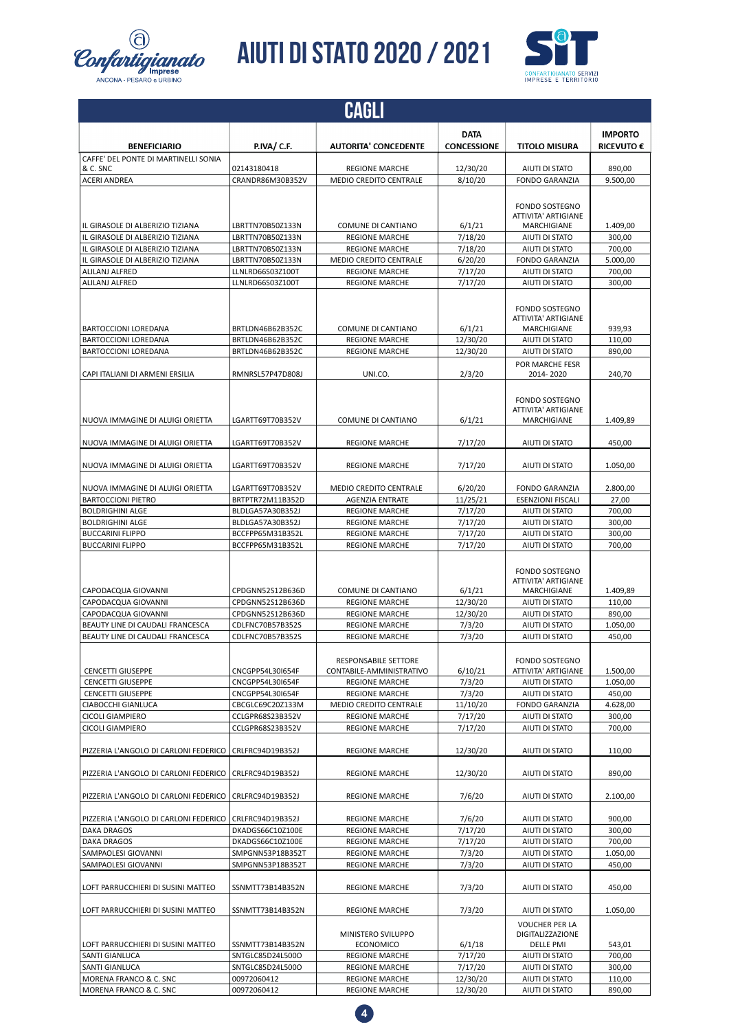# AIUTI DI STATO 2020 / 2021

## CAGLI

| BENEFICIARIO | P.IVA/ C.F. | AUTORITA' CONCEDENTE | DATA CONCESSIONE | TITOLO MISURA | IMPORTO RICEVUTO € |
|---|---|---|---|---|---|
| CAFFE' DEL PONTE DI MARTINELLI SONIA & C. SNC | 02143180418 | REGIONE MARCHE | 12/30/20 | AIUTI DI STATO | 890,00 |
| ACERI ANDREA | CRANDR86M30B352V | MEDIO CREDITO CENTRALE | 8/10/20 | FONDO GARANZIA | 9.500,00 |
| IL GIRASOLE DI ALBERIZIO TIZIANA | LBRTTN70B50Z133N | COMUNE DI CANTIANO | 6/1/21 | FONDO SOSTEGNO ATTIVITA' ARTIGIANE MARCHIGIANE | 1.409,00 |
| IL GIRASOLE DI ALBERIZIO TIZIANA | LBRTTN70B50Z133N | REGIONE MARCHE | 7/18/20 | AIUTI DI STATO | 300,00 |
| IL GIRASOLE DI ALBERIZIO TIZIANA | LBRTTN70B50Z133N | REGIONE MARCHE | 7/18/20 | AIUTI DI STATO | 700,00 |
| IL GIRASOLE DI ALBERIZIO TIZIANA | LBRTTN70B50Z133N | MEDIO CREDITO CENTRALE | 6/20/20 | FONDO GARANZIA | 5.000,00 |
| ALILANJ ALFRED | LLNLRD66S03Z100T | REGIONE MARCHE | 7/17/20 | AIUTI DI STATO | 700,00 |
| ALILANJ ALFRED | LLNLRD66S03Z100T | REGIONE MARCHE | 7/17/20 | AIUTI DI STATO | 300,00 |
| BARTOCCIONI LOREDANA | BRTLDN46B62B352C | COMUNE DI CANTIANO | 6/1/21 | FONDO SOSTEGNO ATTIVITA' ARTIGIANE MARCHIGIANE | 939,93 |
| BARTOCCIONI LOREDANA | BRTLDN46B62B352C | REGIONE MARCHE | 12/30/20 | AIUTI DI STATO | 110,00 |
| BARTOCCIONI LOREDANA | BRTLDN46B62B352C | REGIONE MARCHE | 12/30/20 | AIUTI DI STATO | 890,00 |
| CAPI ITALIANI DI ARMENI ERSILIA | RMNRSL57P47D808J | UNI.CO. | 2/3/20 | POR MARCHE FESR 2014- 2020 | 240,70 |
| NUOVA IMMAGINE DI ALUIGI ORIETTA | LGARTT69T70B352V | COMUNE DI CANTIANO | 6/1/21 | FONDO SOSTEGNO ATTIVITA' ARTIGIANE MARCHIGIANE | 1.409,89 |
| NUOVA IMMAGINE DI ALUIGI ORIETTA | LGARTT69T70B352V | REGIONE MARCHE | 7/17/20 | AIUTI DI STATO | 450,00 |
| NUOVA IMMAGINE DI ALUIGI ORIETTA | LGARTT69T70B352V | REGIONE MARCHE | 7/17/20 | AIUTI DI STATO | 1.050,00 |
| NUOVA IMMAGINE DI ALUIGI ORIETTA | LGARTT69T70B352V | MEDIO CREDITO CENTRALE | 6/20/20 | FONDO GARANZIA | 2.800,00 |
| BARTOCCIONI PIETRO | BRTPTR72M11B352D | AGENZIA ENTRATE | 11/25/21 | ESENZIONI FISCALI | 27,00 |
| BOLDRIGHINI ALGE | BLDLGA57A30B352J | REGIONE MARCHE | 7/17/20 | AIUTI DI STATO | 700,00 |
| BOLDRIGHINI ALGE | BLDLGA57A30B352J | REGIONE MARCHE | 7/17/20 | AIUTI DI STATO | 300,00 |
| BUCCARINI FLIPPO | BCCFPP65M31B352L | REGIONE MARCHE | 7/17/20 | AIUTI DI STATO | 300,00 |
| BUCCARINI FLIPPO | BCCFPP65M31B352L | REGIONE MARCHE | 7/17/20 | AIUTI DI STATO | 700,00 |
| CAPODACQUA GIOVANNI | CPDGNN52S12B636D | COMUNE DI CANTIANO | 6/1/21 | FONDO SOSTEGNO ATTIVITA' ARTIGIANE MARCHIGIANE | 1.409,89 |
| CAPODACQUA GIOVANNI | CPDGNN52S12B636D | REGIONE MARCHE | 12/30/20 | AIUTI DI STATO | 110,00 |
| CAPODACQUA GIOVANNI | CPDGNN52S12B636D | REGIONE MARCHE | 12/30/20 | AIUTI DI STATO | 890,00 |
| BEAUTY LINE DI CAUDALI FRANCESCA | CDLFNC70B57B352S | REGIONE MARCHE | 7/3/20 | AIUTI DI STATO | 1.050,00 |
| BEAUTY LINE DI CAUDALI FRANCESCA | CDLFNC70B57B352S | REGIONE MARCHE | 7/3/20 | AIUTI DI STATO | 450,00 |
| CENCETTI GIUSEPPE | CNCGPP54L30I654F | RESPONSABILE SETTORE CONTABILE-AMMINISTRATIVO | 6/10/21 | FONDO SOSTEGNO ATTIVITA' ARTIGIANE | 1.500,00 |
| CENCETTI GIUSEPPE | CNCGPP54L30I654F | REGIONE MARCHE | 7/3/20 | AIUTI DI STATO | 1.050,00 |
| CENCETTI GIUSEPPE | CNCGPP54L30I654F | REGIONE MARCHE | 7/3/20 | AIUTI DI STATO | 450,00 |
| CIABOCCHI GIANLUCA | CBCGLC69C20Z133M | MEDIO CREDITO CENTRALE | 11/10/20 | FONDO GARANZIA | 4.628,00 |
| CICOLI GIAMPIERO | CCLGPR68S23B352V | REGIONE MARCHE | 7/17/20 | AIUTI DI STATO | 300,00 |
| CICOLI GIAMPIERO | CCLGPR68S23B352V | REGIONE MARCHE | 7/17/20 | AIUTI DI STATO | 700,00 |
| PIZZERIA L'ANGOLO DI CARLONI FEDERICO | CRLFRC94D19B352J | REGIONE MARCHE | 12/30/20 | AIUTI DI STATO | 110,00 |
| PIZZERIA L'ANGOLO DI CARLONI FEDERICO | CRLFRC94D19B352J | REGIONE MARCHE | 12/30/20 | AIUTI DI STATO | 890,00 |
| PIZZERIA L'ANGOLO DI CARLONI FEDERICO | CRLFRC94D19B352J | REGIONE MARCHE | 7/6/20 | AIUTI DI STATO | 2.100,00 |
| PIZZERIA L'ANGOLO DI CARLONI FEDERICO | CRLFRC94D19B352J | REGIONE MARCHE | 7/6/20 | AIUTI DI STATO | 900,00 |
| DAKA DRAGOS | DKADGS66C10Z100E | REGIONE MARCHE | 7/17/20 | AIUTI DI STATO | 300,00 |
| DAKA DRAGOS | DKADGS66C10Z100E | REGIONE MARCHE | 7/17/20 | AIUTI DI STATO | 700,00 |
| SAMPAOLESI GIOVANNI | SMPGNN53P18B352T | REGIONE MARCHE | 7/3/20 | AIUTI DI STATO | 1.050,00 |
| SAMPAOLESI GIOVANNI | SMPGNN53P18B352T | REGIONE MARCHE | 7/3/20 | AIUTI DI STATO | 450,00 |
| LOFT PARRUCCHIERI DI SUSINI MATTEO | SSNMTT73B14B352N | REGIONE MARCHE | 7/3/20 | AIUTI DI STATO | 450,00 |
| LOFT PARRUCCHIERI DI SUSINI MATTEO | SSNMTT73B14B352N | REGIONE MARCHE | 7/3/20 | AIUTI DI STATO | 1.050,00 |
| LOFT PARRUCCHIERI DI SUSINI MATTEO | SSNMTT73B14B352N | MINISTERO SVILUPPO ECONOMICO | 6/1/18 | VOUCHER PER LA DIGITALIZZAZIONE DELLE PMI | 543,01 |
| SANTI GIANLUCA | SNTGLC85D24L500O | REGIONE MARCHE | 7/17/20 | AIUTI DI STATO | 700,00 |
| SANTI GIANLUCA | SNTGLC85D24L500O | REGIONE MARCHE | 7/17/20 | AIUTI DI STATO | 300,00 |
| MORENA FRANCO & C. SNC | 00972060412 | REGIONE MARCHE | 12/30/20 | AIUTI DI STATO | 110,00 |
| MORENA FRANCO & C. SNC | 00972060412 | REGIONE MARCHE | 12/30/20 | AIUTI DI STATO | 890,00 |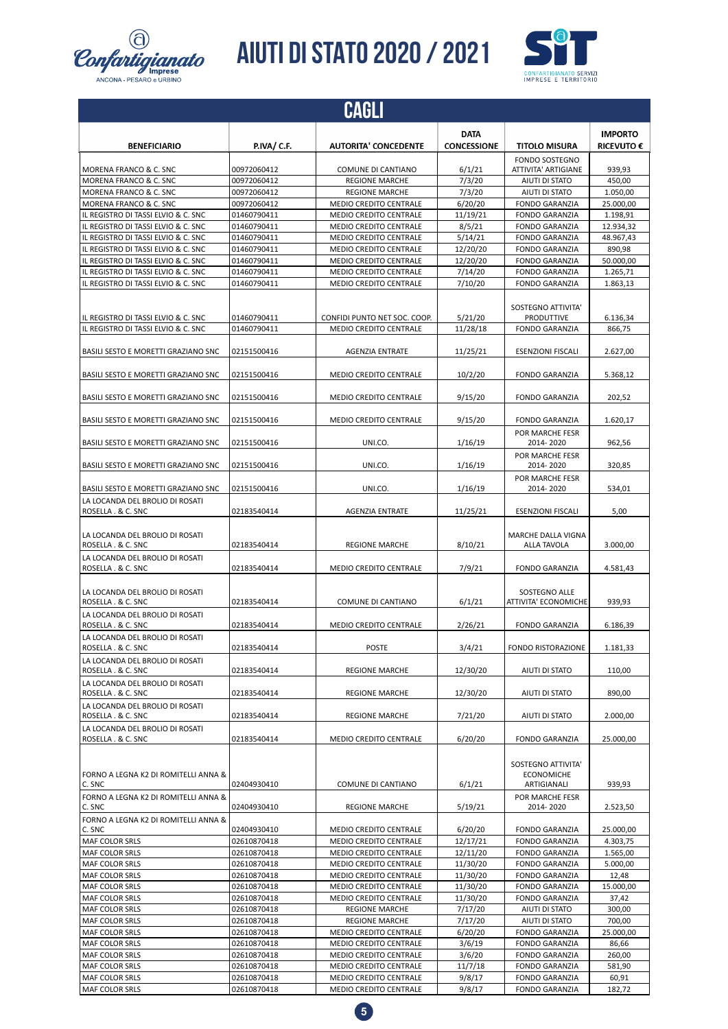# AIUTI DI STATO 2020 / 2021

## CAGLI

| BENEFICIARIO | P.IVA/ C.F. | AUTORITA' CONCEDENTE | DATA CONCESSIONE | TITOLO MISURA | IMPORTO RICEVUTO € |
|---|---|---|---|---|---|
| MORENA FRANCO & C. SNC | 00972060412 | COMUNE DI CANTIANO | 6/1/21 | FONDO SOSTEGNO ATTIVITA' ARTIGIANE | 939,93 |
| MORENA FRANCO & C. SNC | 00972060412 | REGIONE MARCHE | 7/3/20 | AIUTI DI STATO | 450,00 |
| MORENA FRANCO & C. SNC | 00972060412 | REGIONE MARCHE | 7/3/20 | AIUTI DI STATO | 1.050,00 |
| MORENA FRANCO & C. SNC | 00972060412 | MEDIO CREDITO CENTRALE | 6/20/20 | FONDO GARANZIA | 25.000,00 |
| IL REGISTRO DI TASSI ELVIO & C. SNC | 01460790411 | MEDIO CREDITO CENTRALE | 11/19/21 | FONDO GARANZIA | 1.198,91 |
| IL REGISTRO DI TASSI ELVIO & C. SNC | 01460790411 | MEDIO CREDITO CENTRALE | 8/5/21 | FONDO GARANZIA | 12.934,32 |
| IL REGISTRO DI TASSI ELVIO & C. SNC | 01460790411 | MEDIO CREDITO CENTRALE | 5/14/21 | FONDO GARANZIA | 48.967,43 |
| IL REGISTRO DI TASSI ELVIO & C. SNC | 01460790411 | MEDIO CREDITO CENTRALE | 12/20/20 | FONDO GARANZIA | 890,98 |
| IL REGISTRO DI TASSI ELVIO & C. SNC | 01460790411 | MEDIO CREDITO CENTRALE | 12/20/20 | FONDO GARANZIA | 50.000,00 |
| IL REGISTRO DI TASSI ELVIO & C. SNC | 01460790411 | MEDIO CREDITO CENTRALE | 7/14/20 | FONDO GARANZIA | 1.265,71 |
| IL REGISTRO DI TASSI ELVIO & C. SNC | 01460790411 | MEDIO CREDITO CENTRALE | 7/10/20 | FONDO GARANZIA | 1.863,13 |
| IL REGISTRO DI TASSI ELVIO & C. SNC | 01460790411 | CONFIDI PUNTO NET SOC. COOP. | 5/21/20 | SOSTEGNO ATTIVITA' PRODUTTIVE | 6.136,34 |
| IL REGISTRO DI TASSI ELVIO & C. SNC | 01460790411 | MEDIO CREDITO CENTRALE | 11/28/18 | FONDO GARANZIA | 866,75 |
| BASILI SESTO E MORETTI GRAZIANO SNC | 02151500416 | AGENZIA ENTRATE | 11/25/21 | ESENZIONI FISCALI | 2.627,00 |
| BASILI SESTO E MORETTI GRAZIANO SNC | 02151500416 | MEDIO CREDITO CENTRALE | 10/2/20 | FONDO GARANZIA | 5.368,12 |
| BASILI SESTO E MORETTI GRAZIANO SNC | 02151500416 | MEDIO CREDITO CENTRALE | 9/15/20 | FONDO GARANZIA | 202,52 |
| BASILI SESTO E MORETTI GRAZIANO SNC | 02151500416 | MEDIO CREDITO CENTRALE | 9/15/20 | FONDO GARANZIA | 1.620,17 |
| BASILI SESTO E MORETTI GRAZIANO SNC | 02151500416 | UNI.CO. | 1/16/19 | POR MARCHE FESR 2014- 2020 | 962,56 |
| BASILI SESTO E MORETTI GRAZIANO SNC | 02151500416 | UNI.CO. | 1/16/19 | POR MARCHE FESR 2014- 2020 | 320,85 |
| BASILI SESTO E MORETTI GRAZIANO SNC | 02151500416 | UNI.CO. | 1/16/19 | POR MARCHE FESR 2014- 2020 | 534,01 |
| LA LOCANDA DEL BROLIO DI ROSATI ROSELLA . & C. SNC | 02183540414 | AGENZIA ENTRATE | 11/25/21 | ESENZIONI FISCALI | 5,00 |
| LA LOCANDA DEL BROLIO DI ROSATI ROSELLA . & C. SNC | 02183540414 | REGIONE MARCHE | 8/10/21 | MARCHE DALLA VIGNA ALLA TAVOLA | 3.000,00 |
| LA LOCANDA DEL BROLIO DI ROSATI ROSELLA . & C. SNC | 02183540414 | MEDIO CREDITO CENTRALE | 7/9/21 | FONDO GARANZIA | 4.581,43 |
| LA LOCANDA DEL BROLIO DI ROSATI ROSELLA . & C. SNC | 02183540414 | COMUNE DI CANTIANO | 6/1/21 | SOSTEGNO ALLE ATTIVITA' ECONOMICHE | 939,93 |
| LA LOCANDA DEL BROLIO DI ROSATI ROSELLA . & C. SNC | 02183540414 | MEDIO CREDITO CENTRALE | 2/26/21 | FONDO GARANZIA | 6.186,39 |
| LA LOCANDA DEL BROLIO DI ROSATI ROSELLA . & C. SNC | 02183540414 | POSTE | 3/4/21 | FONDO RISTORAZIONE | 1.181,33 |
| LA LOCANDA DEL BROLIO DI ROSATI ROSELLA . & C. SNC | 02183540414 | REGIONE MARCHE | 12/30/20 | AIUTI DI STATO | 110,00 |
| LA LOCANDA DEL BROLIO DI ROSATI ROSELLA . & C. SNC | 02183540414 | REGIONE MARCHE | 12/30/20 | AIUTI DI STATO | 890,00 |
| LA LOCANDA DEL BROLIO DI ROSATI ROSELLA . & C. SNC | 02183540414 | REGIONE MARCHE | 7/21/20 | AIUTI DI STATO | 2.000,00 |
| LA LOCANDA DEL BROLIO DI ROSATI ROSELLA . & C. SNC | 02183540414 | MEDIO CREDITO CENTRALE | 6/20/20 | FONDO GARANZIA | 25.000,00 |
| FORNO A LEGNA K2 DI ROMITELLI ANNA & C. SNC | 02404930410 | COMUNE DI CANTIANO | 6/1/21 | SOSTEGNO ATTIVITA' ECONOMICHE ARTIGIANALI | 939,93 |
| FORNO A LEGNA K2 DI ROMITELLI ANNA & C. SNC | 02404930410 | REGIONE MARCHE | 5/19/21 | POR MARCHE FESR 2014- 2020 | 2.523,50 |
| FORNO A LEGNA K2 DI ROMITELLI ANNA & C. SNC | 02404930410 | MEDIO CREDITO CENTRALE | 6/20/20 | FONDO GARANZIA | 25.000,00 |
| MAF COLOR SRLS | 02610870418 | MEDIO CREDITO CENTRALE | 12/17/21 | FONDO GARANZIA | 4.303,75 |
| MAF COLOR SRLS | 02610870418 | MEDIO CREDITO CENTRALE | 12/11/20 | FONDO GARANZIA | 1.565,00 |
| MAF COLOR SRLS | 02610870418 | MEDIO CREDITO CENTRALE | 11/30/20 | FONDO GARANZIA | 5.000,00 |
| MAF COLOR SRLS | 02610870418 | MEDIO CREDITO CENTRALE | 11/30/20 | FONDO GARANZIA | 12,48 |
| MAF COLOR SRLS | 02610870418 | MEDIO CREDITO CENTRALE | 11/30/20 | FONDO GARANZIA | 15.000,00 |
| MAF COLOR SRLS | 02610870418 | MEDIO CREDITO CENTRALE | 11/30/20 | FONDO GARANZIA | 37,42 |
| MAF COLOR SRLS | 02610870418 | REGIONE MARCHE | 7/17/20 | AIUTI DI STATO | 300,00 |
| MAF COLOR SRLS | 02610870418 | REGIONE MARCHE | 7/17/20 | AIUTI DI STATO | 700,00 |
| MAF COLOR SRLS | 02610870418 | MEDIO CREDITO CENTRALE | 6/20/20 | FONDO GARANZIA | 25.000,00 |
| MAF COLOR SRLS | 02610870418 | MEDIO CREDITO CENTRALE | 3/6/19 | FONDO GARANZIA | 86,66 |
| MAF COLOR SRLS | 02610870418 | MEDIO CREDITO CENTRALE | 3/6/20 | FONDO GARANZIA | 260,00 |
| MAF COLOR SRLS | 02610870418 | MEDIO CREDITO CENTRALE | 11/7/18 | FONDO GARANZIA | 581,90 |
| MAF COLOR SRLS | 02610870418 | MEDIO CREDITO CENTRALE | 9/8/17 | FONDO GARANZIA | 60,91 |
| MAF COLOR SRLS | 02610870418 | MEDIO CREDITO CENTRALE | 9/8/17 | FONDO GARANZIA | 182,72 |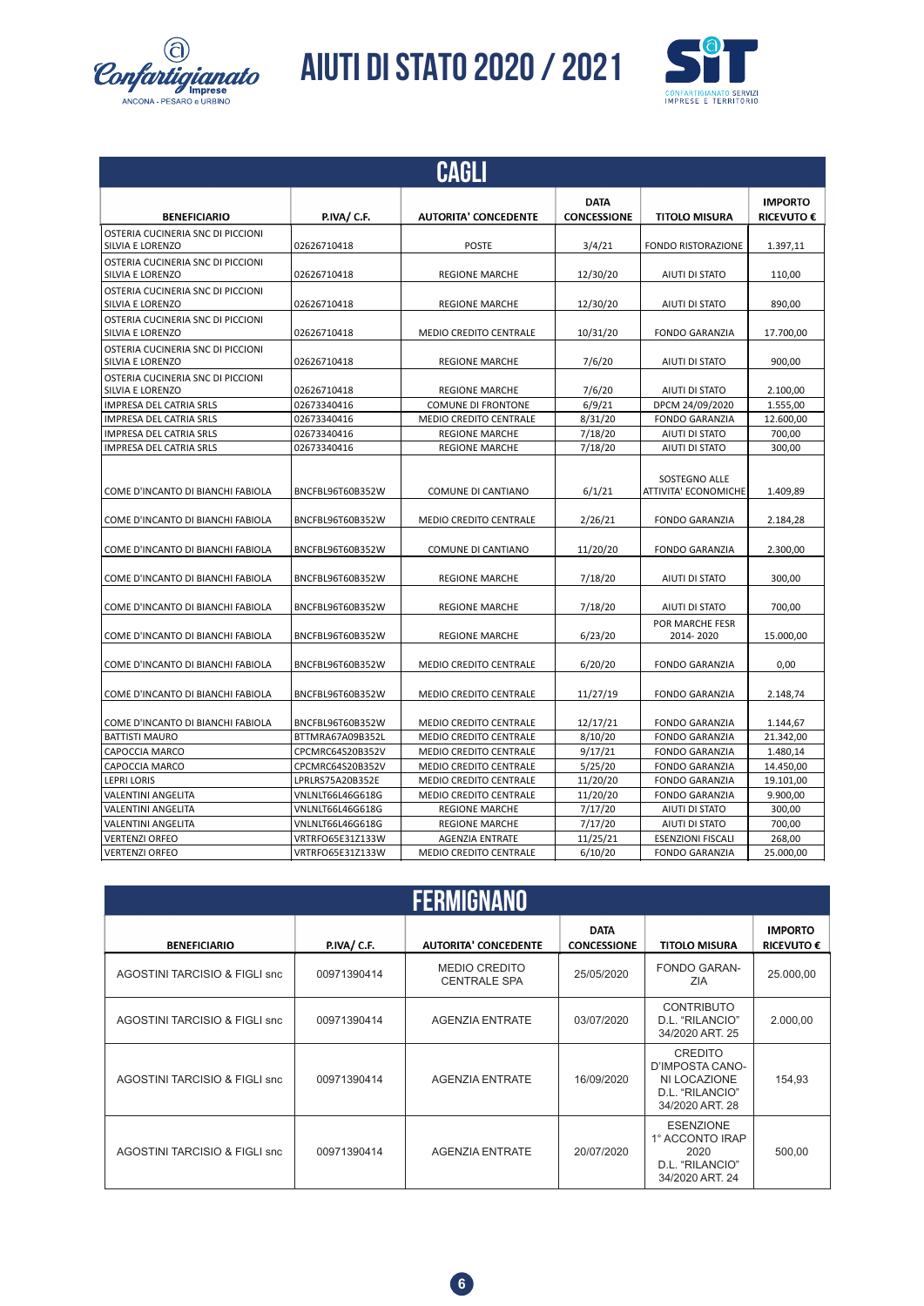# AIUTI DI STATO 2020 / 2021

## CAGLI

| BENEFICIARIO | P.IVA/ C.F. | AUTORITA' CONCEDENTE | DATA CONCESSIONE | TITOLO MISURA | IMPORTO RICEVUTO € |
|---|---|---|---|---|---|
| OSTERIA CUCINERIA SNC DI PICCIONI SILVIA E LORENZO | 02626710418 | POSTE | 3/4/21 | FONDO RISTORAZIONE | 1.397,11 |
| OSTERIA CUCINERIA SNC DI PICCIONI SILVIA E LORENZO | 02626710418 | REGIONE MARCHE | 12/30/20 | AIUTI DI STATO | 110,00 |
| OSTERIA CUCINERIA SNC DI PICCIONI SILVIA E LORENZO | 02626710418 | REGIONE MARCHE | 12/30/20 | AIUTI DI STATO | 890,00 |
| OSTERIA CUCINERIA SNC DI PICCIONI SILVIA E LORENZO | 02626710418 | MEDIO CREDITO CENTRALE | 10/31/20 | FONDO GARANZIA | 17.700,00 |
| OSTERIA CUCINERIA SNC DI PICCIONI SILVIA E LORENZO | 02626710418 | REGIONE MARCHE | 7/6/20 | AIUTI DI STATO | 900,00 |
| OSTERIA CUCINERIA SNC DI PICCIONI SILVIA E LORENZO | 02626710418 | REGIONE MARCHE | 7/6/20 | AIUTI DI STATO | 2.100,00 |
| IMPRESA DEL CATRIA SRLS | 02673340416 | COMUNE DI FRONTONE | 6/9/21 | DPCM 24/09/2020 | 1.555,00 |
| IMPRESA DEL CATRIA SRLS | 02673340416 | MEDIO CREDITO CENTRALE | 8/31/20 | FONDO GARANZIA | 12.600,00 |
| IMPRESA DEL CATRIA SRLS | 02673340416 | REGIONE MARCHE | 7/18/20 | AIUTI DI STATO | 700,00 |
| IMPRESA DEL CATRIA SRLS | 02673340416 | REGIONE MARCHE | 7/18/20 | AIUTI DI STATO | 300,00 |
| COME D'INCANTO DI BIANCHI FABIOLA | BNCFBL96T60B352W | COMUNE DI CANTIANO | 6/1/21 | SOSTEGNO ALLE ATTIVITA' ECONOMICHE | 1.409,89 |
| COME D'INCANTO DI BIANCHI FABIOLA | BNCFBL96T60B352W | MEDIO CREDITO CENTRALE | 2/26/21 | FONDO GARANZIA | 2.184,28 |
| COME D'INCANTO DI BIANCHI FABIOLA | BNCFBL96T60B352W | COMUNE DI CANTIANO | 11/20/20 | FONDO GARANZIA | 2.300,00 |
| COME D'INCANTO DI BIANCHI FABIOLA | BNCFBL96T60B352W | REGIONE MARCHE | 7/18/20 | AIUTI DI STATO | 300,00 |
| COME D'INCANTO DI BIANCHI FABIOLA | BNCFBL96T60B352W | REGIONE MARCHE | 7/18/20 | AIUTI DI STATO | 700,00 |
| COME D'INCANTO DI BIANCHI FABIOLA | BNCFBL96T60B352W | REGIONE MARCHE | 6/23/20 | POR MARCHE FESR 2014- 2020 | 15.000,00 |
| COME D'INCANTO DI BIANCHI FABIOLA | BNCFBL96T60B352W | MEDIO CREDITO CENTRALE | 6/20/20 | FONDO GARANZIA | 0,00 |
| COME D'INCANTO DI BIANCHI FABIOLA | BNCFBL96T60B352W | MEDIO CREDITO CENTRALE | 11/27/19 | FONDO GARANZIA | 2.148,74 |
| COME D'INCANTO DI BIANCHI FABIOLA | BNCFBL96T60B352W | MEDIO CREDITO CENTRALE | 12/17/21 | FONDO GARANZIA | 1.144,67 |
| BATTISTI MAURO | BTTMRA67A09B352L | MEDIO CREDITO CENTRALE | 8/10/20 | FONDO GARANZIA | 21.342,00 |
| CAPOCCIA MARCO | CPCMRC64S20B352V | MEDIO CREDITO CENTRALE | 9/17/21 | FONDO GARANZIA | 1.480,14 |
| CAPOCCIA MARCO | CPCMRC64S20B352V | MEDIO CREDITO CENTRALE | 5/25/20 | FONDO GARANZIA | 14.450,00 |
| LEPRI LORIS | LPRLRS75A20B352E | MEDIO CREDITO CENTRALE | 11/20/20 | FONDO GARANZIA | 19.101,00 |
| VALENTINI ANGELITA | VNLNLT66L46G618G | MEDIO CREDITO CENTRALE | 11/20/20 | FONDO GARANZIA | 9.900,00 |
| VALENTINI ANGELITA | VNLNLT66L46G618G | REGIONE MARCHE | 7/17/20 | AIUTI DI STATO | 300,00 |
| VALENTINI ANGELITA | VNLNLT66L46G618G | REGIONE MARCHE | 7/17/20 | AIUTI DI STATO | 700,00 |
| VERTENZI ORFEO | VRTRFO65E31Z133W | AGENZIA ENTRATE | 11/25/21 | ESENZIONI FISCALI | 268,00 |
| VERTENZI ORFEO | VRTRFO65E31Z133W | MEDIO CREDITO CENTRALE | 6/10/20 | FONDO GARANZIA | 25.000,00 |

## FERMIGNANO

| BENEFICIARIO | P.IVA/ C.F. | AUTORITA' CONCEDENTE | DATA CONCESSIONE | TITOLO MISURA | IMPORTO RICEVUTO € |
|---|---|---|---|---|---|
| AGOSTINI TARCISIO & FIGLI snc | 00971390414 | MEDIO CREDITO CENTRALE SPA | 25/05/2020 | FONDO GARANZIA | 25.000,00 |
| AGOSTINI TARCISIO & FIGLI snc | 00971390414 | AGENZIA ENTRATE | 03/07/2020 | CONTRIBUTO D.L. "RILANCIO" 34/2020 ART. 25 | 2.000,00 |
| AGOSTINI TARCISIO & FIGLI snc | 00971390414 | AGENZIA ENTRATE | 16/09/2020 | CREDITO D'IMPOSTA CANONI LOCAZIONE D.L. "RILANCIO" 34/2020 ART. 28 | 154,93 |
| AGOSTINI TARCISIO & FIGLI snc | 00971390414 | AGENZIA ENTRATE | 20/07/2020 | ESENZIONE 1° ACCONTO IRAP 2020 D.L. "RILANCIO" 34/2020 ART. 24 | 500,00 |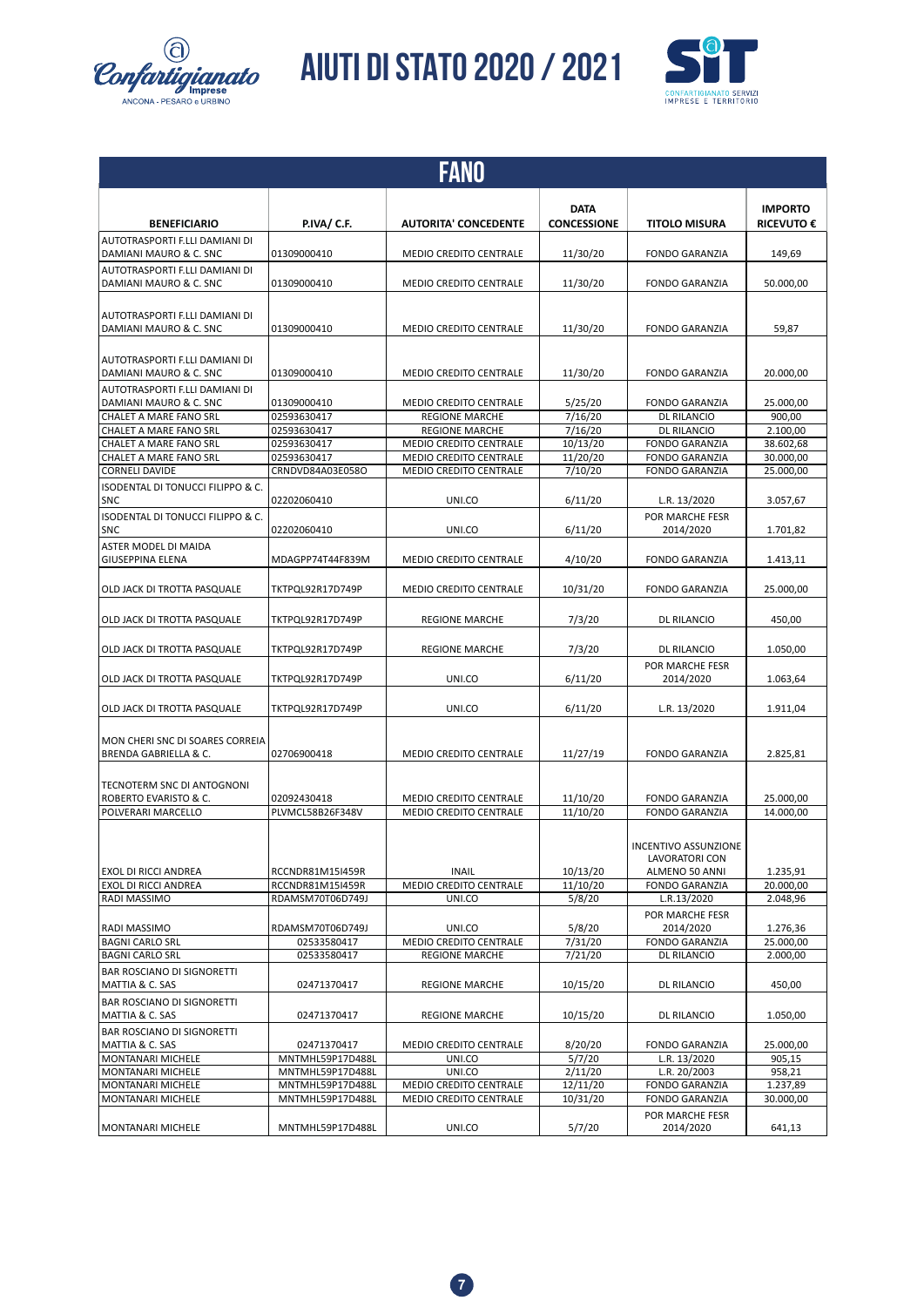# AIUTI DI STATO 2020 / 2021

## FANO

| BENEFICIARIO | P.IVA/ C.F. | AUTORITA' CONCEDENTE | DATA CONCESSIONE | TITOLO MISURA | IMPORTO RICEVUTO € |
|---|---|---|---|---|---|
| AUTOTRASPORTI F.LLI DAMIANI DI DAMIANI MAURO & C. SNC | 01309000410 | MEDIO CREDITO CENTRALE | 11/30/20 | FONDO GARANZIA | 149,69 |
| AUTOTRASPORTI F.LLI DAMIANI DI DAMIANI MAURO & C. SNC | 01309000410 | MEDIO CREDITO CENTRALE | 11/30/20 | FONDO GARANZIA | 50.000,00 |
| AUTOTRASPORTI F.LLI DAMIANI DI DAMIANI MAURO & C. SNC | 01309000410 | MEDIO CREDITO CENTRALE | 11/30/20 | FONDO GARANZIA | 59,87 |
| AUTOTRASPORTI F.LLI DAMIANI DI DAMIANI MAURO & C. SNC | 01309000410 | MEDIO CREDITO CENTRALE | 11/30/20 | FONDO GARANZIA | 20.000,00 |
| AUTOTRASPORTI F.LLI DAMIANI DI DAMIANI MAURO & C. SNC | 01309000410 | MEDIO CREDITO CENTRALE | 5/25/20 | FONDO GARANZIA | 25.000,00 |
| CHALET A MARE FANO SRL | 02593630417 | REGIONE MARCHE | 7/16/20 | DL RILANCIO | 900,00 |
| CHALET A MARE FANO SRL | 02593630417 | REGIONE MARCHE | 7/16/20 | DL RILANCIO | 2.100,00 |
| CHALET A MARE FANO SRL | 02593630417 | MEDIO CREDITO CENTRALE | 10/13/20 | FONDO GARANZIA | 38.602,68 |
| CHALET A MARE FANO SRL | 02593630417 | MEDIO CREDITO CENTRALE | 11/20/20 | FONDO GARANZIA | 30.000,00 |
| CORNELI DAVIDE | CRNDVD84A03E058O | MEDIO CREDITO CENTRALE | 7/10/20 | FONDO GARANZIA | 25.000,00 |
| ISODENTAL DI TONUCCI FILIPPO & C. SNC | 02202060410 | UNI.CO | 6/11/20 | L.R. 13/2020 | 3.057,67 |
| ISODENTAL DI TONUCCI FILIPPO & C. SNC | 02202060410 | UNI.CO | 6/11/20 | POR MARCHE FESR 2014/2020 | 1.701,82 |
| ASTER MODEL DI MAIDA GIUSEPPINA ELENA | MDAGPP74T44F839M | MEDIO CREDITO CENTRALE | 4/10/20 | FONDO GARANZIA | 1.413,11 |
| OLD JACK DI TROTTA PASQUALE | TKTPQL92R17D749P | MEDIO CREDITO CENTRALE | 10/31/20 | FONDO GARANZIA | 25.000,00 |
| OLD JACK DI TROTTA PASQUALE | TKTPQL92R17D749P | REGIONE MARCHE | 7/3/20 | DL RILANCIO | 450,00 |
| OLD JACK DI TROTTA PASQUALE | TKTPQL92R17D749P | REGIONE MARCHE | 7/3/20 | DL RILANCIO | 1.050,00 |
| OLD JACK DI TROTTA PASQUALE | TKTPQL92R17D749P | UNI.CO | 6/11/20 | POR MARCHE FESR 2014/2020 | 1.063,64 |
| OLD JACK DI TROTTA PASQUALE | TKTPQL92R17D749P | UNI.CO | 6/11/20 | L.R. 13/2020 | 1.911,04 |
| MON CHERI SNC DI SOARES CORREIA BRENDA GABRIELLA & C. | 02706900418 | MEDIO CREDITO CENTRALE | 11/27/19 | FONDO GARANZIA | 2.825,81 |
| TECNOTERM SNC DI ANTOGNONI ROBERTO EVARISTO & C. | 02092430418 | MEDIO CREDITO CENTRALE | 11/10/20 | FONDO GARANZIA | 25.000,00 |
| POLVERARI MARCELLO | PLVMCL58B26F348V | MEDIO CREDITO CENTRALE | 11/10/20 | FONDO GARANZIA | 14.000,00 |
| EXOL DI RICCI ANDREA | RCCNDR81M15I459R | INAIL | 10/13/20 | INCENTIVO ASSUNZIONE LAVORATORI CON ALMENO 50 ANNI | 1.235,91 |
| EXOL DI RICCI ANDREA | RCCNDR81M15I459R | MEDIO CREDITO CENTRALE | 11/10/20 | FONDO GARANZIA | 20.000,00 |
| RADI MASSIMO | RDAMSM70T06D749J | UNI.CO | 5/8/20 | L.R.13/2020 | 2.048,96 |
| RADI MASSIMO | RDAMSM70T06D749J | UNI.CO | 5/8/20 | POR MARCHE FESR 2014/2020 | 1.276,36 |
| BAGNI CARLO SRL | 02533580417 | MEDIO CREDITO CENTRALE | 7/31/20 | FONDO GARANZIA | 25.000,00 |
| BAGNI CARLO SRL | 02533580417 | REGIONE MARCHE | 7/21/20 | DL RILANCIO | 2.000,00 |
| BAR ROSCIANO DI SIGNORETTI MATTIA & C. SAS | 02471370417 | REGIONE MARCHE | 10/15/20 | DL RILANCIO | 450,00 |
| BAR ROSCIANO DI SIGNORETTI MATTIA & C. SAS | 02471370417 | REGIONE MARCHE | 10/15/20 | DL RILANCIO | 1.050,00 |
| BAR ROSCIANO DI SIGNORETTI MATTIA & C. SAS | 02471370417 | MEDIO CREDITO CENTRALE | 8/20/20 | FONDO GARANZIA | 25.000,00 |
| MONTANARI MICHELE | MNTMHL59P17D488L | UNI.CO | 5/7/20 | L.R. 13/2020 | 905,15 |
| MONTANARI MICHELE | MNTMHL59P17D488L | UNI.CO | 2/11/20 | L.R. 20/2003 | 958,21 |
| MONTANARI MICHELE | MNTMHL59P17D488L | MEDIO CREDITO CENTRALE | 12/11/20 | FONDO GARANZIA | 1.237,89 |
| MONTANARI MICHELE | MNTMHL59P17D488L | MEDIO CREDITO CENTRALE | 10/31/20 | FONDO GARANZIA | 30.000,00 |
| MONTANARI MICHELE | MNTMHL59P17D488L | UNI.CO | 5/7/20 | POR MARCHE FESR 2014/2020 | 641,13 |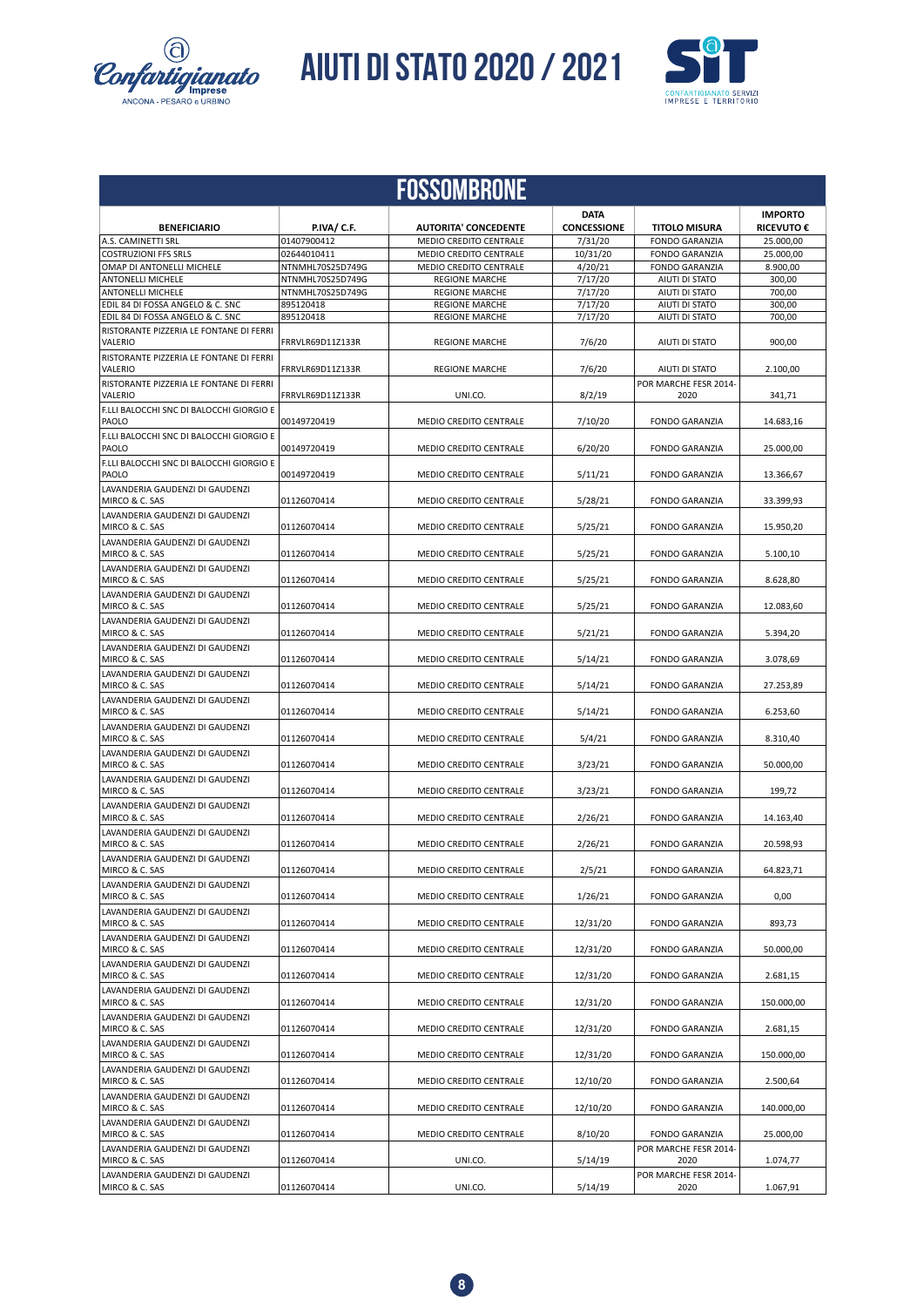# AIUTI DI STATO 2020 / 2021

## FOSSOMBRONE

| BENEFICIARIO | P.IVA/ C.F. | AUTORITA' CONCEDENTE | DATA CONCESSIONE | TITOLO MISURA | IMPORTO RICEVUTO € |
|---|---|---|---|---|---|
| A.S. CAMINETTI SRL | 01407900412 | MEDIO CREDITO CENTRALE | 7/31/20 | FONDO GARANZIA | 25.000,00 |
| COSTRUZIONI FFS SRLS | 02644010411 | MEDIO CREDITO CENTRALE | 10/31/20 | FONDO GARANZIA | 25.000,00 |
| OMAP DI ANTONELLI MICHELE | NTNMHL70S25D749G | MEDIO CREDITO CENTRALE | 4/20/21 | FONDO GARANZIA | 8.900,00 |
| ANTONELLI MICHELE | NTNMHL70S25D749G | REGIONE MARCHE | 7/17/20 | AIUTI DI STATO | 300,00 |
| ANTONELLI MICHELE | NTNMHL70S25D749G | REGIONE MARCHE | 7/17/20 | AIUTI DI STATO | 700,00 |
| EDIL 84 DI FOSSA ANGELO & C. SNC | 895120418 | REGIONE MARCHE | 7/17/20 | AIUTI DI STATO | 300,00 |
| EDIL 84 DI FOSSA ANGELO & C. SNC | 895120418 | REGIONE MARCHE | 7/17/20 | AIUTI DI STATO | 700,00 |
| RISTORANTE PIZZERIA LE FONTANE DI FERRI VALERIO | FRRVLR69D11Z133R | REGIONE MARCHE | 7/6/20 | AIUTI DI STATO | 900,00 |
| RISTORANTE PIZZERIA LE FONTANE DI FERRI VALERIO | FRRVLR69D11Z133R | REGIONE MARCHE | 7/6/20 | AIUTI DI STATO | 2.100,00 |
| RISTORANTE PIZZERIA LE FONTANE DI FERRI VALERIO | FRRVLR69D11Z133R | UNI.CO. | 8/2/19 | POR MARCHE FESR 2014-2020 | 341,71 |
| F.LLI BALOCCHI SNC DI BALOCCHI GIORGIO E PAOLO | 00149720419 | MEDIO CREDITO CENTRALE | 7/10/20 | FONDO GARANZIA | 14.683,16 |
| F.LLI BALOCCHI SNC DI BALOCCHI GIORGIO E PAOLO | 00149720419 | MEDIO CREDITO CENTRALE | 6/20/20 | FONDO GARANZIA | 25.000,00 |
| F.LLI BALOCCHI SNC DI BALOCCHI GIORGIO E PAOLO | 00149720419 | MEDIO CREDITO CENTRALE | 5/11/21 | FONDO GARANZIA | 13.366,67 |
| LAVANDERIA GAUDENZI DI GAUDENZI MIRCO & C. SAS | 01126070414 | MEDIO CREDITO CENTRALE | 5/28/21 | FONDO GARANZIA | 33.399,93 |
| LAVANDERIA GAUDENZI DI GAUDENZI MIRCO & C. SAS | 01126070414 | MEDIO CREDITO CENTRALE | 5/25/21 | FONDO GARANZIA | 15.950,20 |
| LAVANDERIA GAUDENZI DI GAUDENZI MIRCO & C. SAS | 01126070414 | MEDIO CREDITO CENTRALE | 5/25/21 | FONDO GARANZIA | 5.100,10 |
| LAVANDERIA GAUDENZI DI GAUDENZI MIRCO & C. SAS | 01126070414 | MEDIO CREDITO CENTRALE | 5/25/21 | FONDO GARANZIA | 8.628,80 |
| LAVANDERIA GAUDENZI DI GAUDENZI MIRCO & C. SAS | 01126070414 | MEDIO CREDITO CENTRALE | 5/25/21 | FONDO GARANZIA | 12.083,60 |
| LAVANDERIA GAUDENZI DI GAUDENZI MIRCO & C. SAS | 01126070414 | MEDIO CREDITO CENTRALE | 5/21/21 | FONDO GARANZIA | 5.394,20 |
| LAVANDERIA GAUDENZI DI GAUDENZI MIRCO & C. SAS | 01126070414 | MEDIO CREDITO CENTRALE | 5/14/21 | FONDO GARANZIA | 3.078,69 |
| LAVANDERIA GAUDENZI DI GAUDENZI MIRCO & C. SAS | 01126070414 | MEDIO CREDITO CENTRALE | 5/14/21 | FONDO GARANZIA | 27.253,89 |
| LAVANDERIA GAUDENZI DI GAUDENZI MIRCO & C. SAS | 01126070414 | MEDIO CREDITO CENTRALE | 5/14/21 | FONDO GARANZIA | 6.253,60 |
| LAVANDERIA GAUDENZI DI GAUDENZI MIRCO & C. SAS | 01126070414 | MEDIO CREDITO CENTRALE | 5/4/21 | FONDO GARANZIA | 8.310,40 |
| LAVANDERIA GAUDENZI DI GAUDENZI MIRCO & C. SAS | 01126070414 | MEDIO CREDITO CENTRALE | 3/23/21 | FONDO GARANZIA | 50.000,00 |
| LAVANDERIA GAUDENZI DI GAUDENZI MIRCO & C. SAS | 01126070414 | MEDIO CREDITO CENTRALE | 3/23/21 | FONDO GARANZIA | 199,72 |
| LAVANDERIA GAUDENZI DI GAUDENZI MIRCO & C. SAS | 01126070414 | MEDIO CREDITO CENTRALE | 2/26/21 | FONDO GARANZIA | 14.163,40 |
| LAVANDERIA GAUDENZI DI GAUDENZI MIRCO & C. SAS | 01126070414 | MEDIO CREDITO CENTRALE | 2/26/21 | FONDO GARANZIA | 20.598,93 |
| LAVANDERIA GAUDENZI DI GAUDENZI MIRCO & C. SAS | 01126070414 | MEDIO CREDITO CENTRALE | 2/5/21 | FONDO GARANZIA | 64.823,71 |
| LAVANDERIA GAUDENZI DI GAUDENZI MIRCO & C. SAS | 01126070414 | MEDIO CREDITO CENTRALE | 1/26/21 | FONDO GARANZIA | 0,00 |
| LAVANDERIA GAUDENZI DI GAUDENZI MIRCO & C. SAS | 01126070414 | MEDIO CREDITO CENTRALE | 12/31/20 | FONDO GARANZIA | 893,73 |
| LAVANDERIA GAUDENZI DI GAUDENZI MIRCO & C. SAS | 01126070414 | MEDIO CREDITO CENTRALE | 12/31/20 | FONDO GARANZIA | 50.000,00 |
| LAVANDERIA GAUDENZI DI GAUDENZI MIRCO & C. SAS | 01126070414 | MEDIO CREDITO CENTRALE | 12/31/20 | FONDO GARANZIA | 2.681,15 |
| LAVANDERIA GAUDENZI DI GAUDENZI MIRCO & C. SAS | 01126070414 | MEDIO CREDITO CENTRALE | 12/31/20 | FONDO GARANZIA | 150.000,00 |
| LAVANDERIA GAUDENZI DI GAUDENZI MIRCO & C. SAS | 01126070414 | MEDIO CREDITO CENTRALE | 12/31/20 | FONDO GARANZIA | 2.681,15 |
| LAVANDERIA GAUDENZI DI GAUDENZI MIRCO & C. SAS | 01126070414 | MEDIO CREDITO CENTRALE | 12/31/20 | FONDO GARANZIA | 150.000,00 |
| LAVANDERIA GAUDENZI DI GAUDENZI MIRCO & C. SAS | 01126070414 | MEDIO CREDITO CENTRALE | 12/10/20 | FONDO GARANZIA | 2.500,64 |
| LAVANDERIA GAUDENZI DI GAUDENZI MIRCO & C. SAS | 01126070414 | MEDIO CREDITO CENTRALE | 12/10/20 | FONDO GARANZIA | 140.000,00 |
| LAVANDERIA GAUDENZI DI GAUDENZI MIRCO & C. SAS | 01126070414 | MEDIO CREDITO CENTRALE | 8/10/20 | FONDO GARANZIA | 25.000,00 |
| LAVANDERIA GAUDENZI DI GAUDENZI MIRCO & C. SAS | 01126070414 | UNI.CO. | 5/14/19 | POR MARCHE FESR 2014-2020 | 1.074,77 |
| LAVANDERIA GAUDENZI DI GAUDENZI MIRCO & C. SAS | 01126070414 | UNI.CO. | 5/14/19 | POR MARCHE FESR 2014-2020 | 1.067,91 |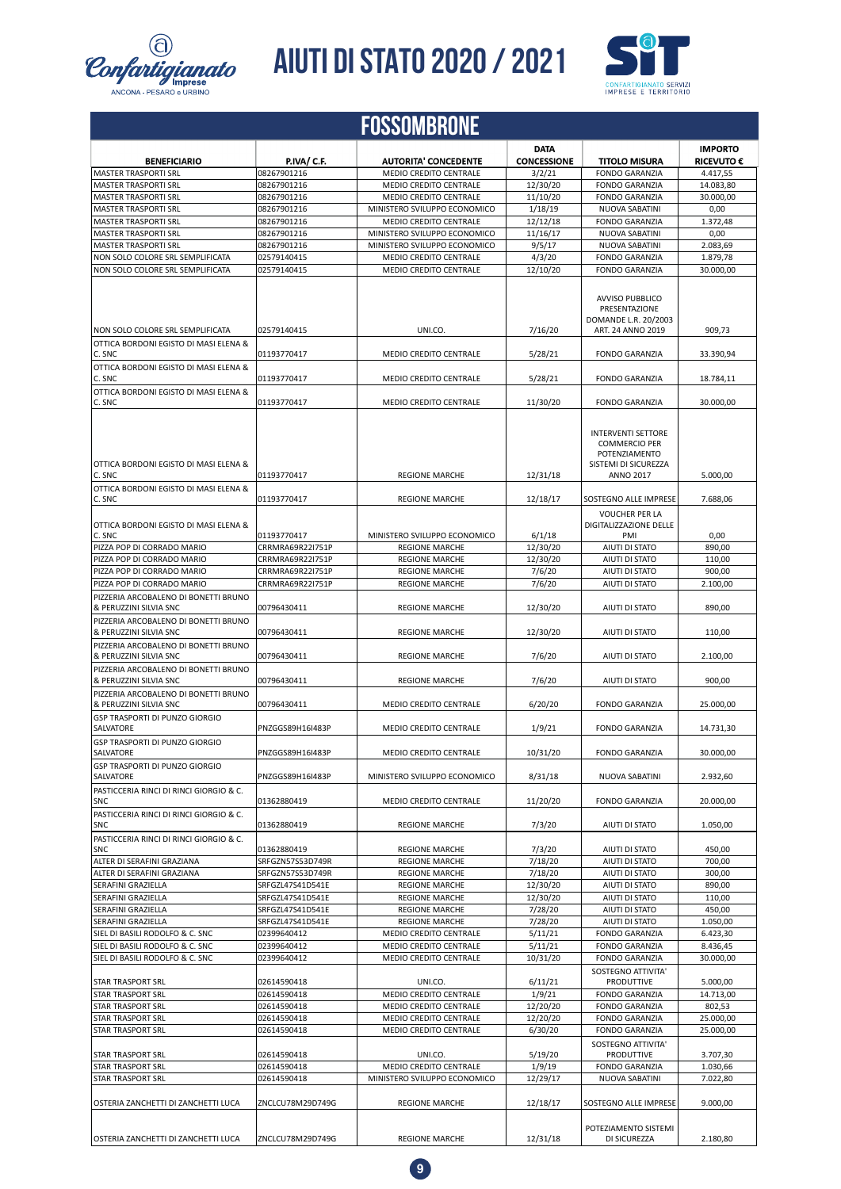# AIUTI DI STATO 2020 / 2021

## FOSSOMBRONE

| BENEFICIARIO | P.IVA/ C.F. | AUTORITA' CONCEDENTE | DATA CONCESSIONE | TITOLO MISURA | IMPORTO RICEVUTO € |
|---|---|---|---|---|---|
| MASTER TRASPORTI SRL | 08267901216 | MEDIO CREDITO CENTRALE | 3/2/21 | FONDO GARANZIA | 4.417,55 |
| MASTER TRASPORTI SRL | 08267901216 | MEDIO CREDITO CENTRALE | 12/30/20 | FONDO GARANZIA | 14.083,80 |
| MASTER TRASPORTI SRL | 08267901216 | MEDIO CREDITO CENTRALE | 11/10/20 | FONDO GARANZIA | 30.000,00 |
| MASTER TRASPORTI SRL | 08267901216 | MINISTERO SVILUPPO ECONOMICO | 1/18/19 | NUOVA SABATINI | 0,00 |
| MASTER TRASPORTI SRL | 08267901216 | MEDIO CREDITO CENTRALE | 12/12/18 | FONDO GARANZIA | 1.372,48 |
| MASTER TRASPORTI SRL | 08267901216 | MINISTERO SVILUPPO ECONOMICO | 11/16/17 | NUOVA SABATINI | 0,00 |
| MASTER TRASPORTI SRL | 08267901216 | MINISTERO SVILUPPO ECONOMICO | 9/5/17 | NUOVA SABATINI | 2.083,69 |
| NON SOLO COLORE SRL SEMPLIFICATA | 02579140415 | MEDIO CREDITO CENTRALE | 4/3/20 | FONDO GARANZIA | 1.879,78 |
| NON SOLO COLORE SRL SEMPLIFICATA | 02579140415 | MEDIO CREDITO CENTRALE | 12/10/20 | FONDO GARANZIA | 30.000,00 |
| NON SOLO COLORE SRL SEMPLIFICATA | 02579140415 | UNI.CO. | 7/16/20 | AVVISO PUBBLICO PRESENTAZIONE DOMANDE L.R. 20/2003 ART. 24 ANNO 2019 | 909,73 |
| OTTICA BORDONI EGISTO DI MASI ELENA & C. SNC | 01193770417 | MEDIO CREDITO CENTRALE | 5/28/21 | FONDO GARANZIA | 33.390,94 |
| OTTICA BORDONI EGISTO DI MASI ELENA & C. SNC | 01193770417 | MEDIO CREDITO CENTRALE | 5/28/21 | FONDO GARANZIA | 18.784,11 |
| OTTICA BORDONI EGISTO DI MASI ELENA & C. SNC | 01193770417 | MEDIO CREDITO CENTRALE | 11/30/20 | FONDO GARANZIA | 30.000,00 |
| OTTICA BORDONI EGISTO DI MASI ELENA & C. SNC | 01193770417 | REGIONE MARCHE | 12/31/18 | INTERVENTI SETTORE COMMERCIO PER POTENZIAMENTO SISTEMI DI SICUREZZA ANNO 2017 | 5.000,00 |
| OTTICA BORDONI EGISTO DI MASI ELENA & C. SNC | 01193770417 | REGIONE MARCHE | 12/18/17 | SOSTEGNO ALLE IMPRESE | 7.688,06 |
| OTTICA BORDONI EGISTO DI MASI ELENA & C. SNC | 01193770417 | MINISTERO SVILUPPO ECONOMICO | 6/1/18 | VOUCHER PER LA DIGITALIZZAZIONE DELLE PMI | 0,00 |
| PIZZA POP DI CORRADO MARIO | CRRMRA69R22I751P | REGIONE MARCHE | 12/30/20 | AIUTI DI STATO | 890,00 |
| PIZZA POP DI CORRADO MARIO | CRRMRA69R22I751P | REGIONE MARCHE | 12/30/20 | AIUTI DI STATO | 110,00 |
| PIZZA POP DI CORRADO MARIO | CRRMRA69R22I751P | REGIONE MARCHE | 7/6/20 | AIUTI DI STATO | 900,00 |
| PIZZA POP DI CORRADO MARIO | CRRMRA69R22I751P | REGIONE MARCHE | 7/6/20 | AIUTI DI STATO | 2.100,00 |
| PIZZERIA ARCOBALENO DI BONETTI BRUNO & PERUZZINI SILVIA SNC | 00796430411 | REGIONE MARCHE | 12/30/20 | AIUTI DI STATO | 890,00 |
| PIZZERIA ARCOBALENO DI BONETTI BRUNO & PERUZZINI SILVIA SNC | 00796430411 | REGIONE MARCHE | 12/30/20 | AIUTI DI STATO | 110,00 |
| PIZZERIA ARCOBALENO DI BONETTI BRUNO & PERUZZINI SILVIA SNC | 00796430411 | REGIONE MARCHE | 7/6/20 | AIUTI DI STATO | 2.100,00 |
| PIZZERIA ARCOBALENO DI BONETTI BRUNO & PERUZZINI SILVIA SNC | 00796430411 | REGIONE MARCHE | 7/6/20 | AIUTI DI STATO | 900,00 |
| PIZZERIA ARCOBALENO DI BONETTI BRUNO & PERUZZINI SILVIA SNC | 00796430411 | MEDIO CREDITO CENTRALE | 6/20/20 | FONDO GARANZIA | 25.000,00 |
| GSP TRASPORTI DI PUNZO GIORGIO SALVATORE | PNZGGS89H16I483P | MEDIO CREDITO CENTRALE | 1/9/21 | FONDO GARANZIA | 14.731,30 |
| GSP TRASPORTI DI PUNZO GIORGIO SALVATORE | PNZGGS89H16I483P | MEDIO CREDITO CENTRALE | 10/31/20 | FONDO GARANZIA | 30.000,00 |
| GSP TRASPORTI DI PUNZO GIORGIO SALVATORE | PNZGGS89H16I483P | MINISTERO SVILUPPO ECONOMICO | 8/31/18 | NUOVA SABATINI | 2.932,60 |
| PASTICCERIA RINCI DI RINCI GIORGIO & C. SNC | 01362880419 | MEDIO CREDITO CENTRALE | 11/20/20 | FONDO GARANZIA | 20.000,00 |
| PASTICCERIA RINCI DI RINCI GIORGIO & C. SNC | 01362880419 | REGIONE MARCHE | 7/3/20 | AIUTI DI STATO | 1.050,00 |
| PASTICCERIA RINCI DI RINCI GIORGIO & C. SNC | 01362880419 | REGIONE MARCHE | 7/3/20 | AIUTI DI STATO | 450,00 |
| ALTER DI SERAFINI GRAZIANA | SRFGZN57S53D749R | REGIONE MARCHE | 7/18/20 | AIUTI DI STATO | 700,00 |
| ALTER DI SERAFINI GRAZIANA | SRFGZN57S53D749R | REGIONE MARCHE | 7/18/20 | AIUTI DI STATO | 300,00 |
| SERAFINI GRAZIELLA | SRFGZL47S41D541E | REGIONE MARCHE | 12/30/20 | AIUTI DI STATO | 890,00 |
| SERAFINI GRAZIELLA | SRFGZL47S41D541E | REGIONE MARCHE | 12/30/20 | AIUTI DI STATO | 110,00 |
| SERAFINI GRAZIELLA | SRFGZL47S41D541E | REGIONE MARCHE | 7/28/20 | AIUTI DI STATO | 450,00 |
| SERAFINI GRAZIELLA | SRFGZL47S41D541E | REGIONE MARCHE | 7/28/20 | AIUTI DI STATO | 1.050,00 |
| SIEL DI BASILI RODOLFO & C. SNC | 02399640412 | MEDIO CREDITO CENTRALE | 5/11/21 | FONDO GARANZIA | 6.423,30 |
| SIEL DI BASILI RODOLFO & C. SNC | 02399640412 | MEDIO CREDITO CENTRALE | 5/11/21 | FONDO GARANZIA | 8.436,45 |
| SIEL DI BASILI RODOLFO & C. SNC | 02399640412 | MEDIO CREDITO CENTRALE | 10/31/20 | FONDO GARANZIA | 30.000,00 |
| STAR TRASPORT SRL | 02614590418 | UNI.CO. | 6/11/21 | SOSTEGNO ATTIVITA' PRODUTTIVE | 5.000,00 |
| STAR TRASPORT SRL | 02614590418 | MEDIO CREDITO CENTRALE | 1/9/21 | FONDO GARANZIA | 14.713,00 |
| STAR TRASPORT SRL | 02614590418 | MEDIO CREDITO CENTRALE | 12/20/20 | FONDO GARANZIA | 802,53 |
| STAR TRASPORT SRL | 02614590418 | MEDIO CREDITO CENTRALE | 12/20/20 | FONDO GARANZIA | 25.000,00 |
| STAR TRASPORT SRL | 02614590418 | MEDIO CREDITO CENTRALE | 6/30/20 | FONDO GARANZIA | 25.000,00 |
| STAR TRASPORT SRL | 02614590418 | UNI.CO. | 5/19/20 | SOSTEGNO ATTIVITA' PRODUTTIVE | 3.707,30 |
| STAR TRASPORT SRL | 02614590418 | MEDIO CREDITO CENTRALE | 1/9/19 | FONDO GARANZIA | 1.030,66 |
| STAR TRASPORT SRL | 02614590418 | MINISTERO SVILUPPO ECONOMICO | 12/29/17 | NUOVA SABATINI | 7.022,80 |
| OSTERIA ZANCHETTI DI ZANCHETTI LUCA | ZNCLCU78M29D749G | REGIONE MARCHE | 12/18/17 | SOSTEGNO ALLE IMPRESE | 9.000,00 |
| OSTERIA ZANCHETTI DI ZANCHETTI LUCA | ZNCLCU78M29D749G | REGIONE MARCHE | 12/31/18 | POTEZIAMENTO SISTEMI DI SICUREZZA | 2.180,80 |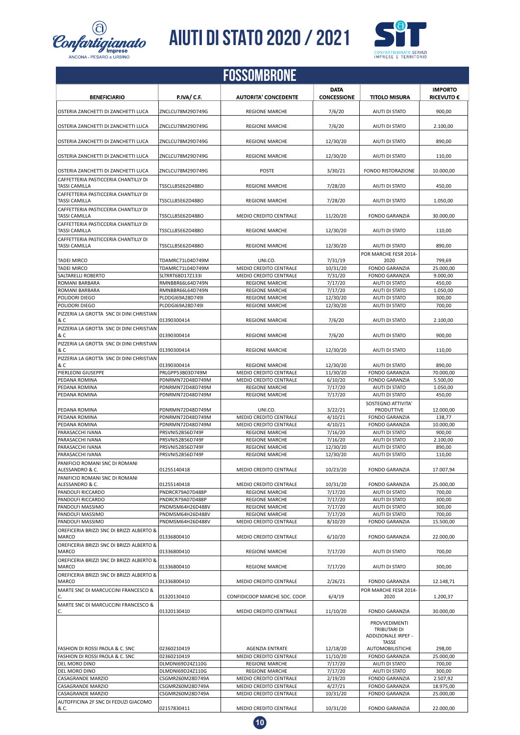# AIUTI DI STATO 2020 / 2021

## FOSSOMBRONE

| BENEFICIARIO | P.IVA/ C.F. | AUTORITA' CONCEDENTE | DATA CONCESSIONE | TITOLO MISURA | IMPORTO RICEVUTO € |
|---|---|---|---|---|---|
| OSTERIA ZANCHETTI DI ZANCHETTI LUCA | ZNCLCU78M29D749G | REGIONE MARCHE | 7/6/20 | AIUTI DI STATO | 900,00 |
| OSTERIA ZANCHETTI DI ZANCHETTI LUCA | ZNCLCU78M29D749G | REGIONE MARCHE | 7/6/20 | AIUTI DI STATO | 2.100,00 |
| OSTERIA ZANCHETTI DI ZANCHETTI LUCA | ZNCLCU78M29D749G | REGIONE MARCHE | 12/30/20 | AIUTI DI STATO | 890,00 |
| OSTERIA ZANCHETTI DI ZANCHETTI LUCA | ZNCLCU78M29D749G | REGIONE MARCHE | 12/30/20 | AIUTI DI STATO | 110,00 |
| OSTERIA ZANCHETTI DI ZANCHETTI LUCA | ZNCLCU78M29D749G | POSTE | 3/30/21 | FONDO RISTORAZIONE | 10.000,00 |
| CAFFETTERIA PASTICCERIA CHANTILLY DI TASSI CAMILLA | TSSCLL85E62D488O | REGIONE MARCHE | 7/28/20 | AIUTI DI STATO | 450,00 |
| CAFFETTERIA PASTICCERIA CHANTILLY DI TASSI CAMILLA | TSSCLL85E62D488O | REGIONE MARCHE | 7/28/20 | AIUTI DI STATO | 1.050,00 |
| CAFFETTERIA PASTICCERIA CHANTILLY DI TASSI CAMILLA | TSSCLL85E62D488O | MEDIO CREDITO CENTRALE | 11/20/20 | FONDO GARANZIA | 30.000,00 |
| CAFFETTERIA PASTICCERIA CHANTILLY DI TASSI CAMILLA | TSSCLL85E62D488O | REGIONE MARCHE | 12/30/20 | AIUTI DI STATO | 110,00 |
| CAFFETTERIA PASTICCERIA CHANTILLY DI TASSI CAMILLA | TSSCLL85E62D488O | REGIONE MARCHE | 12/30/20 | AIUTI DI STATO | 890,00 |
| TADEI MIRCO | TDAMRC71L04D749M | UNI.CO. | 7/31/19 | POR MARCHE FESR 2014-2020 | 799,69 |
| TADEI MIRCO | TDAMRC71L04D749M | MEDIO CREDITO CENTRALE | 10/31/20 | FONDO GARANZIA | 25.000,00 |
| SALTARELLI ROBERTO | SLTRRT68D17Z133I | MEDIO CREDITO CENTRALE | 7/31/20 | FONDO GARANZIA | 9.000,00 |
| ROMANI BARBARA | RMNBBR66L64D749N | REGIONE MARCHE | 7/17/20 | AIUTI DI STATO | 450,00 |
| ROMANI BARBARA | RMNBBR66L64D749N | REGIONE MARCHE | 7/17/20 | AIUTI DI STATO | 1.050,00 |
| POLIDORI DIEGO | PLDDGI69A28D749I | REGIONE MARCHE | 12/30/20 | AIUTI DI STATO | 300,00 |
| POLIDORI DIEGO | PLDDGI69A28D749I | REGIONE MARCHE | 12/30/20 | AIUTI DI STATO | 700,00 |
| PIZZERIA LA GROTTA SNC DI DINI CHRISTIAN & C | 01390300414 | REGIONE MARCHE | 7/6/20 | AIUTI DI STATO | 2.100,00 |
| PIZZERIA LA GROTTA SNC DI DINI CHRISTIAN & C | 01390300414 | REGIONE MARCHE | 7/6/20 | AIUTI DI STATO | 900,00 |
| PIZZERIA LA GROTTA SNC DI DINI CHRISTIAN & C | 01390300414 | REGIONE MARCHE | 12/30/20 | AIUTI DI STATO | 110,00 |
| PIZZERIA LA GROTTA SNC DI DINI CHRISTIAN & C | 01390300414 | REGIONE MARCHE | 12/30/20 | AIUTI DI STATO | 890,00 |
| PIERLEONI GIUSEPPE | PRLGPP53B03D749M | MEDIO CREDITO CENTRALE | 11/30/20 | FONDO GARANZIA | 70.000,00 |
| PEDANA ROMINA | PDNRMN72D48D749M | MEDIO CREDITO CENTRALE | 6/10/20 | FONDO GARANZIA | 5.500,00 |
| PEDANA ROMINA | PDNRMN72D48D749M | REGIONE MARCHE | 7/17/20 | AIUTI DI STATO | 1.050,00 |
| PEDANA ROMINA | PDNRMN72D48D749M | REGIONE MARCHE | 7/17/20 | AIUTI DI STATO | 450,00 |
| PEDANA ROMINA | PDNRMN72D48D749M | UNI.CO. | 3/22/21 | SOSTEGNO ATTIVITA' PRODUTTIVE | 12.000,00 |
| PEDANA ROMINA | PDNRMN72D48D749M | MEDIO CREDITO CENTRALE | 4/10/21 | FONDO GARANZIA | 138,77 |
| PEDANA ROMINA | PDNRMN72D48D749M | MEDIO CREDITO CENTRALE | 4/10/21 | FONDO GARANZIA | 10.000,00 |
| PARASACCHI IVANA | PRSVNI52B56D749F | REGIONE MARCHE | 7/16/20 | AIUTI DI STATO | 900,00 |
| PARASACCHI IVANA | PRSVNI52B56D749F | REGIONE MARCHE | 7/16/20 | AIUTI DI STATO | 2.100,00 |
| PARASACCHI IVANA | PRSVNI52B56D749F | REGIONE MARCHE | 12/30/20 | AIUTI DI STATO | 890,00 |
| PARASACCHI IVANA | PRSVNI52B56D749F | REGIONE MARCHE | 12/30/20 | AIUTI DI STATO | 110,00 |
| PANIFICIO ROMANI SNC DI ROMANI ALESSANDRO & C. | 01255140418 | MEDIO CREDITO CENTRALE | 10/23/20 | FONDO GARANZIA | 17.007,94 |
| PANIFICIO ROMANI SNC DI ROMANI ALESSANDRO & C. | 01255140418 | MEDIO CREDITO CENTRALE | 10/31/20 | FONDO GARANZIA | 25.000,00 |
| PANDOLFI RICCARDO | PNDRCR79A07D488P | REGIONE MARCHE | 7/17/20 | AIUTI DI STATO | 700,00 |
| PANDOLFI RICCARDO | PNDRCR79A07D488P | REGIONE MARCHE | 7/17/20 | AIUTI DI STATO | 300,00 |
| PANDOLFI MASSIMO | PNDMSM64H26D488V | REGIONE MARCHE | 7/17/20 | AIUTI DI STATO | 300,00 |
| PANDOLFI MASSIMO | PNDMSM64H26D488V | REGIONE MARCHE | 7/17/20 | AIUTI DI STATO | 700,00 |
| PANDOLFI MASSIMO | PNDMSM64H26D488V | MEDIO CREDITO CENTRALE | 8/10/20 | FONDO GARANZIA | 15.500,00 |
| OREFICERIA BRIZZI SNC DI BRIZZI ALBERTO & MARCO | 01336800410 | MEDIO CREDITO CENTRALE | 6/10/20 | FONDO GARANZIA | 22.000,00 |
| OREFICERIA BRIZZI SNC DI BRIZZI ALBERTO & MARCO | 01336800410 | REGIONE MARCHE | 7/17/20 | AIUTI DI STATO | 700,00 |
| OREFICERIA BRIZZI SNC DI BRIZZI ALBERTO & MARCO | 01336800410 | REGIONE MARCHE | 7/17/20 | AIUTI DI STATO | 300,00 |
| OREFICERIA BRIZZI SNC DI BRIZZI ALBERTO & MARCO | 01336800410 | MEDIO CREDITO CENTRALE | 2/26/21 | FONDO GARANZIA | 12.148,71 |
| MARTE SNC DI MARCUCCINI FRANCESCO & C. | 01320130410 | CONFIDICOOP MARCHE SOC. COOP. | 6/4/19 | POR MARCHE FESR 2014-2020 | 1.200,37 |
| MARTE SNC DI MARCUCCINI FRANCESCO & C. | 01320130410 | MEDIO CREDITO CENTRALE | 11/10/20 | FONDO GARANZIA | 30.000,00 |
| FASHION DI ROSSI PAOLA & C. SNC | 02360210419 | AGENZIA ENTRATE | 12/18/20 | PROVVEDIMENTI TRIBUTARI DI ADDIZIONALE IRPEF - TASSE AUTOMOBILISTICHE | 298,00 |
| FASHION DI ROSSI PAOLA & C. SNC | 02360210419 | MEDIO CREDITO CENTRALE | 11/10/20 | FONDO GARANZIA | 25.000,00 |
| DEL MORO DINO | DLMDNI69D24Z110G | REGIONE MARCHE | 7/17/20 | AIUTI DI STATO | 700,00 |
| DEL MORO DINO | DLMDNI69D24Z110G | REGIONE MARCHE | 7/17/20 | AIUTI DI STATO | 300,00 |
| CASAGRANDE MARZIO | CSGMRZ60M28D749A | MEDIO CREDITO CENTRALE | 2/19/20 | FONDO GARANZIA | 2.507,92 |
| CASAGRANDE MARZIO | CSGMRZ60M28D749A | MEDIO CREDITO CENTRALE | 4/27/21 | FONDO GARANZIA | 18.975,00 |
| CASAGRANDE MARZIO | CSGMRZ60M28D749A | MEDIO CREDITO CENTRALE | 10/31/20 | FONDO GARANZIA | 25.000,00 |
| AUTOFFICINA 2F SNC DI FEDUZI GIACOMO & C. | 02157830411 | MEDIO CREDITO CENTRALE | 10/31/20 | FONDO GARANZIA | 22.000,00 |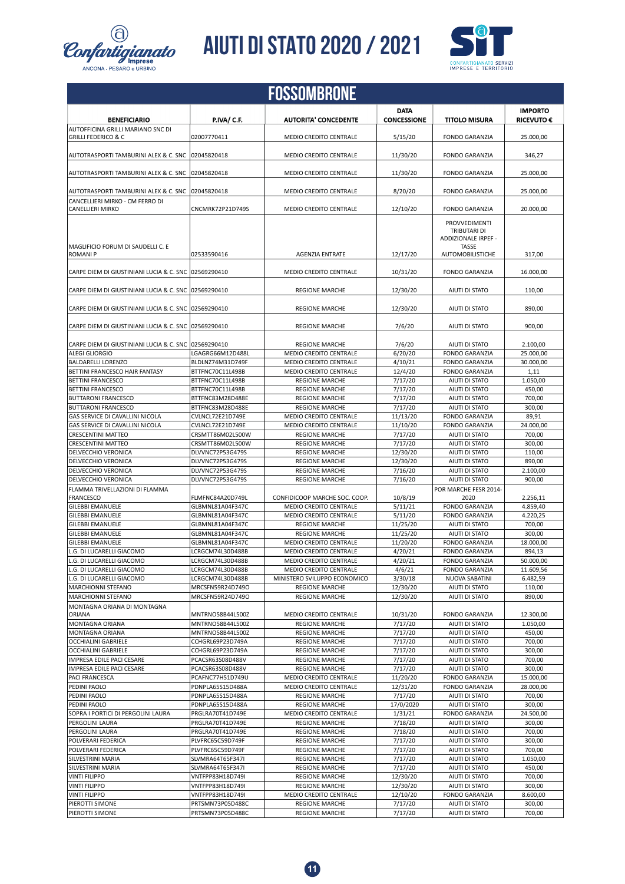# AIUTI DI STATO 2020 / 2021

## FOSSOMBRONE

| BENEFICIARIO | P.IVA/ C.F. | AUTORITA' CONCEDENTE | DATA CONCESSIONE | TITOLO MISURA | IMPORTO RICEVUTO € |
|---|---|---|---|---|---|
| AUTOFFICINA GRILLI MARIANO SNC DI GRILLI FEDERICO & C | 02007770411 | MEDIO CREDITO CENTRALE | 5/15/20 | FONDO GARANZIA | 25.000,00 |
| AUTOTRASPORTI TAMBURINI ALEX & C. SNC | 02045820418 | MEDIO CREDITO CENTRALE | 11/30/20 | FONDO GARANZIA | 346,27 |
| AUTOTRASPORTI TAMBURINI ALEX & C. SNC | 02045820418 | MEDIO CREDITO CENTRALE | 11/30/20 | FONDO GARANZIA | 25.000,00 |
| AUTOTRASPORTI TAMBURINI ALEX & C. SNC | 02045820418 | MEDIO CREDITO CENTRALE | 8/20/20 | FONDO GARANZIA | 25.000,00 |
| CANCELLIERI MIRKO - CM FERRO DI CANELLIERI MIRKO | CNCMRK72P21D749S | MEDIO CREDITO CENTRALE | 12/10/20 | FONDO GARANZIA | 20.000,00 |
| MAGLIFICIO FORUM DI SAUDELLI C. E ROMANI P | 02533590416 | AGENZIA ENTRATE | 12/17/20 | PROVVEDIMENTI TRIBUTARI DI ADDIZIONALE IRPEF - TASSE AUTOMOBILISTICHE | 317,00 |
| CARPE DIEM DI GIUSTINIANI LUCIA & C. SNC | 02569290410 | MEDIO CREDITO CENTRALE | 10/31/20 | FONDO GARANZIA | 16.000,00 |
| CARPE DIEM DI GIUSTINIANI LUCIA & C. SNC | 02569290410 | REGIONE MARCHE | 12/30/20 | AIUTI DI STATO | 110,00 |
| CARPE DIEM DI GIUSTINIANI LUCIA & C. SNC | 02569290410 | REGIONE MARCHE | 12/30/20 | AIUTI DI STATO | 890,00 |
| CARPE DIEM DI GIUSTINIANI LUCIA & C. SNC | 02569290410 | REGIONE MARCHE | 7/6/20 | AIUTI DI STATO | 900,00 |
| CARPE DIEM DI GIUSTINIANI LUCIA & C. SNC | 02569290410 | REGIONE MARCHE | 7/6/20 | AIUTI DI STATO | 2.100,00 |
| ALEGI GLIORGIO | LGAGRG66M12D488L | MEDIO CREDITO CENTRALE | 6/20/20 | FONDO GARANZIA | 25.000,00 |
| BALDARELLI LORENZO | BLDLNZ74M31D749F | MEDIO CREDITO CENTRALE | 4/10/21 | FONDO GARANZIA | 30.000,00 |
| BETTINI FRANCESCO HAIR FANTASY | BTTFNC70C11L498B | MEDIO CREDITO CENTRALE | 12/4/20 | FONDO GARANZIA | 1,11 |
| BETTINI FRANCESCO | BTTFNC70C11L498B | REGIONE MARCHE | 7/17/20 | AIUTI DI STATO | 1.050,00 |
| BETTINI FRANCESCO | BTTFNC70C11L498B | REGIONE MARCHE | 7/17/20 | AIUTI DI STATO | 450,00 |
| BUTTARONI FRANCESCO | BTTFNC83M28D488E | REGIONE MARCHE | 7/17/20 | AIUTI DI STATO | 700,00 |
| BUTTARONI FRANCESCO | BTTFNC83M28D488E | REGIONE MARCHE | 7/17/20 | AIUTI DI STATO | 300,00 |
| GAS SERVICE DI CAVALLINI NICOLA | CVLNCL72E21D749E | MEDIO CREDITO CENTRALE | 11/13/20 | FONDO GARANZIA | 89,91 |
| GAS SERVICE DI CAVALLINI NICOLA | CVLNCL72E21D749E | MEDIO CREDITO CENTRALE | 11/10/20 | FONDO GARANZIA | 24.000,00 |
| CRESCENTINI MATTEO | CRSMTT86M02L500W | REGIONE MARCHE | 7/17/20 | AIUTI DI STATO | 700,00 |
| CRESCENTINI MATTEO | CRSMTT86M02L500W | REGIONE MARCHE | 7/17/20 | AIUTI DI STATO | 300,00 |
| DELVECCHIO VERONICA | DLVVNC72P53G479S | REGIONE MARCHE | 12/30/20 | AIUTI DI STATO | 110,00 |
| DELVECCHIO VERONICA | DLVVNC72P53G479S | REGIONE MARCHE | 12/30/20 | AIUTI DI STATO | 890,00 |
| DELVECCHIO VERONICA | DLVVNC72P53G479S | REGIONE MARCHE | 7/16/20 | AIUTI DI STATO | 2.100,00 |
| DELVECCHIO VERONICA | DLVVNC72P53G479S | REGIONE MARCHE | 7/16/20 | AIUTI DI STATO | 900,00 |
| FLAMMA TRIVELLAZIONI DI FLAMMA FRANCESCO | FLMFNC84A20D749L | CONFIDICOOP MARCHE SOC. COOP. | 10/8/19 | POR MARCHE FESR 2014-2020 | 2.256,11 |
| GILEBBI EMANUELE | GLBMNL81A04F347C | MEDIO CREDITO CENTRALE | 5/11/21 | FONDO GARANZIA | 4.859,40 |
| GILEBBI EMANUELE | GLBMNL81A04F347C | MEDIO CREDITO CENTRALE | 5/11/20 | FONDO GARANZIA | 4.220,25 |
| GILEBBI EMANUELE | GLBMNL81A04F347C | REGIONE MARCHE | 11/25/20 | AIUTI DI STATO | 700,00 |
| GILEBBI EMANUELE | GLBMNL81A04F347C | REGIONE MARCHE | 11/25/20 | AIUTI DI STATO | 300,00 |
| GILEBBI EMANUELE | GLBMNL81A04F347C | MEDIO CREDITO CENTRALE | 11/20/20 | FONDO GARANZIA | 18.000,00 |
| L.G. DI LUCARELLI GIACOMO | LCRGCM74L30D488B | MEDIO CREDITO CENTRALE | 4/20/21 | FONDO GARANZIA | 894,13 |
| L.G. DI LUCARELLI GIACOMO | LCRGCM74L30D488B | MEDIO CREDITO CENTRALE | 4/20/21 | FONDO GARANZIA | 50.000,00 |
| L.G. DI LUCARELLI GIACOMO | LCRGCM74L30D488B | MEDIO CREDITO CENTRALE | 4/6/21 | FONDO GARANZIA | 11.609,56 |
| L.G. DI LUCARELLI GIACOMO | LCRGCM74L30D488B | MINISTERO SVILUPPO ECONOMICO | 3/30/18 | NUOVA SABATINI | 6.482,59 |
| MARCHIONNI STEFANO | MRCSFN59R24D749O | REGIONE MARCHE | 12/30/20 | AIUTI DI STATO | 110,00 |
| MARCHIONNI STEFANO | MRCSFN59R24D749O | REGIONE MARCHE | 12/30/20 | AIUTI DI STATO | 890,00 |
| MONTAGNA ORIANA DI MONTAGNA ORIANA | MNTRNO58B44L500Z | MEDIO CREDITO CENTRALE | 10/31/20 | FONDO GARANZIA | 12.300,00 |
| MONTAGNA ORIANA | MNTRNO58B44L500Z | REGIONE MARCHE | 7/17/20 | AIUTI DI STATO | 1.050,00 |
| MONTAGNA ORIANA | MNTRNO58B44L500Z | REGIONE MARCHE | 7/17/20 | AIUTI DI STATO | 450,00 |
| OCCHIALINI GABRIELE | CCHGRL69P23D749A | REGIONE MARCHE | 7/17/20 | AIUTI DI STATO | 700,00 |
| OCCHIALINI GABRIELE | CCHGRL69P23D749A | REGIONE MARCHE | 7/17/20 | AIUTI DI STATO | 300,00 |
| IMPRESA EDILE PACI CESARE | PCACSR63S08D488V | REGIONE MARCHE | 7/17/20 | AIUTI DI STATO | 700,00 |
| IMPRESA EDILE PACI CESARE | PCACSR63S08D488V | REGIONE MARCHE | 7/17/20 | AIUTI DI STATO | 300,00 |
| PACI FRANCESCA | PCAFNC77H51D749U | MEDIO CREDITO CENTRALE | 11/20/20 | FONDO GARANZIA | 15.000,00 |
| PEDINI PAOLO | PDNPLA65S15D488A | MEDIO CREDITO CENTRALE | 12/31/20 | FONDO GARANZIA | 28.000,00 |
| PEDINI PAOLO | PDNPLA65S15D488A | REGIONE MARCHE | 7/17/20 | AIUTI DI STATO | 700,00 |
| PEDINI PAOLO | PDNPLA65S15D488A | REGIONE MARCHE | 17/0/2020 | AIUTI DI STATO | 300,00 |
| SOPRA I PORTICI DI PERGOLINI LAURA | PRGLRA70T41D749E | MEDIO CREDITO CENTRALE | 1/31/21 | FONDO GARANZIA | 24.500,00 |
| PERGOLINI LAURA | PRGLRA70T41D749E | REGIONE MARCHE | 7/18/20 | AIUTI DI STATO | 300,00 |
| PERGOLINI LAURA | PRGLRA70T41D749E | REGIONE MARCHE | 7/18/20 | AIUTI DI STATO | 700,00 |
| POLVERARI FEDERICA | PLVFRC65C59D749F | REGIONE MARCHE | 7/17/20 | AIUTI DI STATO | 300,00 |
| POLVERARI FEDERICA | PLVFRC65C59D749F | REGIONE MARCHE | 7/17/20 | AIUTI DI STATO | 700,00 |
| SILVESTRINI MARIA | SLVMRA64T65F347I | REGIONE MARCHE | 7/17/20 | AIUTI DI STATO | 1.050,00 |
| SILVESTRINI MARIA | SLVMRA64T65F347I | REGIONE MARCHE | 7/17/20 | AIUTI DI STATO | 450,00 |
| VINTI FILIPPO | VNTFPP83H18D749I | REGIONE MARCHE | 12/30/20 | AIUTI DI STATO | 700,00 |
| VINTI FILIPPO | VNTFPP83H18D749I | REGIONE MARCHE | 12/30/20 | AIUTI DI STATO | 300,00 |
| VINTI FILIPPO | VNTFPP83H18D749I | MEDIO CREDITO CENTRALE | 12/10/20 | FONDO GARANZIA | 8.600,00 |
| PIEROTTI SIMONE | PRTSMN73P05D488C | REGIONE MARCHE | 7/17/20 | AIUTI DI STATO | 300,00 |
| PIEROTTI SIMONE | PRTSMN73P05D488C | REGIONE MARCHE | 7/17/20 | AIUTI DI STATO | 700,00 |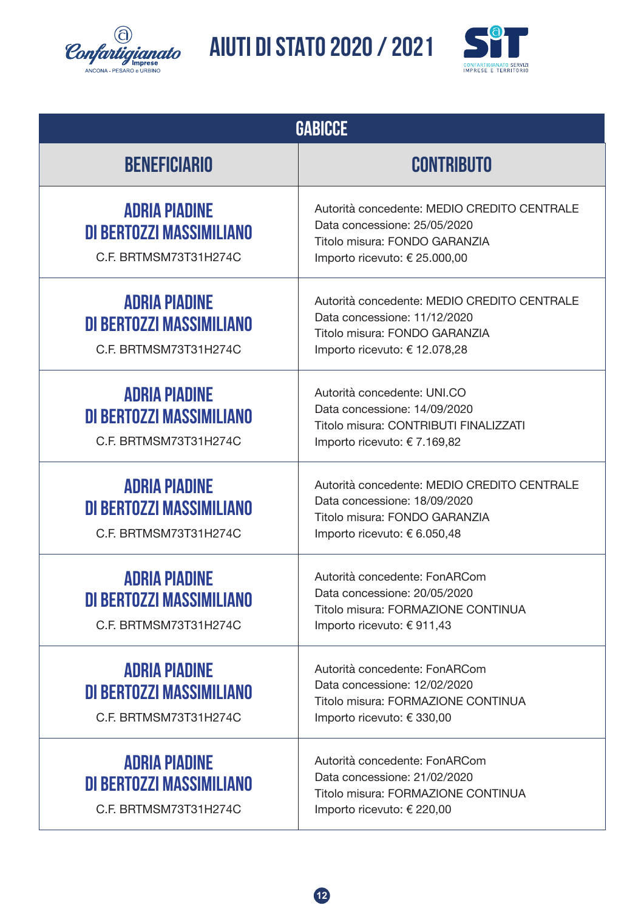# AIUTI DI STATO 2020 / 2021

| GABICCE | |
|---|---|
| **BENEFICIARIO** | **CONTRIBUTO** |
| **ADRIA PIADINE DI BERTOZZI MASSIMILIANO** C.F. BRTMSM73T31H274C | Autorità concedente: MEDIO CREDITO CENTRALE<br>Data concessione: 25/05/2020<br>Titolo misura: FONDO GARANZIA<br>Importo ricevuto: € 25.000,00 |
| **ADRIA PIADINE DI BERTOZZI MASSIMILIANO** C.F. BRTMSM73T31H274C | Autorità concedente: MEDIO CREDITO CENTRALE<br>Data concessione: 11/12/2020<br>Titolo misura: FONDO GARANZIA<br>Importo ricevuto: € 12.078,28 |
| **ADRIA PIADINE DI BERTOZZI MASSIMILIANO** C.F. BRTMSM73T31H274C | Autorità concedente: UNI.CO<br>Data concessione: 14/09/2020<br>Titolo misura: CONTRIBUTI FINALIZZATI<br>Importo ricevuto: € 7.169,82 |
| **ADRIA PIADINE DI BERTOZZI MASSIMILIANO** C.F. BRTMSM73T31H274C | Autorità concedente: MEDIO CREDITO CENTRALE<br>Data concessione: 18/09/2020<br>Titolo misura: FONDO GARANZIA<br>Importo ricevuto: € 6.050,48 |
| **ADRIA PIADINE DI BERTOZZI MASSIMILIANO** C.F. BRTMSM73T31H274C | Autorità concedente: FonARCom<br>Data concessione: 20/05/2020<br>Titolo misura: FORMAZIONE CONTINUA<br>Importo ricevuto: € 911,43 |
| **ADRIA PIADINE DI BERTOZZI MASSIMILIANO** C.F. BRTMSM73T31H274C | Autorità concedente: FonARCom<br>Data concessione: 12/02/2020<br>Titolo misura: FORMAZIONE CONTINUA<br>Importo ricevuto: € 330,00 |
| **ADRIA PIADINE DI BERTOZZI MASSIMILIANO** C.F. BRTMSM73T31H274C | Autorità concedente: FonARCom<br>Data concessione: 21/02/2020<br>Titolo misura: FORMAZIONE CONTINUA<br>Importo ricevuto: € 220,00 |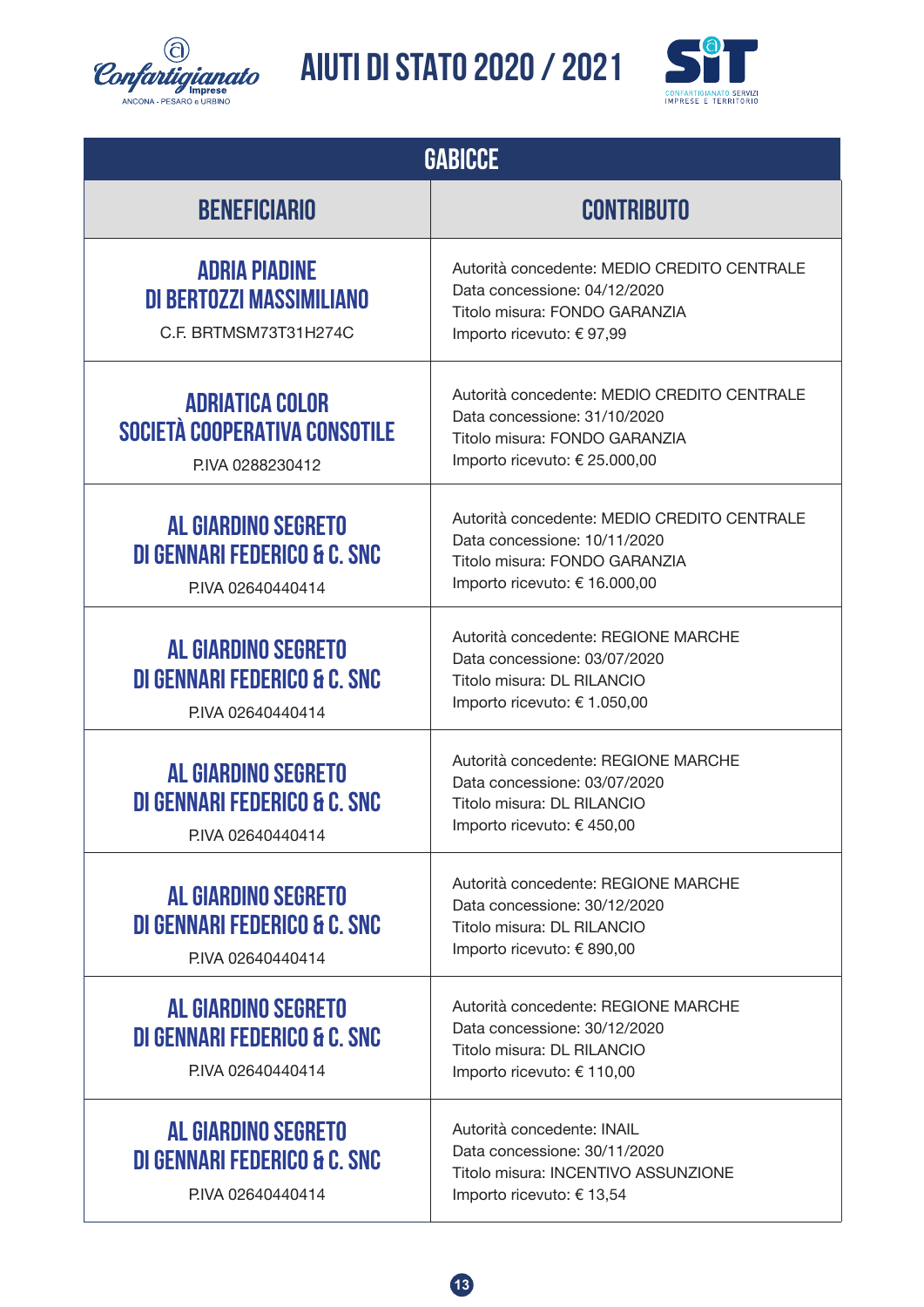# AIUTI DI STATO 2020 / 2021

| GABICCE | |
|---|---|
| **BENEFICIARIO** | **CONTRIBUTO** |
| **ADRIA PIADINE DI BERTOZZI MASSIMILIANO**<br>C.F. BRTMSM73T31H274C | Autorità concedente: MEDIO CREDITO CENTRALE<br>Data concessione: 04/12/2020<br>Titolo misura: FONDO GARANZIA<br>Importo ricevuto: € 97,99 |
| **ADRIATICA COLOR SOCIETÀ COOPERATIVA CONSOTILE**<br>P.IVA 0288230412 | Autorità concedente: MEDIO CREDITO CENTRALE<br>Data concessione: 31/10/2020<br>Titolo misura: FONDO GARANZIA<br>Importo ricevuto: € 25.000,00 |
| **AL GIARDINO SEGRETO DI GENNARI FEDERICO & C. SNC**<br>P.IVA 02640440414 | Autorità concedente: MEDIO CREDITO CENTRALE<br>Data concessione: 10/11/2020<br>Titolo misura: FONDO GARANZIA<br>Importo ricevuto: € 16.000,00 |
| **AL GIARDINO SEGRETO DI GENNARI FEDERICO & C. SNC**<br>P.IVA 02640440414 | Autorità concedente: REGIONE MARCHE<br>Data concessione: 03/07/2020<br>Titolo misura: DL RILANCIO<br>Importo ricevuto: € 1.050,00 |
| **AL GIARDINO SEGRETO DI GENNARI FEDERICO & C. SNC**<br>P.IVA 02640440414 | Autorità concedente: REGIONE MARCHE<br>Data concessione: 03/07/2020<br>Titolo misura: DL RILANCIO<br>Importo ricevuto: € 450,00 |
| **AL GIARDINO SEGRETO DI GENNARI FEDERICO & C. SNC**<br>P.IVA 02640440414 | Autorità concedente: REGIONE MARCHE<br>Data concessione: 30/12/2020<br>Titolo misura: DL RILANCIO<br>Importo ricevuto: € 890,00 |
| **AL GIARDINO SEGRETO DI GENNARI FEDERICO & C. SNC**<br>P.IVA 02640440414 | Autorità concedente: REGIONE MARCHE<br>Data concessione: 30/12/2020<br>Titolo misura: DL RILANCIO<br>Importo ricevuto: € 110,00 |
| **AL GIARDINO SEGRETO DI GENNARI FEDERICO & C. SNC**<br>P.IVA 02640440414 | Autorità concedente: INAIL<br>Data concessione: 30/11/2020<br>Titolo misura: INCENTIVO ASSUNZIONE<br>Importo ricevuto: € 13,54 |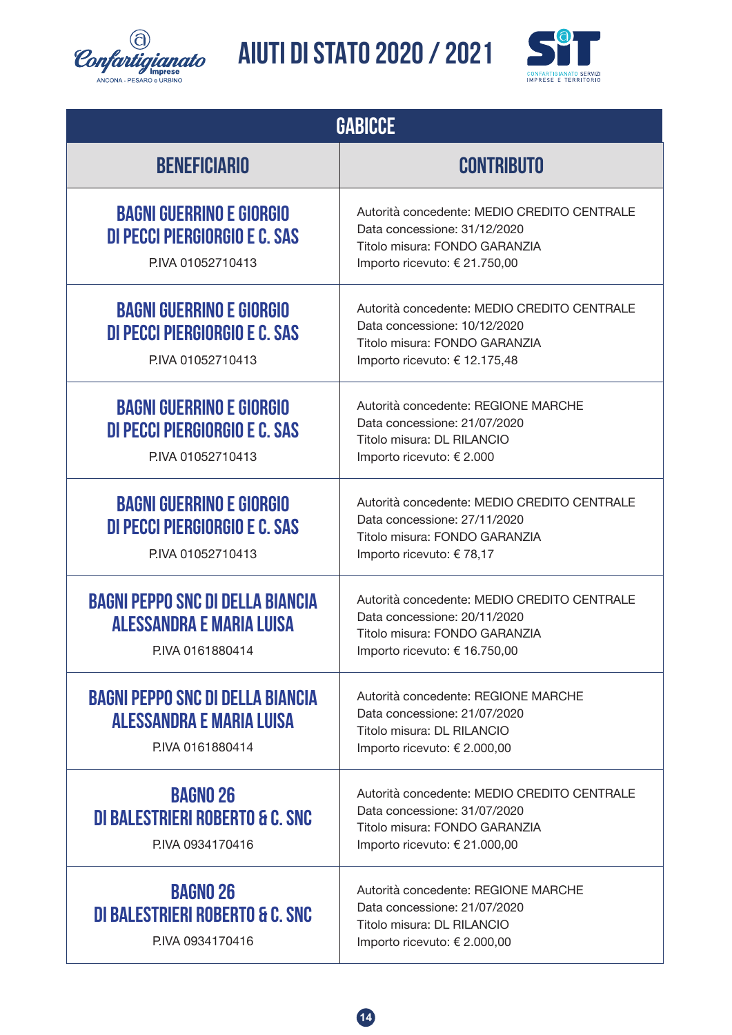# AIUTI DI STATO 2020 / 2021

| GABICCE | |
|---|---|
| **BENEFICIARIO** | **CONTRIBUTO** |
| **BAGNI GUERRINO E GIORGIO DI PECCI PIERGIORGIO E C. SAS**<br>P.IVA 01052710413 | Autorità concedente: MEDIO CREDITO CENTRALE<br>Data concessione: 31/12/2020<br>Titolo misura: FONDO GARANZIA<br>Importo ricevuto: € 21.750,00 |
| **BAGNI GUERRINO E GIORGIO DI PECCI PIERGIORGIO E C. SAS**<br>P.IVA 01052710413 | Autorità concedente: MEDIO CREDITO CENTRALE<br>Data concessione: 10/12/2020<br>Titolo misura: FONDO GARANZIA<br>Importo ricevuto: € 12.175,48 |
| **BAGNI GUERRINO E GIORGIO DI PECCI PIERGIORGIO E C. SAS**<br>P.IVA 01052710413 | Autorità concedente: REGIONE MARCHE<br>Data concessione: 21/07/2020<br>Titolo misura: DL RILANCIO<br>Importo ricevuto: € 2.000 |
| **BAGNI GUERRINO E GIORGIO DI PECCI PIERGIORGIO E C. SAS**<br>P.IVA 01052710413 | Autorità concedente: MEDIO CREDITO CENTRALE<br>Data concessione: 27/11/2020<br>Titolo misura: FONDO GARANZIA<br>Importo ricevuto: € 78,17 |
| **BAGNI PEPPO SNC DI DELLA BIANCIA ALESSANDRA E MARIA LUISA**<br>P.IVA 0161880414 | Autorità concedente: MEDIO CREDITO CENTRALE<br>Data concessione: 20/11/2020<br>Titolo misura: FONDO GARANZIA<br>Importo ricevuto: € 16.750,00 |
| **BAGNI PEPPO SNC DI DELLA BIANCIA ALESSANDRA E MARIA LUISA**<br>P.IVA 0161880414 | Autorità concedente: REGIONE MARCHE<br>Data concessione: 21/07/2020<br>Titolo misura: DL RILANCIO<br>Importo ricevuto: € 2.000,00 |
| **BAGNO 26 DI BALESTRIERI ROBERTO & C. SNC**<br>P.IVA 0934170416 | Autorità concedente: MEDIO CREDITO CENTRALE<br>Data concessione: 31/07/2020<br>Titolo misura: FONDO GARANZIA<br>Importo ricevuto: € 21.000,00 |
| **BAGNO 26 DI BALESTRIERI ROBERTO & C. SNC**<br>P.IVA 0934170416 | Autorità concedente: REGIONE MARCHE<br>Data concessione: 21/07/2020<br>Titolo misura: DL RILANCIO<br>Importo ricevuto: € 2.000,00 |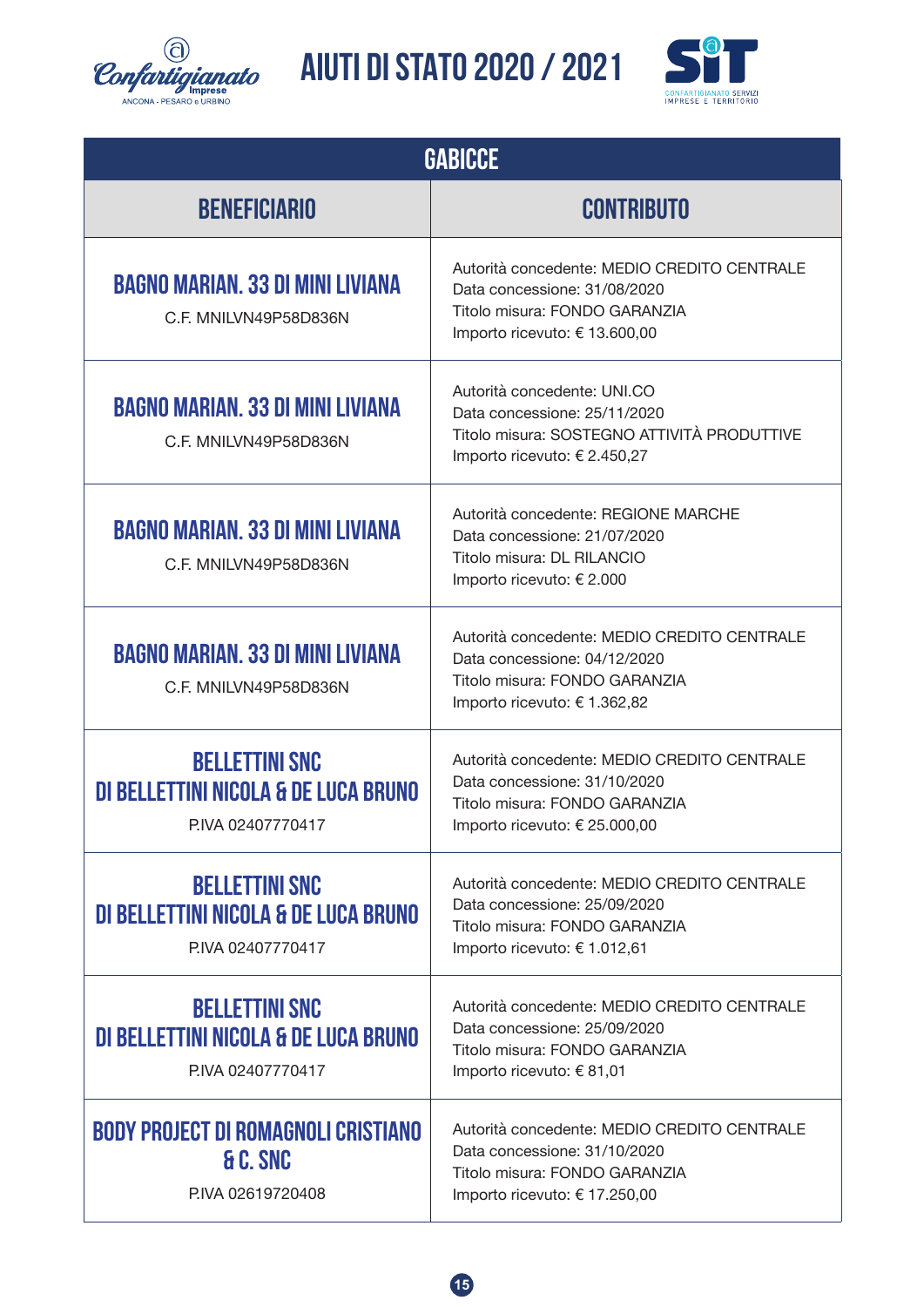# AIUTI DI STATO 2020 / 2021

| GABICCE | |
|---|---|
| **BENEFICIARIO** | **CONTRIBUTO** |
| **BAGNO MARIAN. 33 DI MINI LIVIANA**<br>C.F. MNILVN49P58D836N | Autorità concedente: MEDIO CREDITO CENTRALE<br>Data concessione: 31/08/2020<br>Titolo misura: FONDO GARANZIA<br>Importo ricevuto: € 13.600,00 |
| **BAGNO MARIAN. 33 DI MINI LIVIANA**<br>C.F. MNILVN49P58D836N | Autorità concedente: UNI.CO<br>Data concessione: 25/11/2020<br>Titolo misura: SOSTEGNO ATTIVITÀ PRODUTTIVE<br>Importo ricevuto: € 2.450,27 |
| **BAGNO MARIAN. 33 DI MINI LIVIANA**<br>C.F. MNILVN49P58D836N | Autorità concedente: REGIONE MARCHE<br>Data concessione: 21/07/2020<br>Titolo misura: DL RILANCIO<br>Importo ricevuto: € 2.000 |
| **BAGNO MARIAN. 33 DI MINI LIVIANA**<br>C.F. MNILVN49P58D836N | Autorità concedente: MEDIO CREDITO CENTRALE<br>Data concessione: 04/12/2020<br>Titolo misura: FONDO GARANZIA<br>Importo ricevuto: € 1.362,82 |
| **BELLETTINI SNC DI BELLETTINI NICOLA & DE LUCA BRUNO**<br>P.IVA 02407770417 | Autorità concedente: MEDIO CREDITO CENTRALE<br>Data concessione: 31/10/2020<br>Titolo misura: FONDO GARANZIA<br>Importo ricevuto: € 25.000,00 |
| **BELLETTINI SNC DI BELLETTINI NICOLA & DE LUCA BRUNO**<br>P.IVA 02407770417 | Autorità concedente: MEDIO CREDITO CENTRALE<br>Data concessione: 25/09/2020<br>Titolo misura: FONDO GARANZIA<br>Importo ricevuto: € 1.012,61 |
| **BELLETTINI SNC DI BELLETTINI NICOLA & DE LUCA BRUNO**<br>P.IVA 02407770417 | Autorità concedente: MEDIO CREDITO CENTRALE<br>Data concessione: 25/09/2020<br>Titolo misura: FONDO GARANZIA<br>Importo ricevuto: € 81,01 |
| **BODY PROJECT DI ROMAGNOLI CRISTIANO & C. SNC**<br>P.IVA 02619720408 | Autorità concedente: MEDIO CREDITO CENTRALE<br>Data concessione: 31/10/2020<br>Titolo misura: FONDO GARANZIA<br>Importo ricevuto: € 17.250,00 |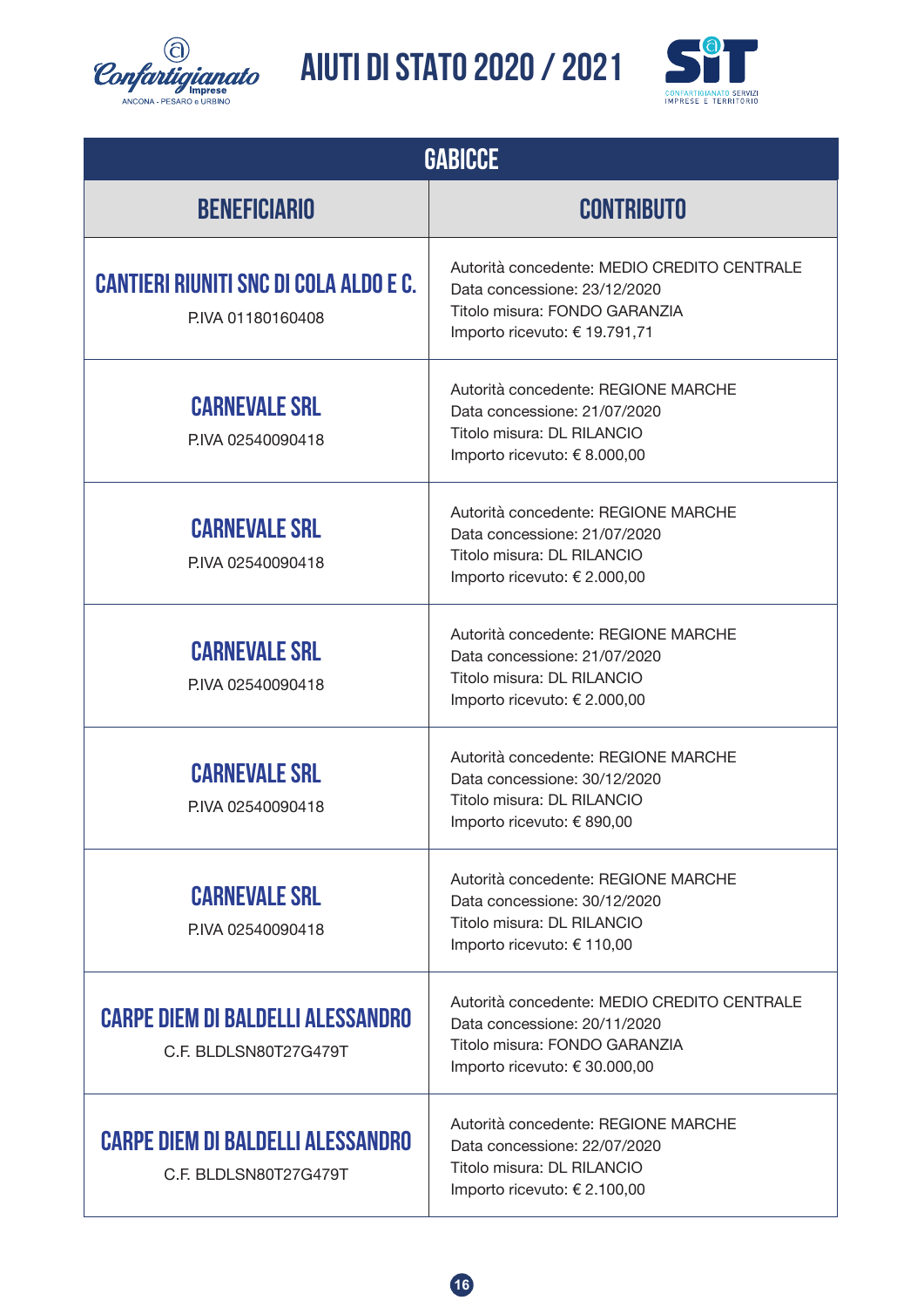# AIUTI DI STATO 2020 / 2021

| GABICCE | |
|---|---|
| **BENEFICIARIO** | **CONTRIBUTO** |
| **CANTIERI RIUNITI SNC DI COLA ALDO E C.**<br>P.IVA 01180160408 | Autorità concedente: MEDIO CREDITO CENTRALE<br>Data concessione: 23/12/2020<br>Titolo misura: FONDO GARANZIA<br>Importo ricevuto: € 19.791,71 |
| **CARNEVALE SRL**<br>P.IVA 02540090418 | Autorità concedente: REGIONE MARCHE<br>Data concessione: 21/07/2020<br>Titolo misura: DL RILANCIO<br>Importo ricevuto: € 8.000,00 |
| **CARNEVALE SRL**<br>P.IVA 02540090418 | Autorità concedente: REGIONE MARCHE<br>Data concessione: 21/07/2020<br>Titolo misura: DL RILANCIO<br>Importo ricevuto: € 2.000,00 |
| **CARNEVALE SRL**<br>P.IVA 02540090418 | Autorità concedente: REGIONE MARCHE<br>Data concessione: 21/07/2020<br>Titolo misura: DL RILANCIO<br>Importo ricevuto: € 2.000,00 |
| **CARNEVALE SRL**<br>P.IVA 02540090418 | Autorità concedente: REGIONE MARCHE<br>Data concessione: 30/12/2020<br>Titolo misura: DL RILANCIO<br>Importo ricevuto: € 890,00 |
| **CARNEVALE SRL**<br>P.IVA 02540090418 | Autorità concedente: REGIONE MARCHE<br>Data concessione: 30/12/2020<br>Titolo misura: DL RILANCIO<br>Importo ricevuto: € 110,00 |
| **CARPE DIEM DI BALDELLI ALESSANDRO**<br>C.F. BLDLSN80T27G479T | Autorità concedente: MEDIO CREDITO CENTRALE<br>Data concessione: 20/11/2020<br>Titolo misura: FONDO GARANZIA<br>Importo ricevuto: € 30.000,00 |
| **CARPE DIEM DI BALDELLI ALESSANDRO**<br>C.F. BLDLSN80T27G479T | Autorità concedente: REGIONE MARCHE<br>Data concessione: 22/07/2020<br>Titolo misura: DL RILANCIO<br>Importo ricevuto: € 2.100,00 |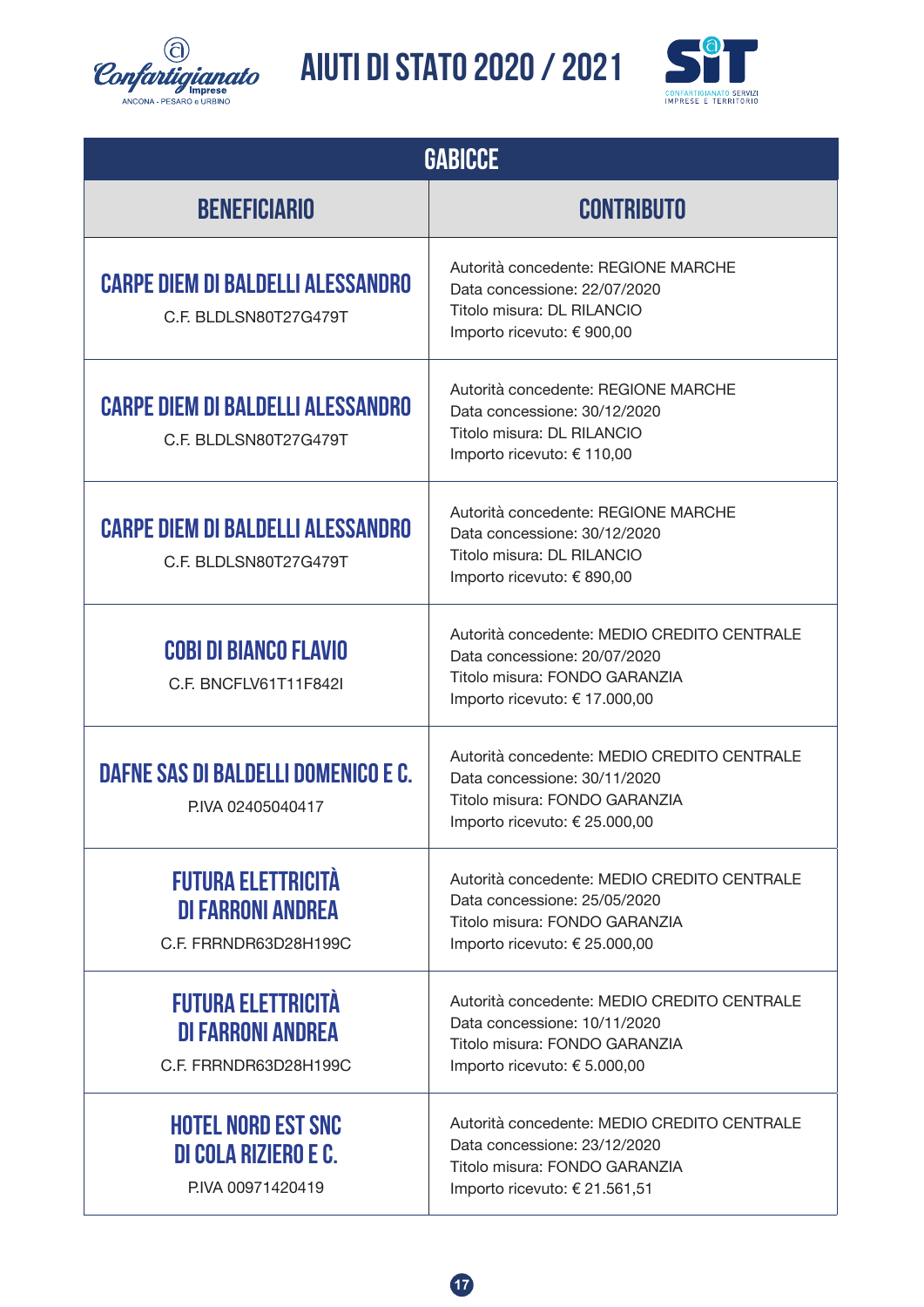# AIUTI DI STATO 2020 / 2021

| GABICCE | |
|---|---|
| **BENEFICIARIO** | **CONTRIBUTO** |
| **CARPE DIEM DI BALDELLI ALESSANDRO** C.F. BLDLSN80T27G479T | Autorità concedente: REGIONE MARCHE Data concessione: 22/07/2020 Titolo misura: DL RILANCIO Importo ricevuto: € 900,00 |
| **CARPE DIEM DI BALDELLI ALESSANDRO** C.F. BLDLSN80T27G479T | Autorità concedente: REGIONE MARCHE Data concessione: 30/12/2020 Titolo misura: DL RILANCIO Importo ricevuto: € 110,00 |
| **CARPE DIEM DI BALDELLI ALESSANDRO** C.F. BLDLSN80T27G479T | Autorità concedente: REGIONE MARCHE Data concessione: 30/12/2020 Titolo misura: DL RILANCIO Importo ricevuto: € 890,00 |
| **COBI DI BIANCO FLAVIO** C.F. BNCFLV61T11F842I | Autorità concedente: MEDIO CREDITO CENTRALE Data concessione: 20/07/2020 Titolo misura: FONDO GARANZIA Importo ricevuto: € 17.000,00 |
| **DAFNE SAS DI BALDELLI DOMENICO E C.** P.IVA 02405040417 | Autorità concedente: MEDIO CREDITO CENTRALE Data concessione: 30/11/2020 Titolo misura: FONDO GARANZIA Importo ricevuto: € 25.000,00 |
| **FUTURA ELETTRICITÀ DI FARRONI ANDREA** C.F. FRRNDR63D28H199C | Autorità concedente: MEDIO CREDITO CENTRALE Data concessione: 25/05/2020 Titolo misura: FONDO GARANZIA Importo ricevuto: € 25.000,00 |
| **FUTURA ELETTRICITÀ DI FARRONI ANDREA** C.F. FRRNDR63D28H199C | Autorità concedente: MEDIO CREDITO CENTRALE Data concessione: 10/11/2020 Titolo misura: FONDO GARANZIA Importo ricevuto: € 5.000,00 |
| **HOTEL NORD EST SNC DI COLA RIZIERO E C.** P.IVA 00971420419 | Autorità concedente: MEDIO CREDITO CENTRALE Data concessione: 23/12/2020 Titolo misura: FONDO GARANZIA Importo ricevuto: € 21.561,51 |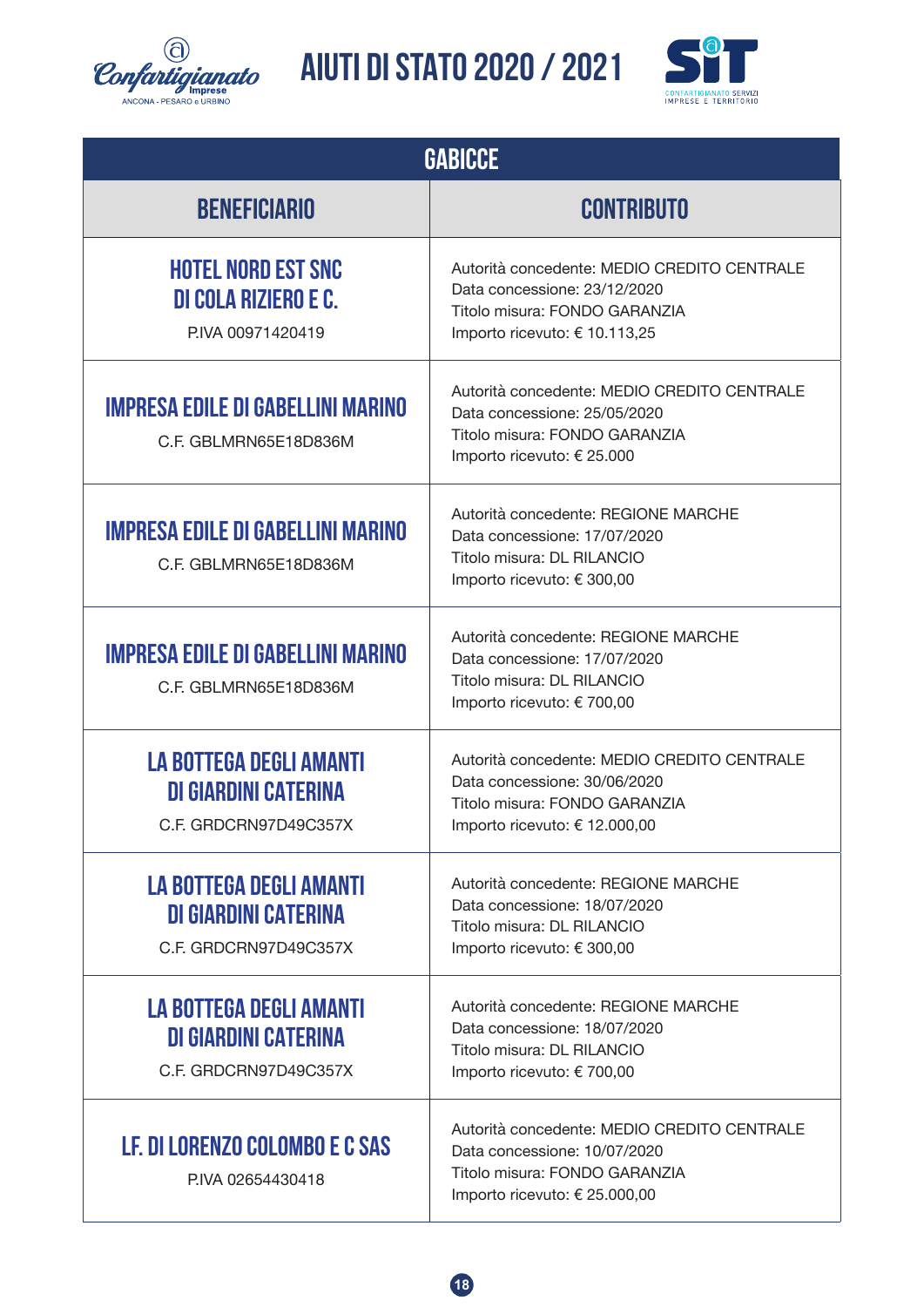# AIUTI DI STATO 2020 / 2021

| GABICCE | |
|---|---|
| **BENEFICIARIO** | **CONTRIBUTO** |
| **HOTEL NORD EST SNC DI COLA RIZIERO E C.**<br>P.IVA 00971420419 | Autorità concedente: MEDIO CREDITO CENTRALE<br>Data concessione: 23/12/2020<br>Titolo misura: FONDO GARANZIA<br>Importo ricevuto: € 10.113,25 |
| **IMPRESA EDILE DI GABELLINI MARINO**<br>C.F. GBLMRN65E18D836M | Autorità concedente: MEDIO CREDITO CENTRALE<br>Data concessione: 25/05/2020<br>Titolo misura: FONDO GARANZIA<br>Importo ricevuto: € 25.000 |
| **IMPRESA EDILE DI GABELLINI MARINO**<br>C.F. GBLMRN65E18D836M | Autorità concedente: REGIONE MARCHE<br>Data concessione: 17/07/2020<br>Titolo misura: DL RILANCIO<br>Importo ricevuto: € 300,00 |
| **IMPRESA EDILE DI GABELLINI MARINO**<br>C.F. GBLMRN65E18D836M | Autorità concedente: REGIONE MARCHE<br>Data concessione: 17/07/2020<br>Titolo misura: DL RILANCIO<br>Importo ricevuto: € 700,00 |
| **LA BOTTEGA DEGLI AMANTI DI GIARDINI CATERINA**<br>C.F. GRDCRN97D49C357X | Autorità concedente: MEDIO CREDITO CENTRALE<br>Data concessione: 30/06/2020<br>Titolo misura: FONDO GARANZIA<br>Importo ricevuto: € 12.000,00 |
| **LA BOTTEGA DEGLI AMANTI DI GIARDINI CATERINA**<br>C.F. GRDCRN97D49C357X | Autorità concedente: REGIONE MARCHE<br>Data concessione: 18/07/2020<br>Titolo misura: DL RILANCIO<br>Importo ricevuto: € 300,00 |
| **LA BOTTEGA DEGLI AMANTI DI GIARDINI CATERINA**<br>C.F. GRDCRN97D49C357X | Autorità concedente: REGIONE MARCHE<br>Data concessione: 18/07/2020<br>Titolo misura: DL RILANCIO<br>Importo ricevuto: € 700,00 |
| **LF. DI LORENZO COLOMBO E C SAS**<br>P.IVA 02654430418 | Autorità concedente: MEDIO CREDITO CENTRALE<br>Data concessione: 10/07/2020<br>Titolo misura: FONDO GARANZIA<br>Importo ricevuto: € 25.000,00 |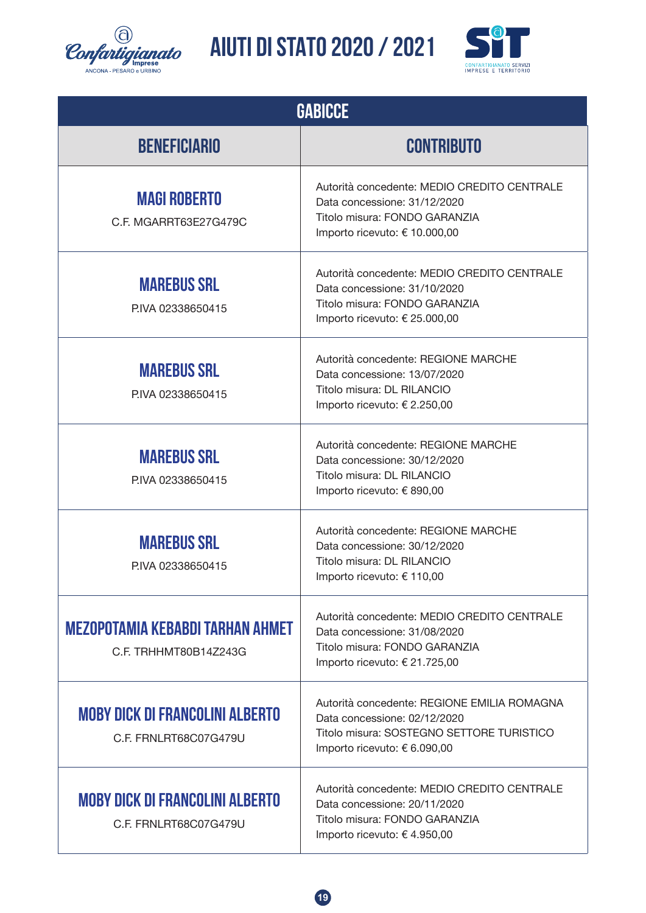# AIUTI DI STATO 2020 / 2021

| GABICCE | |
|---|---|
| **BENEFICIARIO** | **CONTRIBUTO** |
| **MAGI ROBERTO**<br>C.F. MGARRT63E27G479C | Autorità concedente: MEDIO CREDITO CENTRALE<br>Data concessione: 31/12/2020<br>Titolo misura: FONDO GARANZIA<br>Importo ricevuto: € 10.000,00 |
| **MAREBUS SRL**<br>P.IVA 02338650415 | Autorità concedente: MEDIO CREDITO CENTRALE<br>Data concessione: 31/10/2020<br>Titolo misura: FONDO GARANZIA<br>Importo ricevuto: € 25.000,00 |
| **MAREBUS SRL**<br>P.IVA 02338650415 | Autorità concedente: REGIONE MARCHE<br>Data concessione: 13/07/2020<br>Titolo misura: DL RILANCIO<br>Importo ricevuto: € 2.250,00 |
| **MAREBUS SRL**<br>P.IVA 02338650415 | Autorità concedente: REGIONE MARCHE<br>Data concessione: 30/12/2020<br>Titolo misura: DL RILANCIO<br>Importo ricevuto: € 890,00 |
| **MAREBUS SRL**<br>P.IVA 02338650415 | Autorità concedente: REGIONE MARCHE<br>Data concessione: 30/12/2020<br>Titolo misura: DL RILANCIO<br>Importo ricevuto: € 110,00 |
| **MEZOPOTAMIA KEBABDI TARHAN AHMET**<br>C.F. TRHHMT80B14Z243G | Autorità concedente: MEDIO CREDITO CENTRALE<br>Data concessione: 31/08/2020<br>Titolo misura: FONDO GARANZIA<br>Importo ricevuto: € 21.725,00 |
| **MOBY DICK DI FRANCOLINI ALBERTO**<br>C.F. FRNLRT68C07G479U | Autorità concedente: REGIONE EMILIA ROMAGNA<br>Data concessione: 02/12/2020<br>Titolo misura: SOSTEGNO SETTORE TURISTICO<br>Importo ricevuto: € 6.090,00 |
| **MOBY DICK DI FRANCOLINI ALBERTO**<br>C.F. FRNLRT68C07G479U | Autorità concedente: MEDIO CREDITO CENTRALE<br>Data concessione: 20/11/2020<br>Titolo misura: FONDO GARANZIA<br>Importo ricevuto: € 4.950,00 |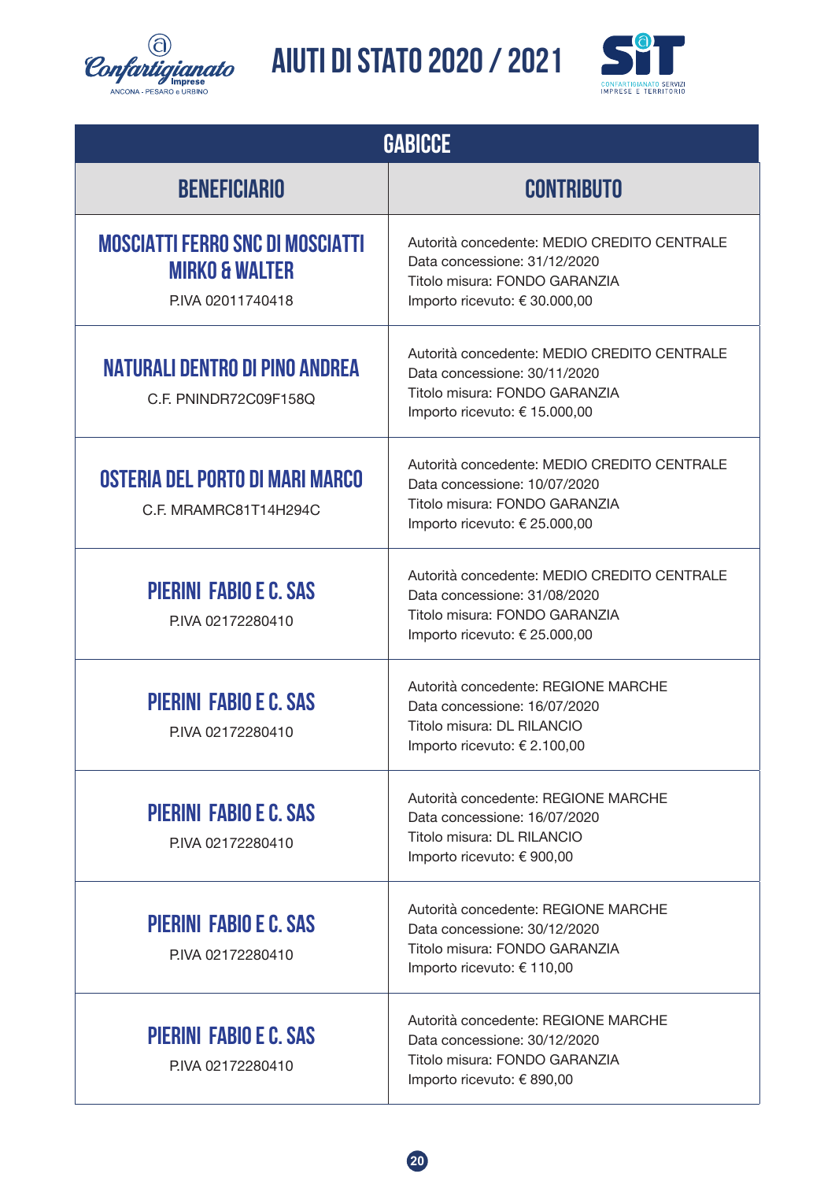| GABICCE | |
|---|---|
| **BENEFICIARIO** | **CONTRIBUTO** |
| **MOSCIATTI FERRO SNC DI MOSCIATTI MIRKO & WALTER**<br>P.IVA 02011740418 | Autorità concedente: MEDIO CREDITO CENTRALE<br>Data concessione: 31/12/2020<br>Titolo misura: FONDO GARANZIA<br>Importo ricevuto: € 30.000,00 |
| **NATURALI DENTRO DI PINO ANDREA**<br>C.F. PNINDR72C09F158Q | Autorità concedente: MEDIO CREDITO CENTRALE<br>Data concessione: 30/11/2020<br>Titolo misura: FONDO GARANZIA<br>Importo ricevuto: € 15.000,00 |
| **OSTERIA DEL PORTO DI MARI MARCO**<br>C.F. MRAMRC81T14H294C | Autorità concedente: MEDIO CREDITO CENTRALE<br>Data concessione: 10/07/2020<br>Titolo misura: FONDO GARANZIA<br>Importo ricevuto: € 25.000,00 |
| **PIERINI FABIO E C. SAS**<br>P.IVA 02172280410 | Autorità concedente: MEDIO CREDITO CENTRALE<br>Data concessione: 31/08/2020<br>Titolo misura: FONDO GARANZIA<br>Importo ricevuto: € 25.000,00 |
| **PIERINI FABIO E C. SAS**<br>P.IVA 02172280410 | Autorità concedente: REGIONE MARCHE<br>Data concessione: 16/07/2020<br>Titolo misura: DL RILANCIO<br>Importo ricevuto: € 2.100,00 |
| **PIERINI FABIO E C. SAS**<br>P.IVA 02172280410 | Autorità concedente: REGIONE MARCHE<br>Data concessione: 16/07/2020<br>Titolo misura: DL RILANCIO<br>Importo ricevuto: € 900,00 |
| **PIERINI FABIO E C. SAS**<br>P.IVA 02172280410 | Autorità concedente: REGIONE MARCHE<br>Data concessione: 30/12/2020<br>Titolo misura: FONDO GARANZIA<br>Importo ricevuto: € 110,00 |
| **PIERINI FABIO E C. SAS**<br>P.IVA 02172280410 | Autorità concedente: REGIONE MARCHE<br>Data concessione: 30/12/2020<br>Titolo misura: FONDO GARANZIA<br>Importo ricevuto: € 890,00 |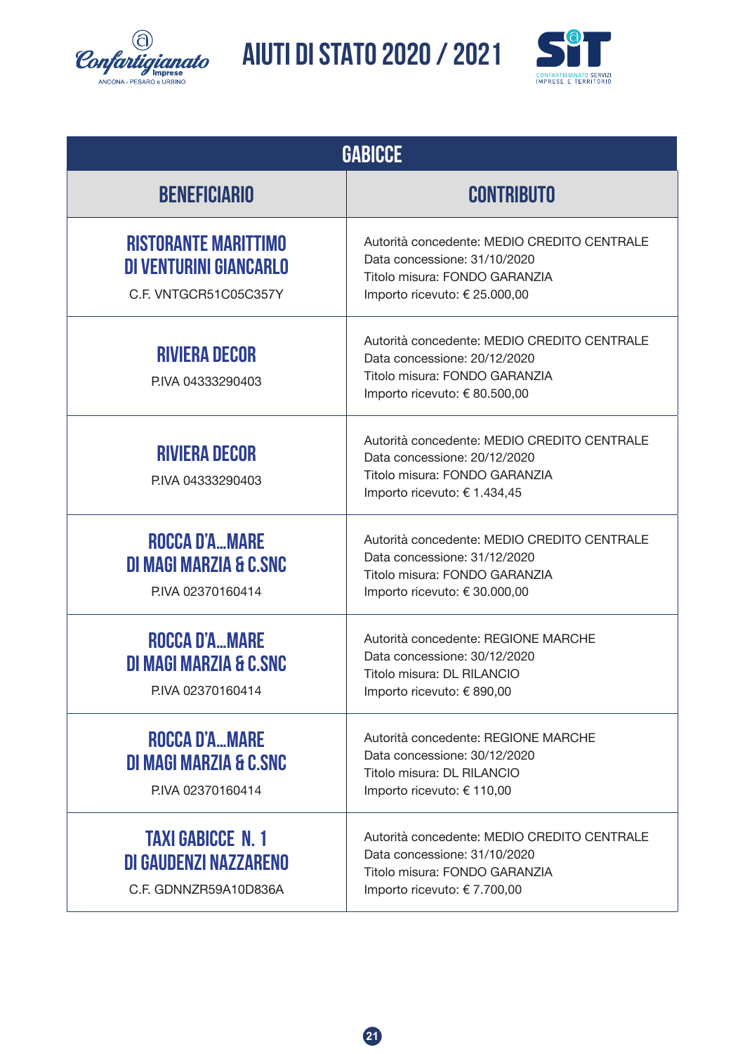# AIUTI DI STATO 2020 / 2021

| GABICCE | |
|---|---|
| **BENEFICIARIO** | **CONTRIBUTO** |
| **RISTORANTE MARITTIMO DI VENTURINI GIANCARLO**<br>C.F. VNTGCR51C05C357Y | Autorità concedente: MEDIO CREDITO CENTRALE<br>Data concessione: 31/10/2020<br>Titolo misura: FONDO GARANZIA<br>Importo ricevuto: € 25.000,00 |
| **RIVIERA DECOR**<br>P.IVA 04333290403 | Autorità concedente: MEDIO CREDITO CENTRALE<br>Data concessione: 20/12/2020<br>Titolo misura: FONDO GARANZIA<br>Importo ricevuto: € 80.500,00 |
| **RIVIERA DECOR**<br>P.IVA 04333290403 | Autorità concedente: MEDIO CREDITO CENTRALE<br>Data concessione: 20/12/2020<br>Titolo misura: FONDO GARANZIA<br>Importo ricevuto: € 1.434,45 |
| **ROCCA D'A...MARE DI MAGI MARZIA & C.SNC**<br>P.IVA 02370160414 | Autorità concedente: MEDIO CREDITO CENTRALE<br>Data concessione: 31/12/2020<br>Titolo misura: FONDO GARANZIA<br>Importo ricevuto: € 30.000,00 |
| **ROCCA D'A...MARE DI MAGI MARZIA & C.SNC**<br>P.IVA 02370160414 | Autorità concedente: REGIONE MARCHE<br>Data concessione: 30/12/2020<br>Titolo misura: DL RILANCIO<br>Importo ricevuto: € 890,00 |
| **ROCCA D'A...MARE DI MAGI MARZIA & C.SNC**<br>P.IVA 02370160414 | Autorità concedente: REGIONE MARCHE<br>Data concessione: 30/12/2020<br>Titolo misura: DL RILANCIO<br>Importo ricevuto: € 110,00 |
| **TAXI GABICCE N. 1 DI GAUDENZI NAZZARENO**<br>C.F. GDNNZR59A10D836A | Autorità concedente: MEDIO CREDITO CENTRALE<br>Data concessione: 31/10/2020<br>Titolo misura: FONDO GARANZIA<br>Importo ricevuto: € 7.700,00 |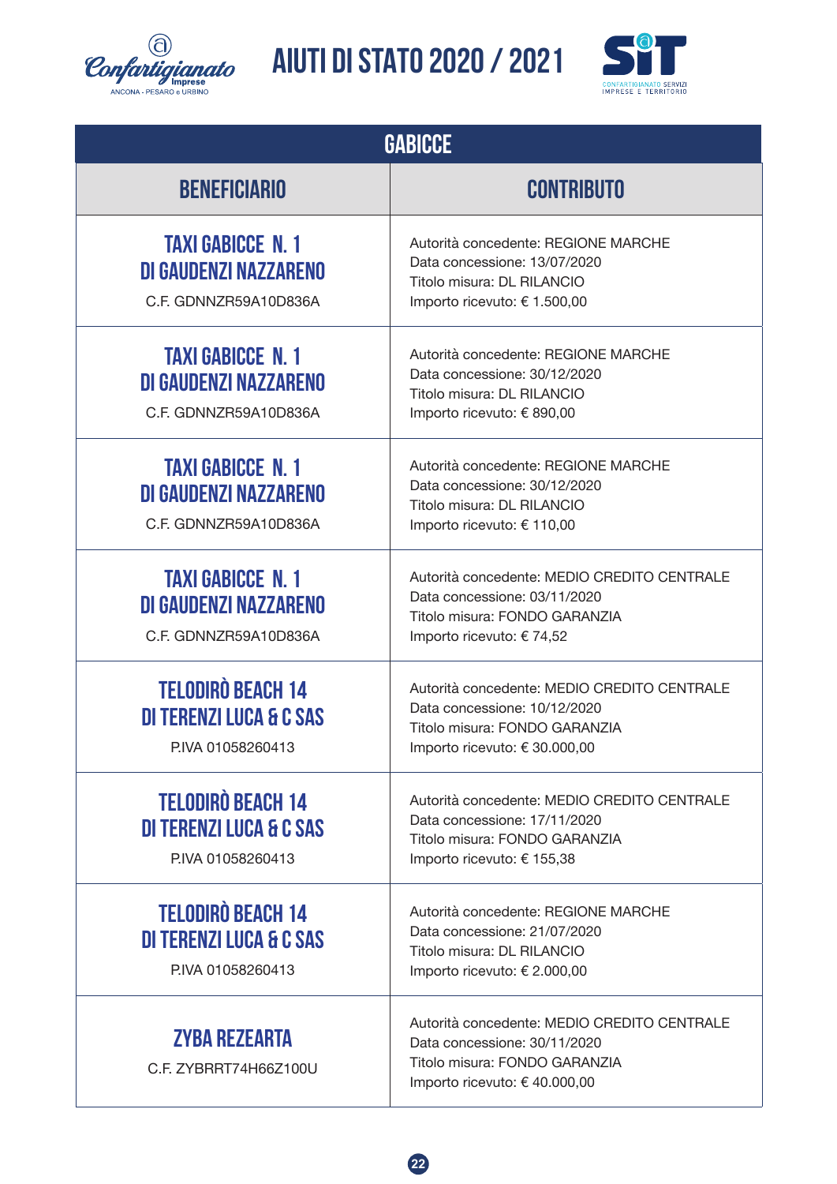# AIUTI DI STATO 2020 / 2021

| GABICCE | |
|---|---|
| **BENEFICIARIO** | **CONTRIBUTO** |
| **TAXI GABICCE N. 1 DI GAUDENZI NAZZARENO** C.F. GDNNZR59A10D836A | Autorità concedente: REGIONE MARCHE<br>Data concessione: 13/07/2020<br>Titolo misura: DL RILANCIO<br>Importo ricevuto: € 1.500,00 |
| **TAXI GABICCE N. 1 DI GAUDENZI NAZZARENO** C.F. GDNNZR59A10D836A | Autorità concedente: REGIONE MARCHE<br>Data concessione: 30/12/2020<br>Titolo misura: DL RILANCIO<br>Importo ricevuto: € 890,00 |
| **TAXI GABICCE N. 1 DI GAUDENZI NAZZARENO** C.F. GDNNZR59A10D836A | Autorità concedente: REGIONE MARCHE<br>Data concessione: 30/12/2020<br>Titolo misura: DL RILANCIO<br>Importo ricevuto: € 110,00 |
| **TAXI GABICCE N. 1 DI GAUDENZI NAZZARENO** C.F. GDNNZR59A10D836A | Autorità concedente: MEDIO CREDITO CENTRALE<br>Data concessione: 03/11/2020<br>Titolo misura: FONDO GARANZIA<br>Importo ricevuto: € 74,52 |
| **TELODIRÒ BEACH 14 DI TERENZI LUCA & C SAS** P.IVA 01058260413 | Autorità concedente: MEDIO CREDITO CENTRALE<br>Data concessione: 10/12/2020<br>Titolo misura: FONDO GARANZIA<br>Importo ricevuto: € 30.000,00 |
| **TELODIRÒ BEACH 14 DI TERENZI LUCA & C SAS** P.IVA 01058260413 | Autorità concedente: MEDIO CREDITO CENTRALE<br>Data concessione: 17/11/2020<br>Titolo misura: FONDO GARANZIA<br>Importo ricevuto: € 155,38 |
| **TELODIRÒ BEACH 14 DI TERENZI LUCA & C SAS** P.IVA 01058260413 | Autorità concedente: REGIONE MARCHE<br>Data concessione: 21/07/2020<br>Titolo misura: DL RILANCIO<br>Importo ricevuto: € 2.000,00 |
| **ZYBA REZEARTA** C.F. ZYBRRT74H66Z100U | Autorità concedente: MEDIO CREDITO CENTRALE<br>Data concessione: 30/11/2020<br>Titolo misura: FONDO GARANZIA<br>Importo ricevuto: € 40.000,00 |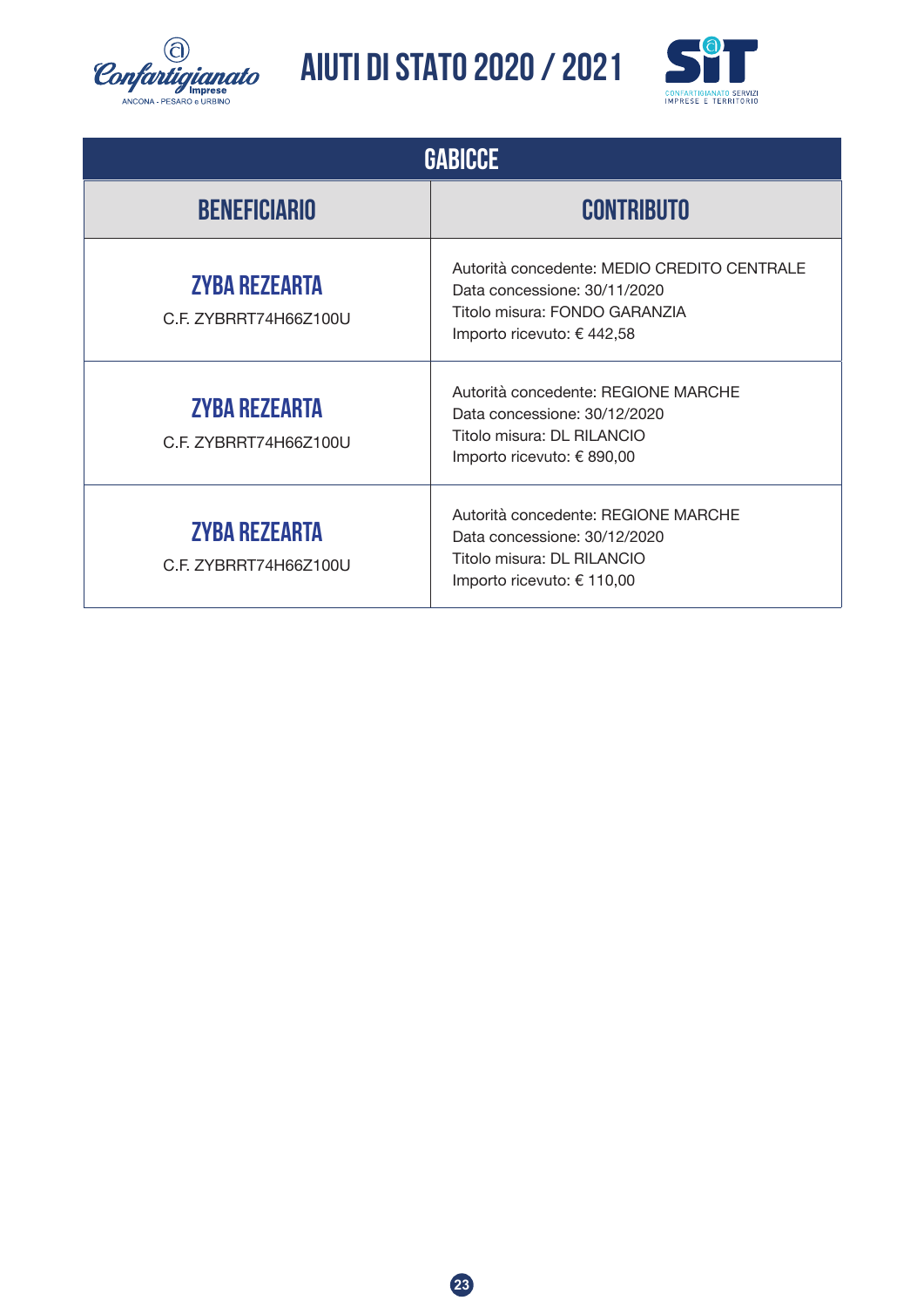# GABICCE

| BENEFICIARIO | CONTRIBUTO |
|---|---|
| **ZYBA REZEARTA**<br>C.F. ZYBRRT74H66Z100U | Autorità concedente: MEDIO CREDITO CENTRALE<br>Data concessione: 30/11/2020<br>Titolo misura: FONDO GARANZIA<br>Importo ricevuto: € 442,58 |
| **ZYBA REZEARTA**<br>C.F. ZYBRRT74H66Z100U | Autorità concedente: REGIONE MARCHE<br>Data concessione: 30/12/2020<br>Titolo misura: DL RILANCIO<br>Importo ricevuto: € 890,00 |
| **ZYBA REZEARTA**<br>C.F. ZYBRRT74H66Z100U | Autorità concedente: REGIONE MARCHE<br>Data concessione: 30/12/2020<br>Titolo misura: DL RILANCIO<br>Importo ricevuto: € 110,00 |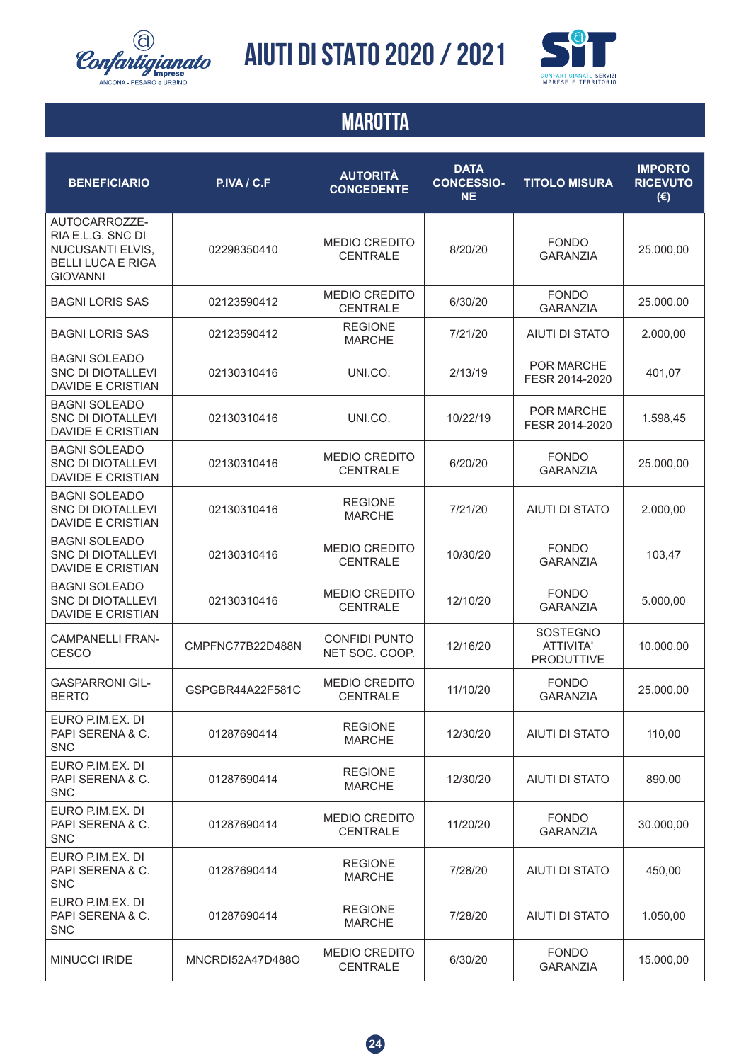# AIUTI DI STATO 2020 / 2021

## MAROTTA

| BENEFICIARIO | P.IVA / C.F | AUTORITÀ CONCEDENTE | DATA CONCESSIONE | TITOLO MISURA | IMPORTO RICEVUTO (€) |
|---|---|---|---|---|---|
| AUTOCARROZZERIA E.L.G. SNC DI NUCUSANTI ELVIS, BELLI LUCA E RIGA GIOVANNI | 02298350410 | MEDIO CREDITO CENTRALE | 8/20/20 | FONDO GARANZIA | 25.000,00 |
| BAGNI LORIS SAS | 02123590412 | MEDIO CREDITO CENTRALE | 6/30/20 | FONDO GARANZIA | 25.000,00 |
| BAGNI LORIS SAS | 02123590412 | REGIONE MARCHE | 7/21/20 | AIUTI DI STATO | 2.000,00 |
| BAGNI SOLEADO SNC DI DIOTALLEVI DAVIDE E CRISTIAN | 02130310416 | UNI.CO. | 2/13/19 | POR MARCHE FESR 2014-2020 | 401,07 |
| BAGNI SOLEADO SNC DI DIOTALLEVI DAVIDE E CRISTIAN | 02130310416 | UNI.CO. | 10/22/19 | POR MARCHE FESR 2014-2020 | 1.598,45 |
| BAGNI SOLEADO SNC DI DIOTALLEVI DAVIDE E CRISTIAN | 02130310416 | MEDIO CREDITO CENTRALE | 6/20/20 | FONDO GARANZIA | 25.000,00 |
| BAGNI SOLEADO SNC DI DIOTALLEVI DAVIDE E CRISTIAN | 02130310416 | REGIONE MARCHE | 7/21/20 | AIUTI DI STATO | 2.000,00 |
| BAGNI SOLEADO SNC DI DIOTALLEVI DAVIDE E CRISTIAN | 02130310416 | MEDIO CREDITO CENTRALE | 10/30/20 | FONDO GARANZIA | 103,47 |
| BAGNI SOLEADO SNC DI DIOTALLEVI DAVIDE E CRISTIAN | 02130310416 | MEDIO CREDITO CENTRALE | 12/10/20 | FONDO GARANZIA | 5.000,00 |
| CAMPANELLI FRANCESCO | CMPFNC77B22D488N | CONFIDI PUNTO NET SOC. COOP. | 12/16/20 | SOSTEGNO ATTIVITA' PRODUTTIVE | 10.000,00 |
| GASPARRONI GILBERTO | GSPGBR44A22F581C | MEDIO CREDITO CENTRALE | 11/10/20 | FONDO GARANZIA | 25.000,00 |
| EURO P.IM.EX. DI PAPI SERENA & C. SNC | 01287690414 | REGIONE MARCHE | 12/30/20 | AIUTI DI STATO | 110,00 |
| EURO P.IM.EX. DI PAPI SERENA & C. SNC | 01287690414 | REGIONE MARCHE | 12/30/20 | AIUTI DI STATO | 890,00 |
| EURO P.IM.EX. DI PAPI SERENA & C. SNC | 01287690414 | MEDIO CREDITO CENTRALE | 11/20/20 | FONDO GARANZIA | 30.000,00 |
| EURO P.IM.EX. DI PAPI SERENA & C. SNC | 01287690414 | REGIONE MARCHE | 7/28/20 | AIUTI DI STATO | 450,00 |
| EURO P.IM.EX. DI PAPI SERENA & C. SNC | 01287690414 | REGIONE MARCHE | 7/28/20 | AIUTI DI STATO | 1.050,00 |
| MINUCCI IRIDE | MNCRDI52A47D488O | MEDIO CREDITO CENTRALE | 6/30/20 | FONDO GARANZIA | 15.000,00 |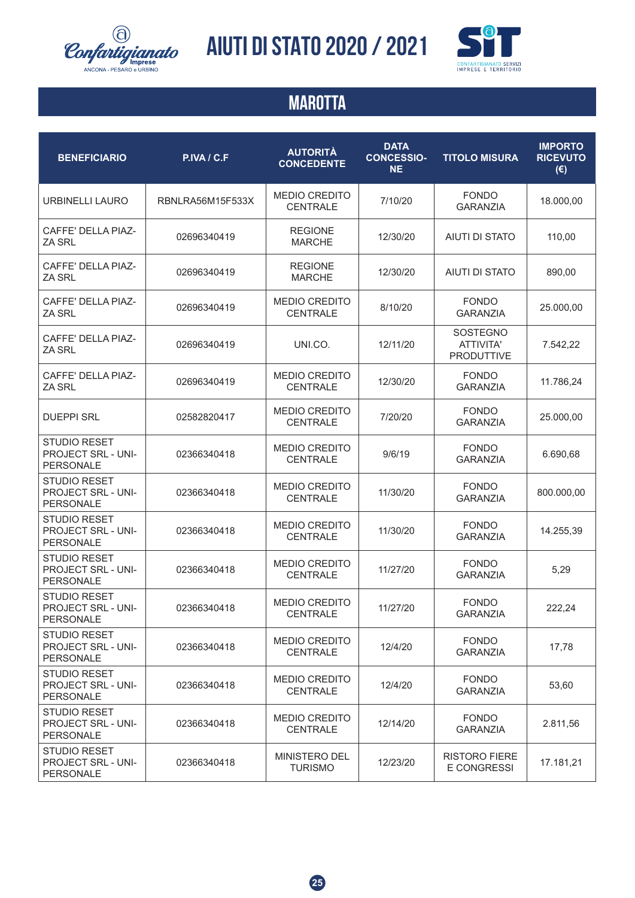# AIUTI DI STATO 2020 / 2021

## MAROTTA

| BENEFICIARIO | P.IVA / C.F | AUTORITÀ CONCEDENTE | DATA CONCESSIONE | TITOLO MISURA | IMPORTO RICEVUTO (€) |
|---|---|---|---|---|---|
| URBINELLI LAURO | RBNLRA56M15F533X | MEDIO CREDITO CENTRALE | 7/10/20 | FONDO GARANZIA | 18.000,00 |
| CAFFE' DELLA PIAZZA SRL | 02696340419 | REGIONE MARCHE | 12/30/20 | AIUTI DI STATO | 110,00 |
| CAFFE' DELLA PIAZZA SRL | 02696340419 | REGIONE MARCHE | 12/30/20 | AIUTI DI STATO | 890,00 |
| CAFFE' DELLA PIAZZA SRL | 02696340419 | MEDIO CREDITO CENTRALE | 8/10/20 | FONDO GARANZIA | 25.000,00 |
| CAFFE' DELLA PIAZZA SRL | 02696340419 | UNI.CO. | 12/11/20 | SOSTEGNO ATTIVITA' PRODUTTIVE | 7.542,22 |
| CAFFE' DELLA PIAZZA SRL | 02696340419 | MEDIO CREDITO CENTRALE | 12/30/20 | FONDO GARANZIA | 11.786,24 |
| DUEPPI SRL | 02582820417 | MEDIO CREDITO CENTRALE | 7/20/20 | FONDO GARANZIA | 25.000,00 |
| STUDIO RESET PROJECT SRL - UNIPERSONALE | 02366340418 | MEDIO CREDITO CENTRALE | 9/6/19 | FONDO GARANZIA | 6.690,68 |
| STUDIO RESET PROJECT SRL - UNIPERSONALE | 02366340418 | MEDIO CREDITO CENTRALE | 11/30/20 | FONDO GARANZIA | 800.000,00 |
| STUDIO RESET PROJECT SRL - UNIPERSONALE | 02366340418 | MEDIO CREDITO CENTRALE | 11/30/20 | FONDO GARANZIA | 14.255,39 |
| STUDIO RESET PROJECT SRL - UNIPERSONALE | 02366340418 | MEDIO CREDITO CENTRALE | 11/27/20 | FONDO GARANZIA | 5,29 |
| STUDIO RESET PROJECT SRL - UNIPERSONALE | 02366340418 | MEDIO CREDITO CENTRALE | 11/27/20 | FONDO GARANZIA | 222,24 |
| STUDIO RESET PROJECT SRL - UNIPERSONALE | 02366340418 | MEDIO CREDITO CENTRALE | 12/4/20 | FONDO GARANZIA | 17,78 |
| STUDIO RESET PROJECT SRL - UNIPERSONALE | 02366340418 | MEDIO CREDITO CENTRALE | 12/4/20 | FONDO GARANZIA | 53,60 |
| STUDIO RESET PROJECT SRL - UNIPERSONALE | 02366340418 | MEDIO CREDITO CENTRALE | 12/14/20 | FONDO GARANZIA | 2.811,56 |
| STUDIO RESET PROJECT SRL - UNIPERSONALE | 02366340418 | MINISTERO DEL TURISMO | 12/23/20 | RISTORO FIERE E CONGRESSI | 17.181,21 |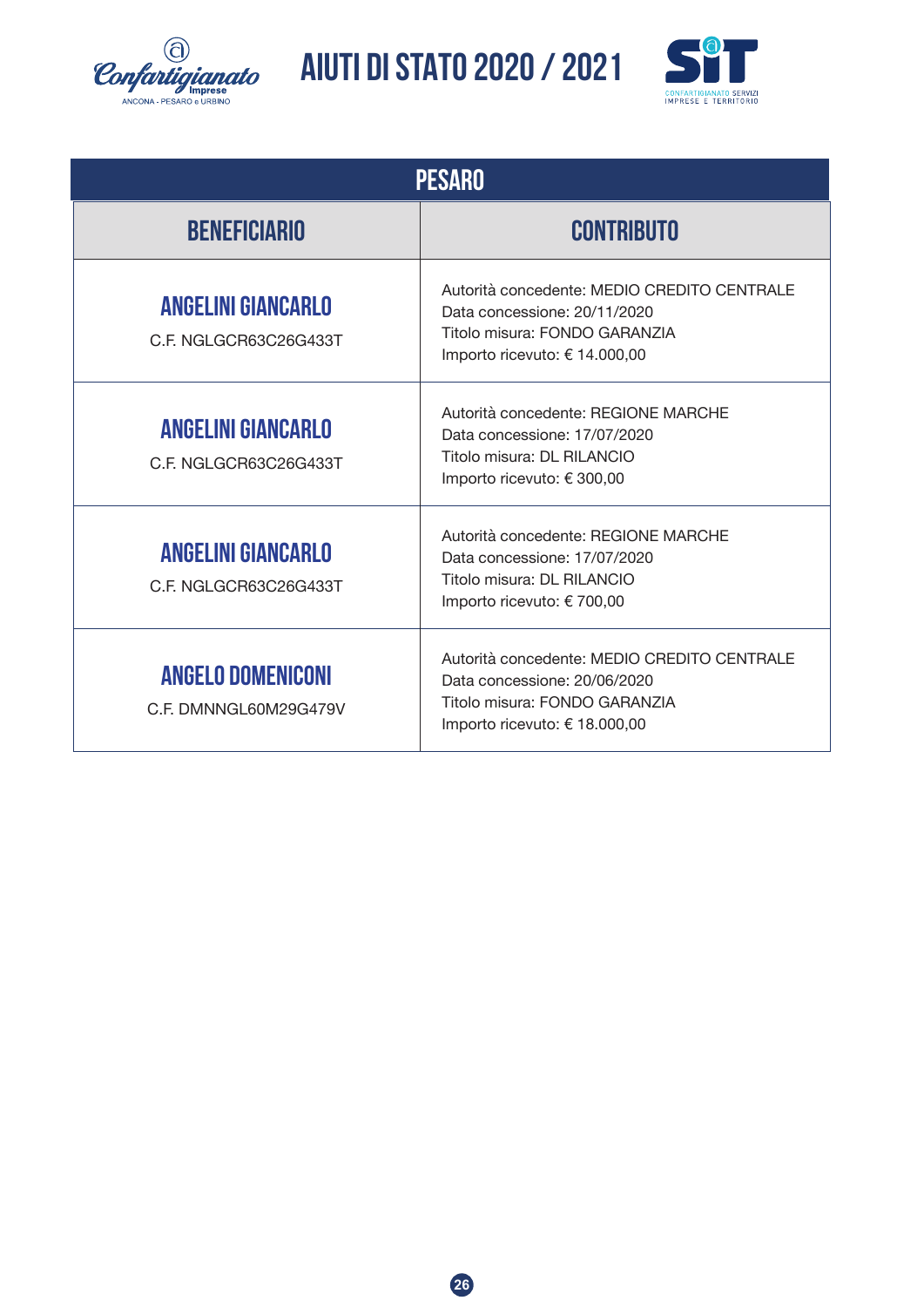| PESARO | |
|---|---|
| **BENEFICIARIO** | **CONTRIBUTO** |
| **ANGELINI GIANCARLO**<br>C.F. NGLGCR63C26G433T | Autorità concedente: MEDIO CREDITO CENTRALE<br>Data concessione: 20/11/2020<br>Titolo misura: FONDO GARANZIA<br>Importo ricevuto: € 14.000,00 |
| **ANGELINI GIANCARLO**<br>C.F. NGLGCR63C26G433T | Autorità concedente: REGIONE MARCHE<br>Data concessione: 17/07/2020<br>Titolo misura: DL RILANCIO<br>Importo ricevuto: € 300,00 |
| **ANGELINI GIANCARLO**<br>C.F. NGLGCR63C26G433T | Autorità concedente: REGIONE MARCHE<br>Data concessione: 17/07/2020<br>Titolo misura: DL RILANCIO<br>Importo ricevuto: € 700,00 |
| **ANGELO DOMENICONI**<br>C.F. DMNNGL60M29G479V | Autorità concedente: MEDIO CREDITO CENTRALE<br>Data concessione: 20/06/2020<br>Titolo misura: FONDO GARANZIA<br>Importo ricevuto: € 18.000,00 |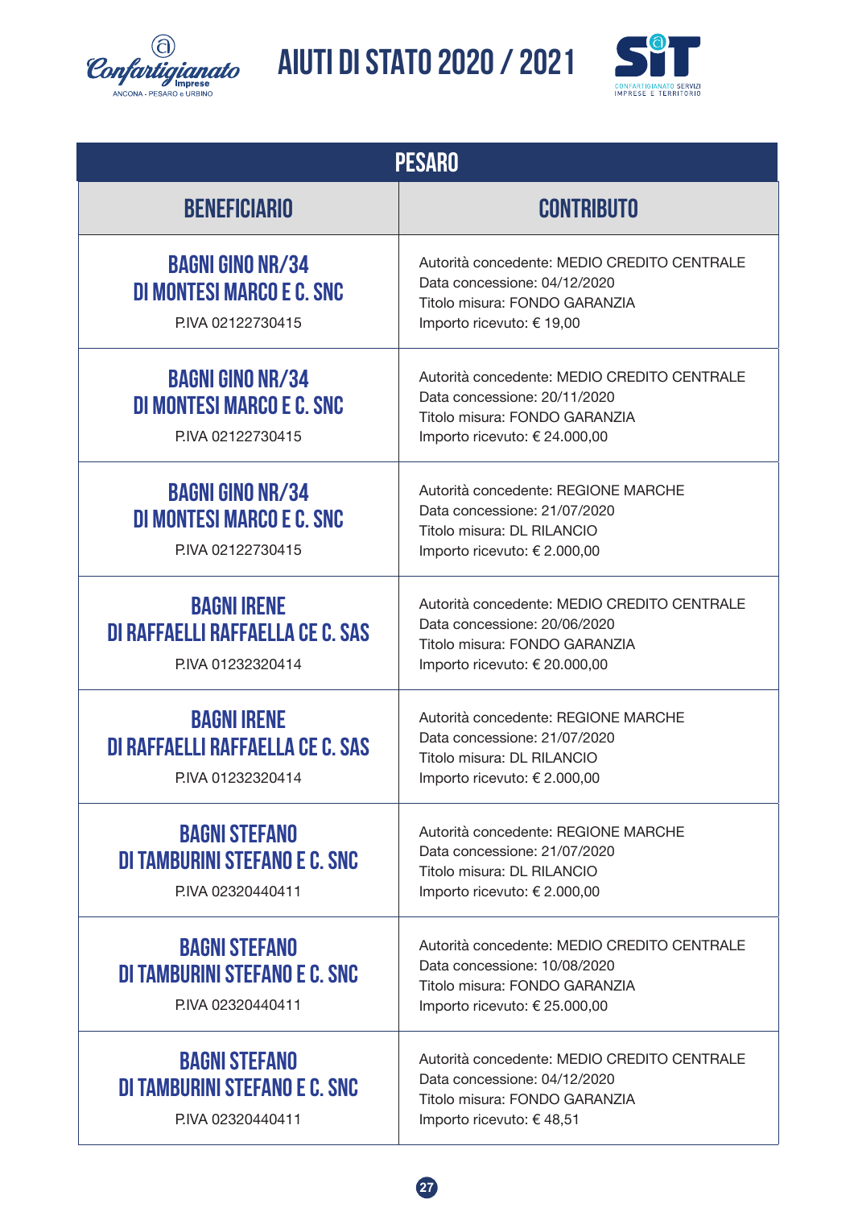# AIUTI DI STATO 2020 / 2021

| PESARO | |
|---|---|
| **BENEFICIARIO** | **CONTRIBUTO** |
| **BAGNI GINO NR/34 DI MONTESI MARCO E C. SNC** P.IVA 02122730415 | Autorità concedente: MEDIO CREDITO CENTRALE<br>Data concessione: 04/12/2020<br>Titolo misura: FONDO GARANZIA<br>Importo ricevuto: € 19,00 |
| **BAGNI GINO NR/34 DI MONTESI MARCO E C. SNC** P.IVA 02122730415 | Autorità concedente: MEDIO CREDITO CENTRALE<br>Data concessione: 20/11/2020<br>Titolo misura: FONDO GARANZIA<br>Importo ricevuto: € 24.000,00 |
| **BAGNI GINO NR/34 DI MONTESI MARCO E C. SNC** P.IVA 02122730415 | Autorità concedente: REGIONE MARCHE<br>Data concessione: 21/07/2020<br>Titolo misura: DL RILANCIO<br>Importo ricevuto: € 2.000,00 |
| **BAGNI IRENE DI RAFFAELLI RAFFAELLA CE C. SAS** P.IVA 01232320414 | Autorità concedente: MEDIO CREDITO CENTRALE<br>Data concessione: 20/06/2020<br>Titolo misura: FONDO GARANZIA<br>Importo ricevuto: € 20.000,00 |
| **BAGNI IRENE DI RAFFAELLI RAFFAELLA CE C. SAS** P.IVA 01232320414 | Autorità concedente: REGIONE MARCHE<br>Data concessione: 21/07/2020<br>Titolo misura: DL RILANCIO<br>Importo ricevuto: € 2.000,00 |
| **BAGNI STEFANO DI TAMBURINI STEFANO E C. SNC** P.IVA 02320440411 | Autorità concedente: REGIONE MARCHE<br>Data concessione: 21/07/2020<br>Titolo misura: DL RILANCIO<br>Importo ricevuto: € 2.000,00 |
| **BAGNI STEFANO DI TAMBURINI STEFANO E C. SNC** P.IVA 02320440411 | Autorità concedente: MEDIO CREDITO CENTRALE<br>Data concessione: 10/08/2020<br>Titolo misura: FONDO GARANZIA<br>Importo ricevuto: € 25.000,00 |
| **BAGNI STEFANO DI TAMBURINI STEFANO E C. SNC** P.IVA 02320440411 | Autorità concedente: MEDIO CREDITO CENTRALE<br>Data concessione: 04/12/2020<br>Titolo misura: FONDO GARANZIA<br>Importo ricevuto: € 48,51 |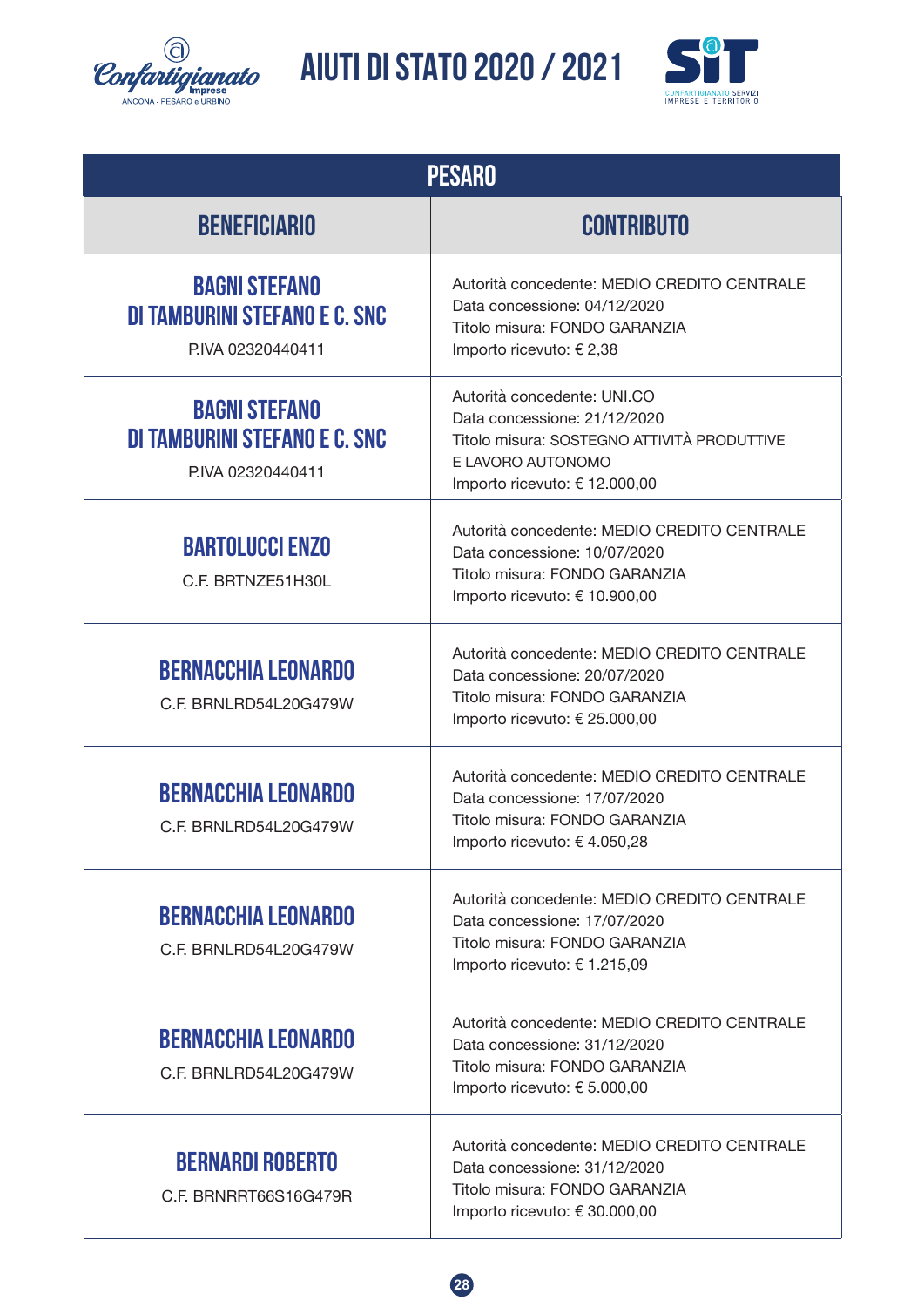# AIUTI DI STATO 2020 / 2021

| PESARO | |
|---|---|
| **BENEFICIARIO** | **CONTRIBUTO** |
| **BAGNI STEFANO DI TAMBURINI STEFANO E C. SNC** P.IVA 02320440411 | Autorità concedente: MEDIO CREDITO CENTRALE<br>Data concessione: 04/12/2020<br>Titolo misura: FONDO GARANZIA<br>Importo ricevuto: € 2,38 |
| **BAGNI STEFANO DI TAMBURINI STEFANO E C. SNC** P.IVA 02320440411 | Autorità concedente: UNI.CO<br>Data concessione: 21/12/2020<br>Titolo misura: SOSTEGNO ATTIVITÀ PRODUTTIVE E LAVORO AUTONOMO<br>Importo ricevuto: € 12.000,00 |
| **BARTOLUCCI ENZO** C.F. BRTNZE51H30L | Autorità concedente: MEDIO CREDITO CENTRALE<br>Data concessione: 10/07/2020<br>Titolo misura: FONDO GARANZIA<br>Importo ricevuto: € 10.900,00 |
| **BERNACCHIA LEONARDO** C.F. BRNLRD54L20G479W | Autorità concedente: MEDIO CREDITO CENTRALE<br>Data concessione: 20/07/2020<br>Titolo misura: FONDO GARANZIA<br>Importo ricevuto: € 25.000,00 |
| **BERNACCHIA LEONARDO** C.F. BRNLRD54L20G479W | Autorità concedente: MEDIO CREDITO CENTRALE<br>Data concessione: 17/07/2020<br>Titolo misura: FONDO GARANZIA<br>Importo ricevuto: € 4.050,28 |
| **BERNACCHIA LEONARDO** C.F. BRNLRD54L20G479W | Autorità concedente: MEDIO CREDITO CENTRALE<br>Data concessione: 17/07/2020<br>Titolo misura: FONDO GARANZIA<br>Importo ricevuto: € 1.215,09 |
| **BERNACCHIA LEONARDO** C.F. BRNLRD54L20G479W | Autorità concedente: MEDIO CREDITO CENTRALE<br>Data concessione: 31/12/2020<br>Titolo misura: FONDO GARANZIA<br>Importo ricevuto: € 5.000,00 |
| **BERNARDI ROBERTO** C.F. BRNRRT66S16G479R | Autorità concedente: MEDIO CREDITO CENTRALE<br>Data concessione: 31/12/2020<br>Titolo misura: FONDO GARANZIA<br>Importo ricevuto: € 30.000,00 |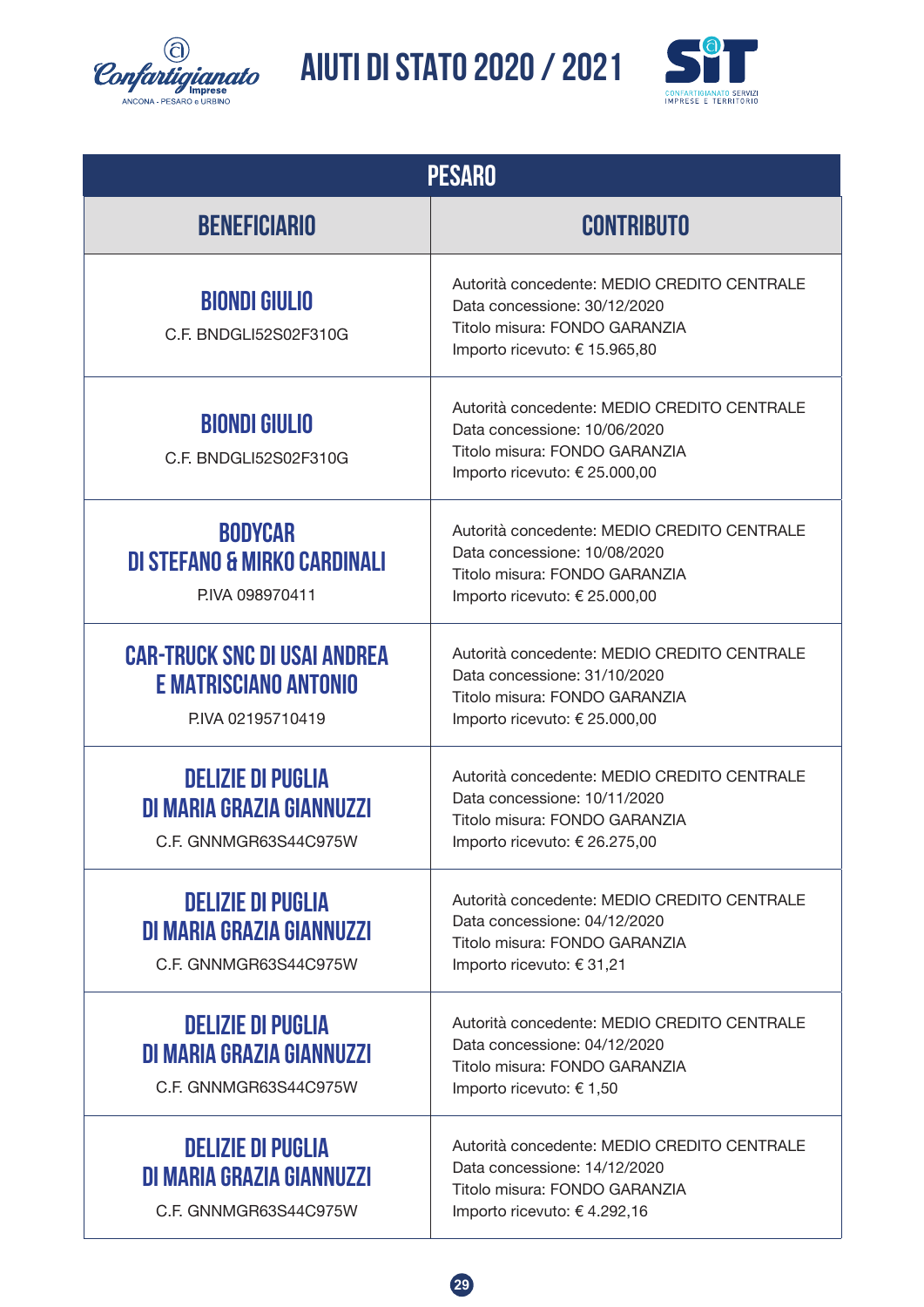# AIUTI DI STATO 2020 / 2021

| PESARO | |
|---|---|
| **BENEFICIARIO** | **CONTRIBUTO** |
| **BIONDI GIULIO**<br>C.F. BNDGLI52S02F310G | Autorità concedente: MEDIO CREDITO CENTRALE<br>Data concessione: 30/12/2020<br>Titolo misura: FONDO GARANZIA<br>Importo ricevuto: € 15.965,80 |
| **BIONDI GIULIO**<br>C.F. BNDGLI52S02F310G | Autorità concedente: MEDIO CREDITO CENTRALE<br>Data concessione: 10/06/2020<br>Titolo misura: FONDO GARANZIA<br>Importo ricevuto: € 25.000,00 |
| **BODYCAR DI STEFANO & MIRKO CARDINALI**<br>P.IVA 098970411 | Autorità concedente: MEDIO CREDITO CENTRALE<br>Data concessione: 10/08/2020<br>Titolo misura: FONDO GARANZIA<br>Importo ricevuto: € 25.000,00 |
| **CAR-TRUCK SNC DI USAI ANDREA E MATRISCIANO ANTONIO**<br>P.IVA 02195710419 | Autorità concedente: MEDIO CREDITO CENTRALE<br>Data concessione: 31/10/2020<br>Titolo misura: FONDO GARANZIA<br>Importo ricevuto: € 25.000,00 |
| **DELIZIE DI PUGLIA DI MARIA GRAZIA GIANNUZZI**<br>C.F. GNNMGR63S44C975W | Autorità concedente: MEDIO CREDITO CENTRALE<br>Data concessione: 10/11/2020<br>Titolo misura: FONDO GARANZIA<br>Importo ricevuto: € 26.275,00 |
| **DELIZIE DI PUGLIA DI MARIA GRAZIA GIANNUZZI**<br>C.F. GNNMGR63S44C975W | Autorità concedente: MEDIO CREDITO CENTRALE<br>Data concessione: 04/12/2020<br>Titolo misura: FONDO GARANZIA<br>Importo ricevuto: € 31,21 |
| **DELIZIE DI PUGLIA DI MARIA GRAZIA GIANNUZZI**<br>C.F. GNNMGR63S44C975W | Autorità concedente: MEDIO CREDITO CENTRALE<br>Data concessione: 04/12/2020<br>Titolo misura: FONDO GARANZIA<br>Importo ricevuto: € 1,50 |
| **DELIZIE DI PUGLIA DI MARIA GRAZIA GIANNUZZI**<br>C.F. GNNMGR63S44C975W | Autorità concedente: MEDIO CREDITO CENTRALE<br>Data concessione: 14/12/2020<br>Titolo misura: FONDO GARANZIA<br>Importo ricevuto: € 4.292,16 |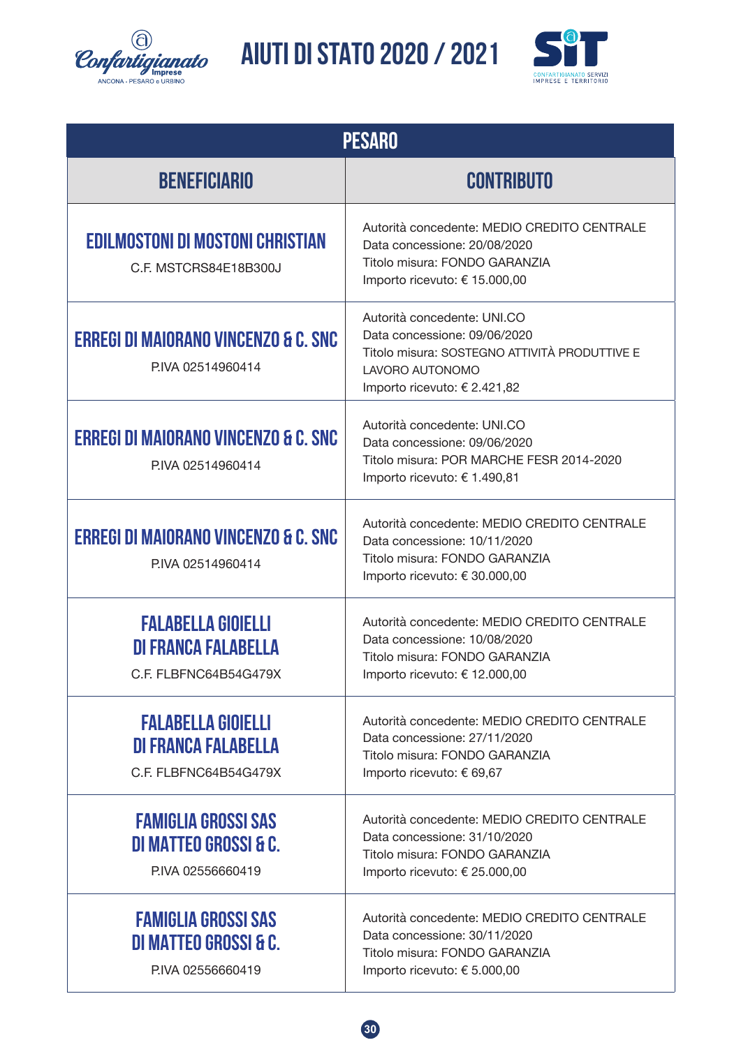| PESARO | |
|---|---|
| **BENEFICIARIO** | **CONTRIBUTO** |
| **EDILMOSTONI DI MOSTONI CHRISTIAN**<br>C.F. MSTCRS84E18B300J | Autorità concedente: MEDIO CREDITO CENTRALE<br>Data concessione: 20/08/2020<br>Titolo misura: FONDO GARANZIA<br>Importo ricevuto: € 15.000,00 |
| **ERREGI DI MAIORANO VINCENZO & C. SNC**<br>P.IVA 02514960414 | Autorità concedente: UNI.CO<br>Data concessione: 09/06/2020<br>Titolo misura: SOSTEGNO ATTIVITÀ PRODUTTIVE E LAVORO AUTONOMO<br>Importo ricevuto: € 2.421,82 |
| **ERREGI DI MAIORANO VINCENZO & C. SNC**<br>P.IVA 02514960414 | Autorità concedente: UNI.CO<br>Data concessione: 09/06/2020<br>Titolo misura: POR MARCHE FESR 2014-2020<br>Importo ricevuto: € 1.490,81 |
| **ERREGI DI MAIORANO VINCENZO & C. SNC**<br>P.IVA 02514960414 | Autorità concedente: MEDIO CREDITO CENTRALE<br>Data concessione: 10/11/2020<br>Titolo misura: FONDO GARANZIA<br>Importo ricevuto: € 30.000,00 |
| **FALABELLA GIOIELLI DI FRANCA FALABELLA**<br>C.F. FLBFNC64B54G479X | Autorità concedente: MEDIO CREDITO CENTRALE<br>Data concessione: 10/08/2020<br>Titolo misura: FONDO GARANZIA<br>Importo ricevuto: € 12.000,00 |
| **FALABELLA GIOIELLI DI FRANCA FALABELLA**<br>C.F. FLBFNC64B54G479X | Autorità concedente: MEDIO CREDITO CENTRALE<br>Data concessione: 27/11/2020<br>Titolo misura: FONDO GARANZIA<br>Importo ricevuto: € 69,67 |
| **FAMIGLIA GROSSI SAS DI MATTEO GROSSI & C.**<br>P.IVA 02556660419 | Autorità concedente: MEDIO CREDITO CENTRALE<br>Data concessione: 31/10/2020<br>Titolo misura: FONDO GARANZIA<br>Importo ricevuto: € 25.000,00 |
| **FAMIGLIA GROSSI SAS DI MATTEO GROSSI & C.**<br>P.IVA 02556660419 | Autorità concedente: MEDIO CREDITO CENTRALE<br>Data concessione: 30/11/2020<br>Titolo misura: FONDO GARANZIA<br>Importo ricevuto: € 5.000,00 |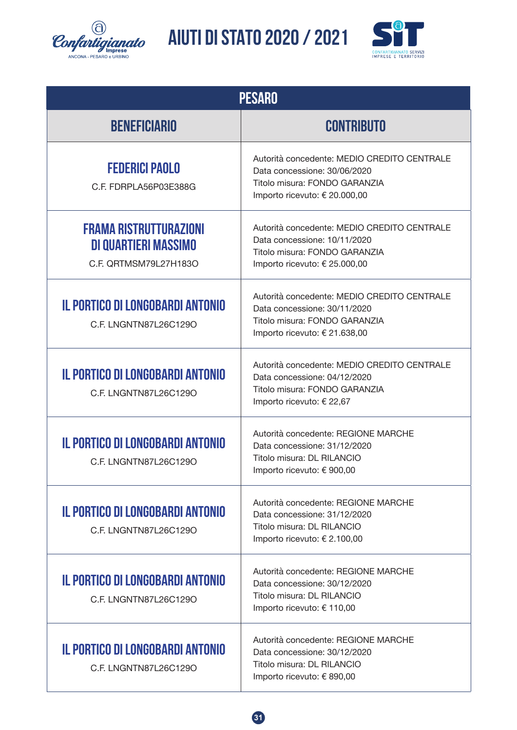# AIUTI DI STATO 2020 / 2021

| PESARO | |
|---|---|
| **BENEFICIARIO** | **CONTRIBUTO** |
| **FEDERICI PAOLO**<br>C.F. FDRPLA56P03E388G | Autorità concedente: MEDIO CREDITO CENTRALE<br>Data concessione: 30/06/2020<br>Titolo misura: FONDO GARANZIA<br>Importo ricevuto: € 20.000,00 |
| **FRAMA RISTRUTTURAZIONI DI QUARTIERI MASSIMO**<br>C.F. QRTMSM79L27H183O | Autorità concedente: MEDIO CREDITO CENTRALE<br>Data concessione: 10/11/2020<br>Titolo misura: FONDO GARANZIA<br>Importo ricevuto: € 25.000,00 |
| **IL PORTICO DI LONGOBARDI ANTONIO**<br>C.F. LNGNTN87L26C129O | Autorità concedente: MEDIO CREDITO CENTRALE<br>Data concessione: 30/11/2020<br>Titolo misura: FONDO GARANZIA<br>Importo ricevuto: € 21.638,00 |
| **IL PORTICO DI LONGOBARDI ANTONIO**<br>C.F. LNGNTN87L26C129O | Autorità concedente: MEDIO CREDITO CENTRALE<br>Data concessione: 04/12/2020<br>Titolo misura: FONDO GARANZIA<br>Importo ricevuto: € 22,67 |
| **IL PORTICO DI LONGOBARDI ANTONIO**<br>C.F. LNGNTN87L26C129O | Autorità concedente: REGIONE MARCHE<br>Data concessione: 31/12/2020<br>Titolo misura: DL RILANCIO<br>Importo ricevuto: € 900,00 |
| **IL PORTICO DI LONGOBARDI ANTONIO**<br>C.F. LNGNTN87L26C129O | Autorità concedente: REGIONE MARCHE<br>Data concessione: 31/12/2020<br>Titolo misura: DL RILANCIO<br>Importo ricevuto: € 2.100,00 |
| **IL PORTICO DI LONGOBARDI ANTONIO**<br>C.F. LNGNTN87L26C129O | Autorità concedente: REGIONE MARCHE<br>Data concessione: 30/12/2020<br>Titolo misura: DL RILANCIO<br>Importo ricevuto: € 110,00 |
| **IL PORTICO DI LONGOBARDI ANTONIO**<br>C.F. LNGNTN87L26C129O | Autorità concedente: REGIONE MARCHE<br>Data concessione: 30/12/2020<br>Titolo misura: DL RILANCIO<br>Importo ricevuto: € 890,00 |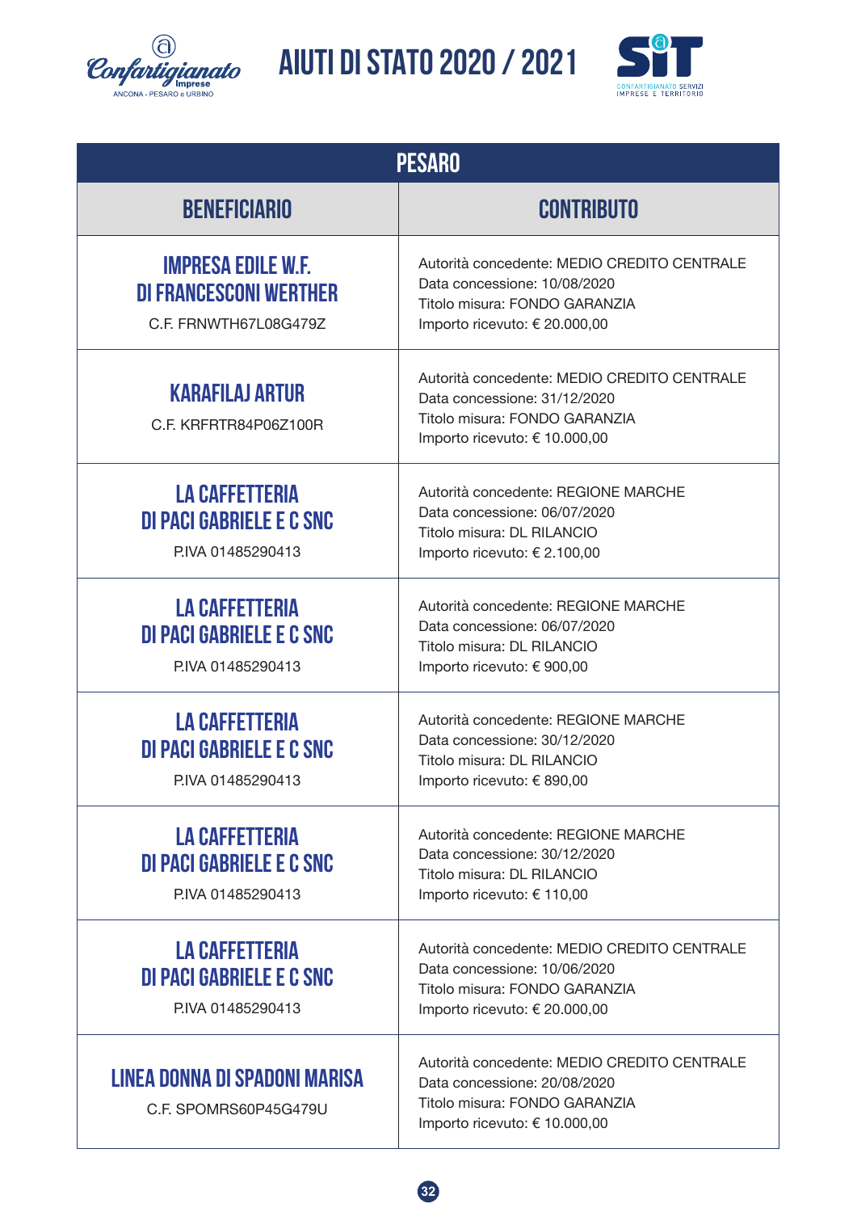# AIUTI DI STATO 2020 / 2021

| PESARO | |
|---|---|
| **BENEFICIARIO** | **CONTRIBUTO** |
| **IMPRESA EDILE W.F. DI FRANCESCONI WERTHER** C.F. FRNWTH67L08G479Z | Autorità concedente: MEDIO CREDITO CENTRALE<br>Data concessione: 10/08/2020<br>Titolo misura: FONDO GARANZIA<br>Importo ricevuto: € 20.000,00 |
| **KARAFILAJ ARTUR** C.F. KRFRTR84P06Z100R | Autorità concedente: MEDIO CREDITO CENTRALE<br>Data concessione: 31/12/2020<br>Titolo misura: FONDO GARANZIA<br>Importo ricevuto: € 10.000,00 |
| **LA CAFFETTERIA DI PACI GABRIELE E C SNC** P.IVA 01485290413 | Autorità concedente: REGIONE MARCHE<br>Data concessione: 06/07/2020<br>Titolo misura: DL RILANCIO<br>Importo ricevuto: € 2.100,00 |
| **LA CAFFETTERIA DI PACI GABRIELE E C SNC** P.IVA 01485290413 | Autorità concedente: REGIONE MARCHE<br>Data concessione: 06/07/2020<br>Titolo misura: DL RILANCIO<br>Importo ricevuto: € 900,00 |
| **LA CAFFETTERIA DI PACI GABRIELE E C SNC** P.IVA 01485290413 | Autorità concedente: REGIONE MARCHE<br>Data concessione: 30/12/2020<br>Titolo misura: DL RILANCIO<br>Importo ricevuto: € 890,00 |
| **LA CAFFETTERIA DI PACI GABRIELE E C SNC** P.IVA 01485290413 | Autorità concedente: REGIONE MARCHE<br>Data concessione: 30/12/2020<br>Titolo misura: DL RILANCIO<br>Importo ricevuto: € 110,00 |
| **LA CAFFETTERIA DI PACI GABRIELE E C SNC** P.IVA 01485290413 | Autorità concedente: MEDIO CREDITO CENTRALE<br>Data concessione: 10/06/2020<br>Titolo misura: FONDO GARANZIA<br>Importo ricevuto: € 20.000,00 |
| **LINEA DONNA DI SPADONI MARISA** C.F. SPOMRS60P45G479U | Autorità concedente: MEDIO CREDITO CENTRALE<br>Data concessione: 20/08/2020<br>Titolo misura: FONDO GARANZIA<br>Importo ricevuto: € 10.000,00 |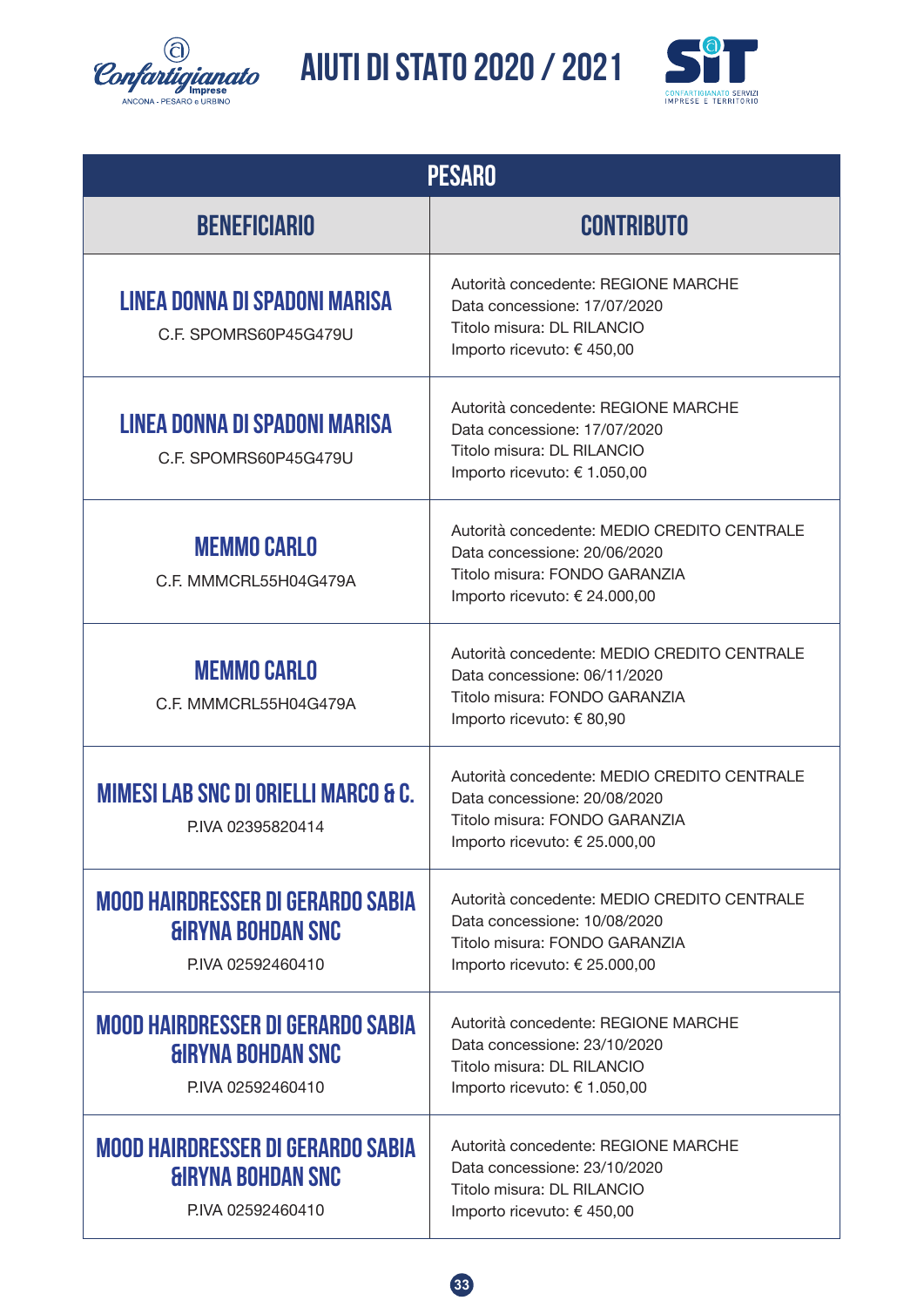# AIUTI DI STATO 2020 / 2021

| PESARO | |
|---|---|
| **BENEFICIARIO** | **CONTRIBUTO** |
| **LINEA DONNA DI SPADONI MARISA**<br>C.F. SPOMRS60P45G479U | Autorità concedente: REGIONE MARCHE<br>Data concessione: 17/07/2020<br>Titolo misura: DL RILANCIO<br>Importo ricevuto: € 450,00 |
| **LINEA DONNA DI SPADONI MARISA**<br>C.F. SPOMRS60P45G479U | Autorità concedente: REGIONE MARCHE<br>Data concessione: 17/07/2020<br>Titolo misura: DL RILANCIO<br>Importo ricevuto: € 1.050,00 |
| **MEMMO CARLO**<br>C.F. MMMCRL55H04G479A | Autorità concedente: MEDIO CREDITO CENTRALE<br>Data concessione: 20/06/2020<br>Titolo misura: FONDO GARANZIA<br>Importo ricevuto: € 24.000,00 |
| **MEMMO CARLO**<br>C.F. MMMCRL55H04G479A | Autorità concedente: MEDIO CREDITO CENTRALE<br>Data concessione: 06/11/2020<br>Titolo misura: FONDO GARANZIA<br>Importo ricevuto: € 80,90 |
| **MIMESI LAB SNC DI ORIELLI MARCO & C.**<br>P.IVA 02395820414 | Autorità concedente: MEDIO CREDITO CENTRALE<br>Data concessione: 20/08/2020<br>Titolo misura: FONDO GARANZIA<br>Importo ricevuto: € 25.000,00 |
| **MOOD HAIRDRESSER DI GERARDO SABIA &IRYNA BOHDAN SNC**<br>P.IVA 02592460410 | Autorità concedente: MEDIO CREDITO CENTRALE<br>Data concessione: 10/08/2020<br>Titolo misura: FONDO GARANZIA<br>Importo ricevuto: € 25.000,00 |
| **MOOD HAIRDRESSER DI GERARDO SABIA &IRYNA BOHDAN SNC**<br>P.IVA 02592460410 | Autorità concedente: REGIONE MARCHE<br>Data concessione: 23/10/2020<br>Titolo misura: DL RILANCIO<br>Importo ricevuto: € 1.050,00 |
| **MOOD HAIRDRESSER DI GERARDO SABIA &IRYNA BOHDAN SNC**<br>P.IVA 02592460410 | Autorità concedente: REGIONE MARCHE<br>Data concessione: 23/10/2020<br>Titolo misura: DL RILANCIO<br>Importo ricevuto: € 450,00 |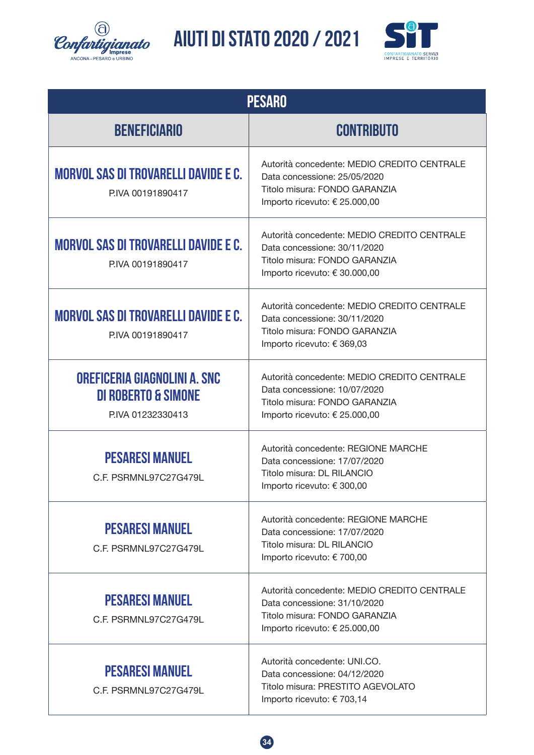# AIUTI DI STATO 2020 / 2021

## PESARO

| BENEFICIARIO | CONTRIBUTO |
|---|---|
| **MORVOL SAS DI TROVARELLI DAVIDE E C.**<br>P.IVA 00191890417 | Autorità concedente: MEDIO CREDITO CENTRALE<br>Data concessione: 25/05/2020<br>Titolo misura: FONDO GARANZIA<br>Importo ricevuto: € 25.000,00 |
| **MORVOL SAS DI TROVARELLI DAVIDE E C.**<br>P.IVA 00191890417 | Autorità concedente: MEDIO CREDITO CENTRALE<br>Data concessione: 30/11/2020<br>Titolo misura: FONDO GARANZIA<br>Importo ricevuto: € 30.000,00 |
| **MORVOL SAS DI TROVARELLI DAVIDE E C.**<br>P.IVA 00191890417 | Autorità concedente: MEDIO CREDITO CENTRALE<br>Data concessione: 30/11/2020<br>Titolo misura: FONDO GARANZIA<br>Importo ricevuto: € 369,03 |
| **OREFICERIA GIAGNOLINI A. SNC DI ROBERTO & SIMONE**<br>P.IVA 01232330413 | Autorità concedente: MEDIO CREDITO CENTRALE<br>Data concessione: 10/07/2020<br>Titolo misura: FONDO GARANZIA<br>Importo ricevuto: € 25.000,00 |
| **PESARESI MANUEL**<br>C.F. PSRMNL97C27G479L | Autorità concedente: REGIONE MARCHE<br>Data concessione: 17/07/2020<br>Titolo misura: DL RILANCIO<br>Importo ricevuto: € 300,00 |
| **PESARESI MANUEL**<br>C.F. PSRMNL97C27G479L | Autorità concedente: REGIONE MARCHE<br>Data concessione: 17/07/2020<br>Titolo misura: DL RILANCIO<br>Importo ricevuto: € 700,00 |
| **PESARESI MANUEL**<br>C.F. PSRMNL97C27G479L | Autorità concedente: MEDIO CREDITO CENTRALE<br>Data concessione: 31/10/2020<br>Titolo misura: FONDO GARANZIA<br>Importo ricevuto: € 25.000,00 |
| **PESARESI MANUEL**<br>C.F. PSRMNL97C27G479L | Autorità concedente: UNI.CO.<br>Data concessione: 04/12/2020<br>Titolo misura: PRESTITO AGEVOLATO<br>Importo ricevuto: € 703,14 |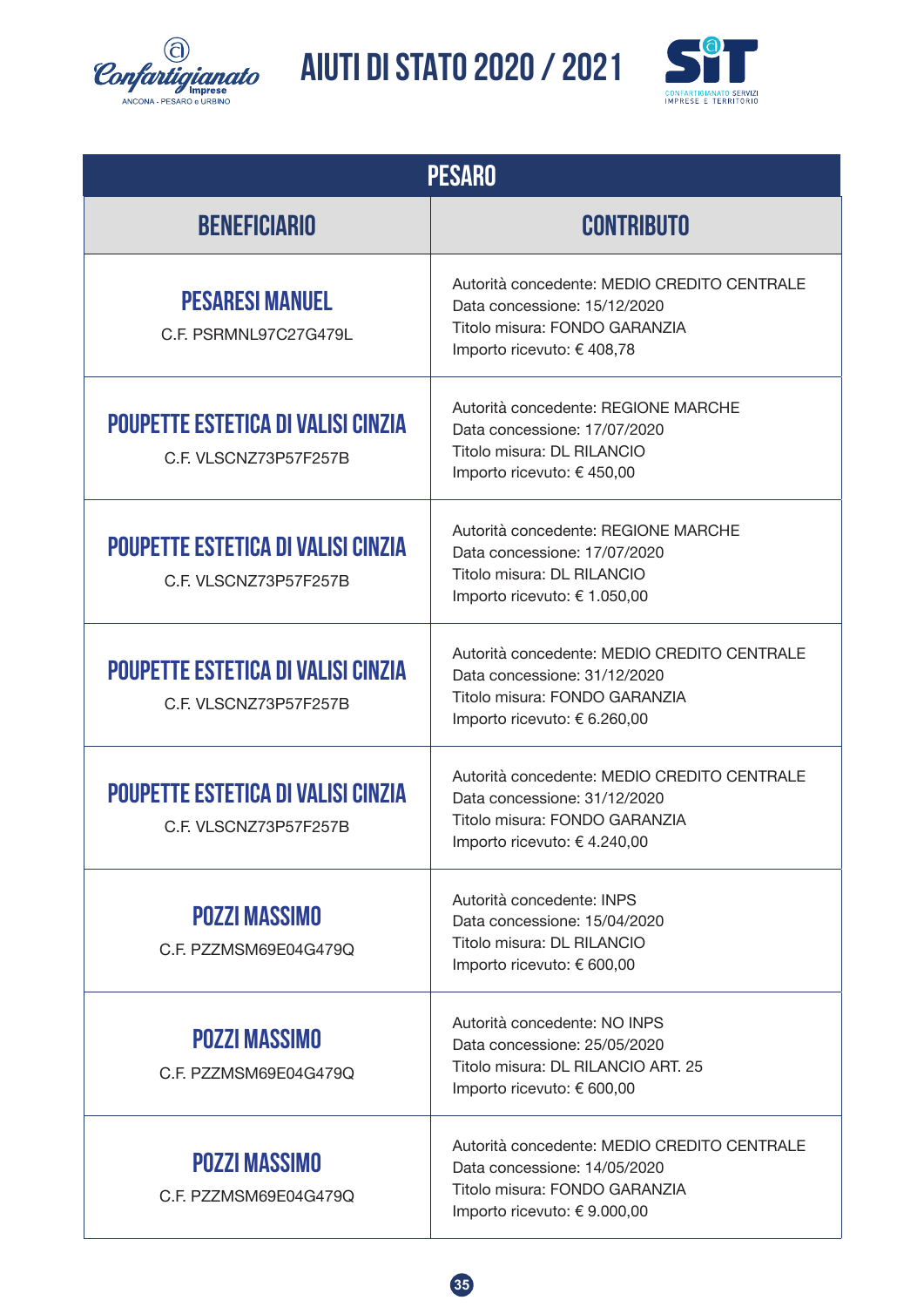# AIUTI DI STATO 2020 / 2021

| PESARO | |
|---|---|
| **BENEFICIARIO** | **CONTRIBUTO** |
| **PESARESI MANUEL**<br>C.F. PSRMNL97C27G479L | Autorità concedente: MEDIO CREDITO CENTRALE<br>Data concessione: 15/12/2020<br>Titolo misura: FONDO GARANZIA<br>Importo ricevuto: € 408,78 |
| **POUPETTE ESTETICA DI VALISI CINZIA**<br>C.F. VLSCNZ73P57F257B | Autorità concedente: REGIONE MARCHE<br>Data concessione: 17/07/2020<br>Titolo misura: DL RILANCIO<br>Importo ricevuto: € 450,00 |
| **POUPETTE ESTETICA DI VALISI CINZIA**<br>C.F. VLSCNZ73P57F257B | Autorità concedente: REGIONE MARCHE<br>Data concessione: 17/07/2020<br>Titolo misura: DL RILANCIO<br>Importo ricevuto: € 1.050,00 |
| **POUPETTE ESTETICA DI VALISI CINZIA**<br>C.F. VLSCNZ73P57F257B | Autorità concedente: MEDIO CREDITO CENTRALE<br>Data concessione: 31/12/2020<br>Titolo misura: FONDO GARANZIA<br>Importo ricevuto: € 6.260,00 |
| **POUPETTE ESTETICA DI VALISI CINZIA**<br>C.F. VLSCNZ73P57F257B | Autorità concedente: MEDIO CREDITO CENTRALE<br>Data concessione: 31/12/2020<br>Titolo misura: FONDO GARANZIA<br>Importo ricevuto: € 4.240,00 |
| **POZZI MASSIMO**<br>C.F. PZZMSM69E04G479Q | Autorità concedente: INPS<br>Data concessione: 15/04/2020<br>Titolo misura: DL RILANCIO<br>Importo ricevuto: € 600,00 |
| **POZZI MASSIMO**<br>C.F. PZZMSM69E04G479Q | Autorità concedente: NO INPS<br>Data concessione: 25/05/2020<br>Titolo misura: DL RILANCIO ART. 25<br>Importo ricevuto: € 600,00 |
| **POZZI MASSIMO**<br>C.F. PZZMSM69E04G479Q | Autorità concedente: MEDIO CREDITO CENTRALE<br>Data concessione: 14/05/2020<br>Titolo misura: FONDO GARANZIA<br>Importo ricevuto: € 9.000,00 |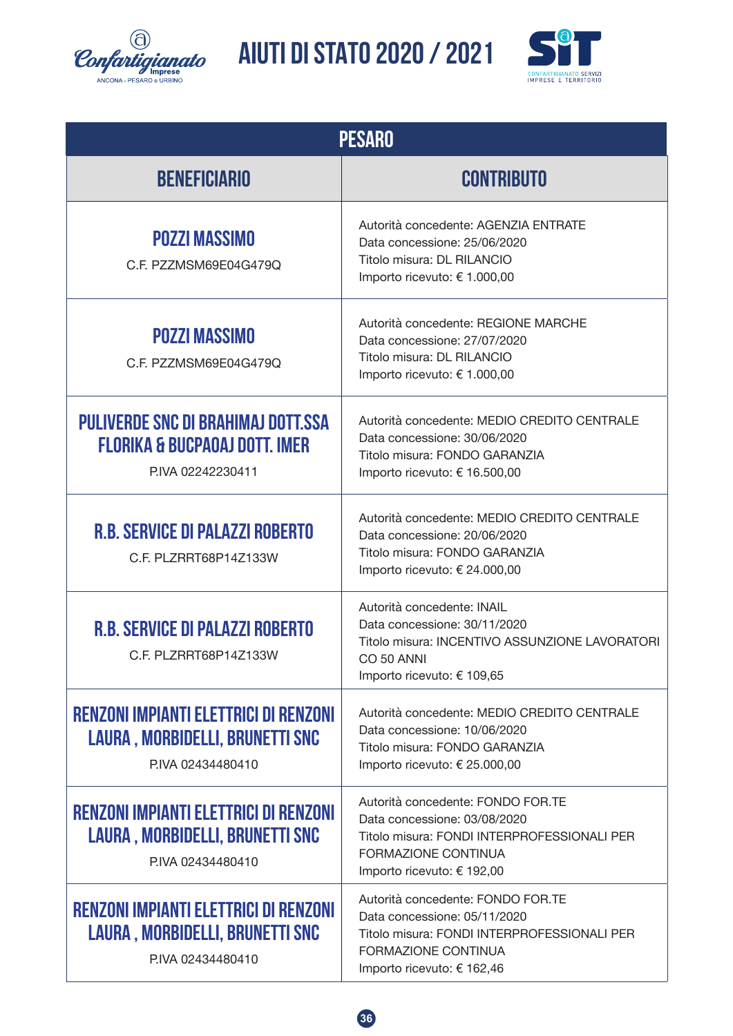# AIUTI DI STATO 2020 / 2021

| PESARO | |
|---|---|
| **BENEFICIARIO** | **CONTRIBUTO** |
| **POZZI MASSIMO**<br>C.F. PZZMSM69E04G479Q | Autorità concedente: AGENZIA ENTRATE<br>Data concessione: 25/06/2020<br>Titolo misura: DL RILANCIO<br>Importo ricevuto: € 1.000,00 |
| **POZZI MASSIMO**<br>C.F. PZZMSM69E04G479Q | Autorità concedente: REGIONE MARCHE<br>Data concessione: 27/07/2020<br>Titolo misura: DL RILANCIO<br>Importo ricevuto: € 1.000,00 |
| **PULIVERDE SNC DI BRAHIMAJ DOTT.SSA FLORIKA & BUCPAOAJ DOTT. IMER**<br>P.IVA 02242230411 | Autorità concedente: MEDIO CREDITO CENTRALE<br>Data concessione: 30/06/2020<br>Titolo misura: FONDO GARANZIA<br>Importo ricevuto: € 16.500,00 |
| **R.B. SERVICE DI PALAZZI ROBERTO**<br>C.F. PLZRRT68P14Z133W | Autorità concedente: MEDIO CREDITO CENTRALE<br>Data concessione: 20/06/2020<br>Titolo misura: FONDO GARANZIA<br>Importo ricevuto: € 24.000,00 |
| **R.B. SERVICE DI PALAZZI ROBERTO**<br>C.F. PLZRRT68P14Z133W | Autorità concedente: INAIL<br>Data concessione: 30/11/2020<br>Titolo misura: INCENTIVO ASSUNZIONE LAVORATORI CO 50 ANNI<br>Importo ricevuto: € 109,65 |
| **RENZONI IMPIANTI ELETTRICI DI RENZONI LAURA , MORBIDELLI, BRUNETTI SNC**<br>P.IVA 02434480410 | Autorità concedente: MEDIO CREDITO CENTRALE<br>Data concessione: 10/06/2020<br>Titolo misura: FONDO GARANZIA<br>Importo ricevuto: € 25.000,00 |
| **RENZONI IMPIANTI ELETTRICI DI RENZONI LAURA , MORBIDELLI, BRUNETTI SNC**<br>P.IVA 02434480410 | Autorità concedente: FONDO FOR.TE<br>Data concessione: 03/08/2020<br>Titolo misura: FONDI INTERPROFESSIONALI PER FORMAZIONE CONTINUA<br>Importo ricevuto: € 192,00 |
| **RENZONI IMPIANTI ELETTRICI DI RENZONI LAURA , MORBIDELLI, BRUNETTI SNC**<br>P.IVA 02434480410 | Autorità concedente: FONDO FOR.TE<br>Data concessione: 05/11/2020<br>Titolo misura: FONDI INTERPROFESSIONALI PER FORMAZIONE CONTINUA<br>Importo ricevuto: € 162,46 |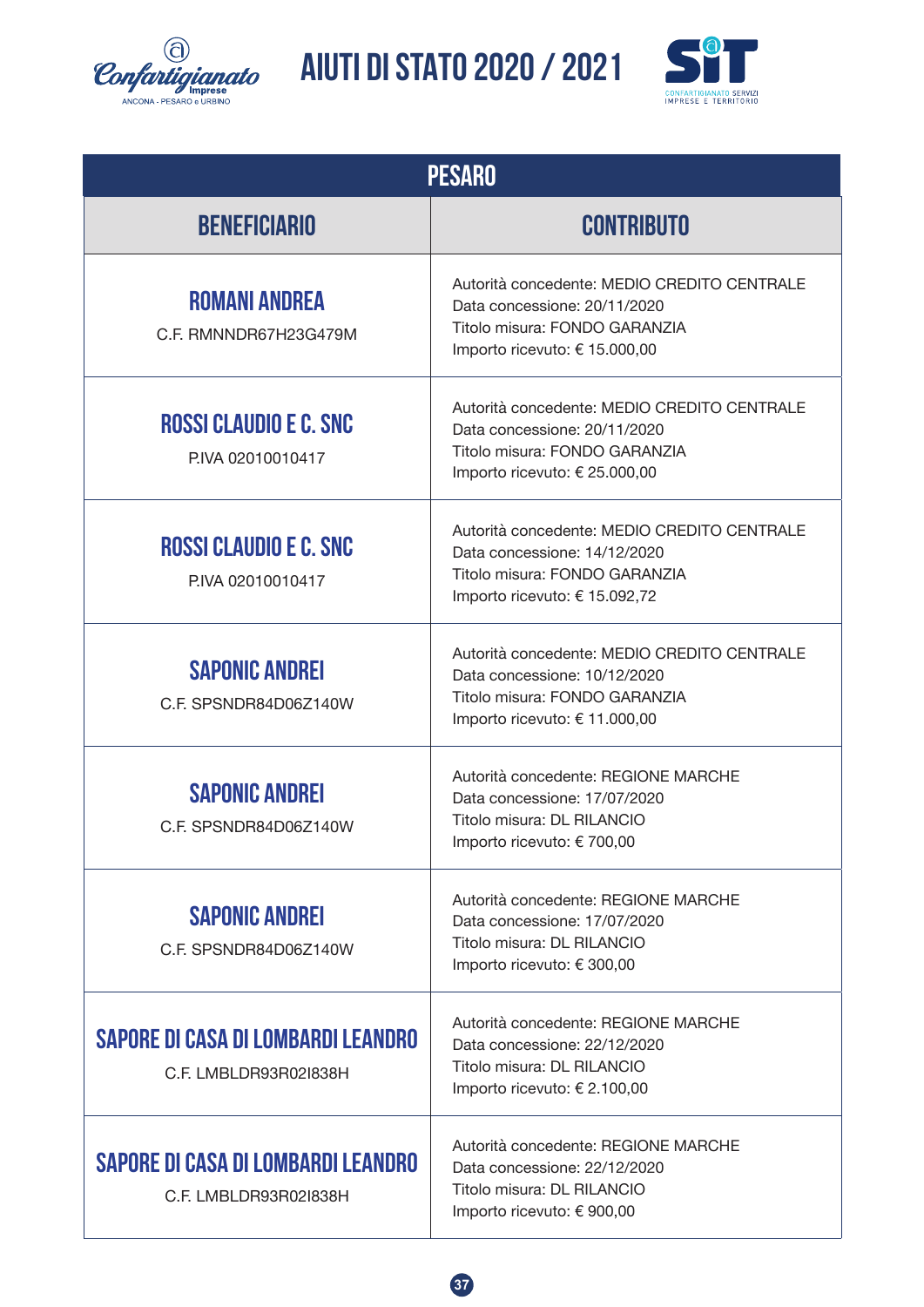# AIUTI DI STATO 2020 / 2021

| PESARO | |
|---|---|
| **BENEFICIARIO** | **CONTRIBUTO** |
| **ROMANI ANDREA**<br>C.F. RMNNDR67H23G479M | Autorità concedente: MEDIO CREDITO CENTRALE<br>Data concessione: 20/11/2020<br>Titolo misura: FONDO GARANZIA<br>Importo ricevuto: € 15.000,00 |
| **ROSSI CLAUDIO E C. SNC**<br>P.IVA 02010010417 | Autorità concedente: MEDIO CREDITO CENTRALE<br>Data concessione: 20/11/2020<br>Titolo misura: FONDO GARANZIA<br>Importo ricevuto: € 25.000,00 |
| **ROSSI CLAUDIO E C. SNC**<br>P.IVA 02010010417 | Autorità concedente: MEDIO CREDITO CENTRALE<br>Data concessione: 14/12/2020<br>Titolo misura: FONDO GARANZIA<br>Importo ricevuto: € 15.092,72 |
| **SAPONIC ANDREI**<br>C.F. SPSNDR84D06Z140W | Autorità concedente: MEDIO CREDITO CENTRALE<br>Data concessione: 10/12/2020<br>Titolo misura: FONDO GARANZIA<br>Importo ricevuto: € 11.000,00 |
| **SAPONIC ANDREI**<br>C.F. SPSNDR84D06Z140W | Autorità concedente: REGIONE MARCHE<br>Data concessione: 17/07/2020<br>Titolo misura: DL RILANCIO<br>Importo ricevuto: € 700,00 |
| **SAPONIC ANDREI**<br>C.F. SPSNDR84D06Z140W | Autorità concedente: REGIONE MARCHE<br>Data concessione: 17/07/2020<br>Titolo misura: DL RILANCIO<br>Importo ricevuto: € 300,00 |
| **SAPORE DI CASA DI LOMBARDI LEANDRO**<br>C.F. LMBLDR93R02I838H | Autorità concedente: REGIONE MARCHE<br>Data concessione: 22/12/2020<br>Titolo misura: DL RILANCIO<br>Importo ricevuto: € 2.100,00 |
| **SAPORE DI CASA DI LOMBARDI LEANDRO**<br>C.F. LMBLDR93R02I838H | Autorità concedente: REGIONE MARCHE<br>Data concessione: 22/12/2020<br>Titolo misura: DL RILANCIO<br>Importo ricevuto: € 900,00 |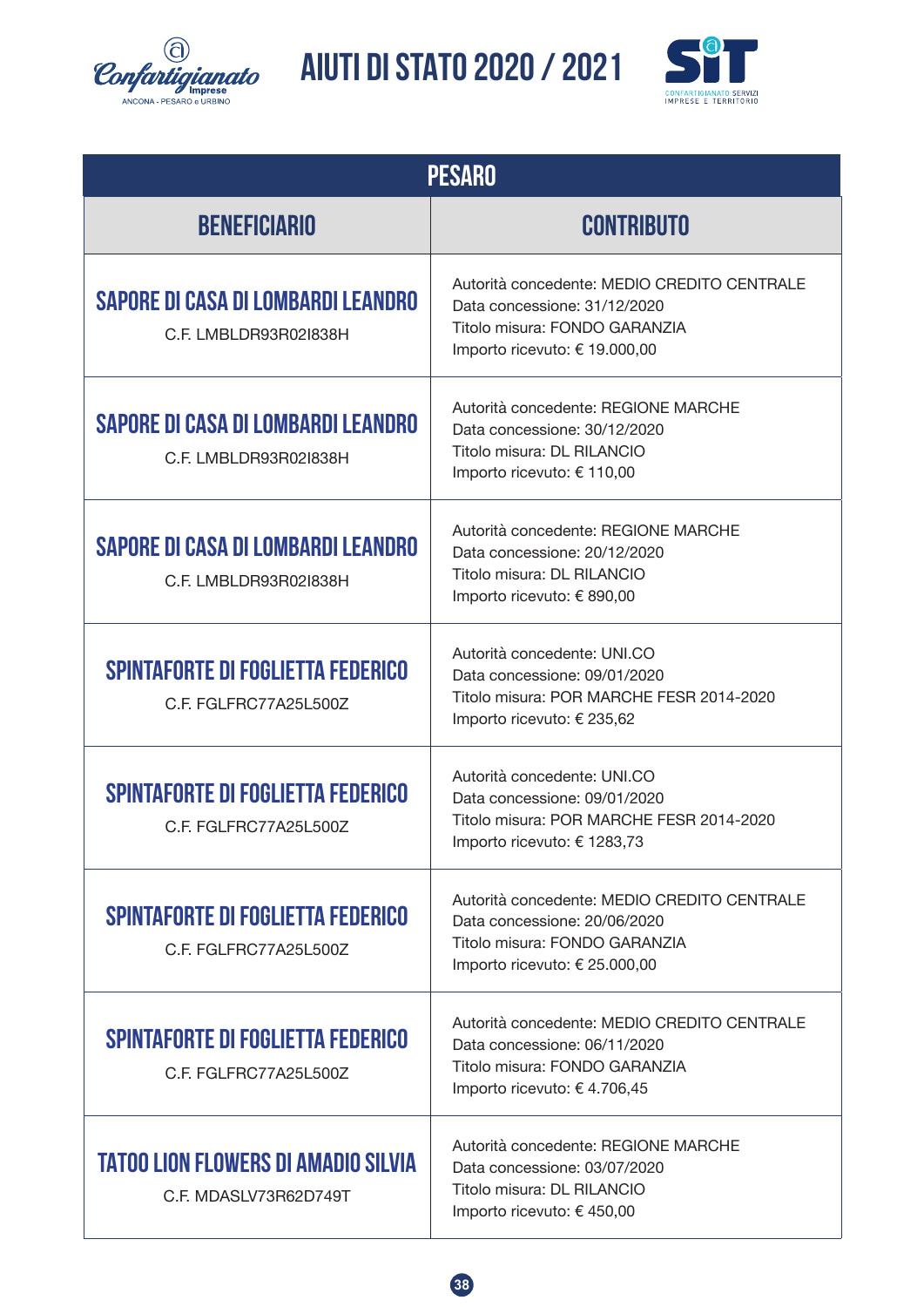# AIUTI DI STATO 2020 / 2021

| PESARO | |
|---|---|
| **BENEFICIARIO** | **CONTRIBUTO** |
| **SAPORE DI CASA DI LOMBARDI LEANDRO**<br>C.F. LMBLDR93R02I838H | Autorità concedente: MEDIO CREDITO CENTRALE<br>Data concessione: 31/12/2020<br>Titolo misura: FONDO GARANZIA<br>Importo ricevuto: € 19.000,00 |
| **SAPORE DI CASA DI LOMBARDI LEANDRO**<br>C.F. LMBLDR93R02I838H | Autorità concedente: REGIONE MARCHE<br>Data concessione: 30/12/2020<br>Titolo misura: DL RILANCIO<br>Importo ricevuto: € 110,00 |
| **SAPORE DI CASA DI LOMBARDI LEANDRO**<br>C.F. LMBLDR93R02I838H | Autorità concedente: REGIONE MARCHE<br>Data concessione: 20/12/2020<br>Titolo misura: DL RILANCIO<br>Importo ricevuto: € 890,00 |
| **SPINTAFORTE DI FOGLIETTA FEDERICO**<br>C.F. FGLFRC77A25L500Z | Autorità concedente: UNI.CO<br>Data concessione: 09/01/2020<br>Titolo misura: POR MARCHE FESR 2014-2020<br>Importo ricevuto: € 235,62 |
| **SPINTAFORTE DI FOGLIETTA FEDERICO**<br>C.F. FGLFRC77A25L500Z | Autorità concedente: UNI.CO<br>Data concessione: 09/01/2020<br>Titolo misura: POR MARCHE FESR 2014-2020<br>Importo ricevuto: € 1283,73 |
| **SPINTAFORTE DI FOGLIETTA FEDERICO**<br>C.F. FGLFRC77A25L500Z | Autorità concedente: MEDIO CREDITO CENTRALE<br>Data concessione: 20/06/2020<br>Titolo misura: FONDO GARANZIA<br>Importo ricevuto: € 25.000,00 |
| **SPINTAFORTE DI FOGLIETTA FEDERICO**<br>C.F. FGLFRC77A25L500Z | Autorità concedente: MEDIO CREDITO CENTRALE<br>Data concessione: 06/11/2020<br>Titolo misura: FONDO GARANZIA<br>Importo ricevuto: € 4.706,45 |
| **TATOO LION FLOWERS DI AMADIO SILVIA**<br>C.F. MDASLV73R62D749T | Autorità concedente: REGIONE MARCHE<br>Data concessione: 03/07/2020<br>Titolo misura: DL RILANCIO<br>Importo ricevuto: € 450,00 |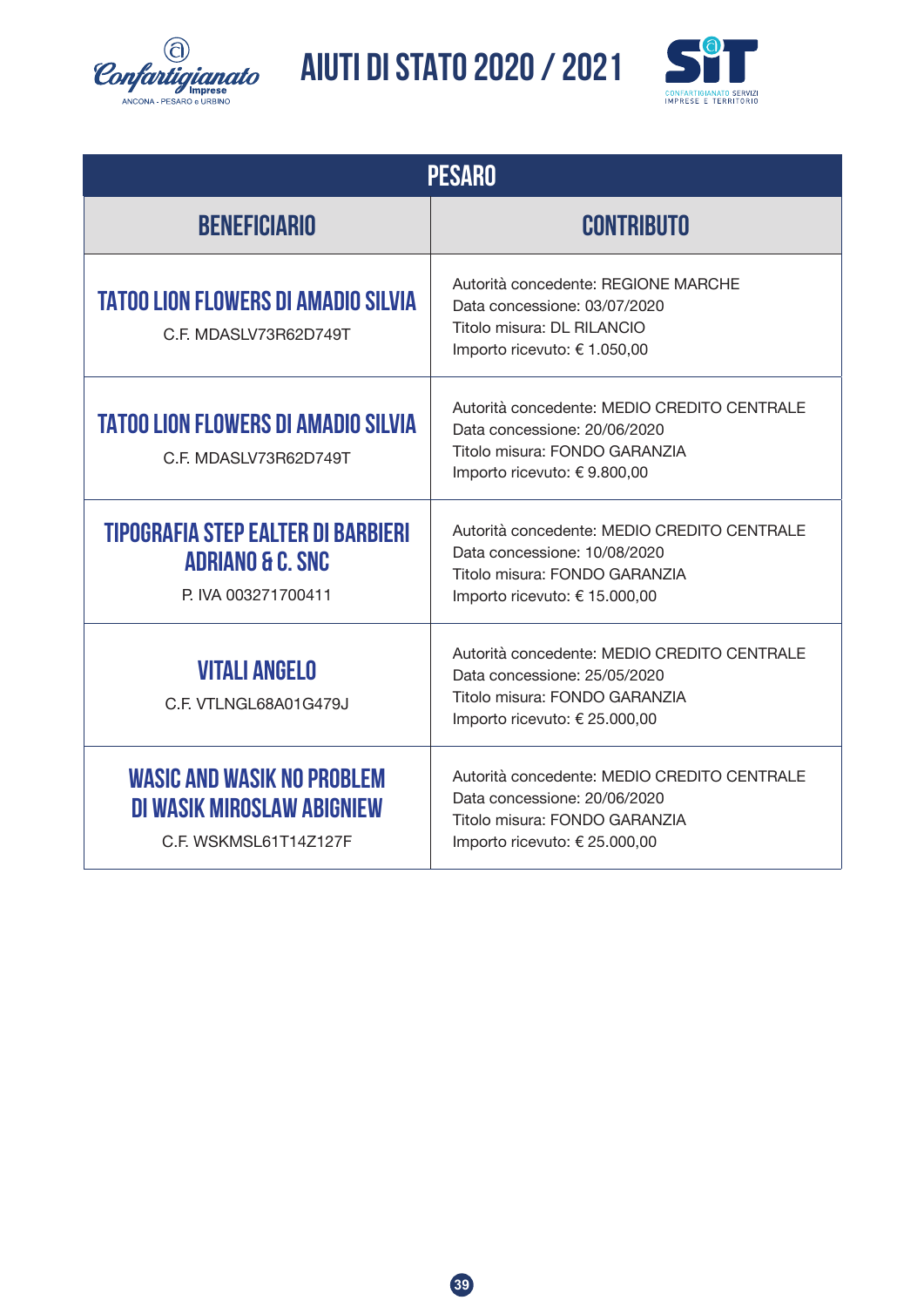# AIUTI DI STATO 2020 / 2021

| PESARO | |
|---|---|
| **BENEFICIARIO** | **CONTRIBUTO** |
| **TATOO LION FLOWERS DI AMADIO SILVIA**<br>C.F. MDASLV73R62D749T | Autorità concedente: REGIONE MARCHE<br>Data concessione: 03/07/2020<br>Titolo misura: DL RILANCIO<br>Importo ricevuto: € 1.050,00 |
| **TATOO LION FLOWERS DI AMADIO SILVIA**<br>C.F. MDASLV73R62D749T | Autorità concedente: MEDIO CREDITO CENTRALE<br>Data concessione: 20/06/2020<br>Titolo misura: FONDO GARANZIA<br>Importo ricevuto: € 9.800,00 |
| **TIPOGRAFIA STEP EALTER DI BARBIERI ADRIANO & C. SNC**<br>P. IVA 003271700411 | Autorità concedente: MEDIO CREDITO CENTRALE<br>Data concessione: 10/08/2020<br>Titolo misura: FONDO GARANZIA<br>Importo ricevuto: € 15.000,00 |
| **VITALI ANGELO**<br>C.F. VTLNGL68A01G479J | Autorità concedente: MEDIO CREDITO CENTRALE<br>Data concessione: 25/05/2020<br>Titolo misura: FONDO GARANZIA<br>Importo ricevuto: € 25.000,00 |
| **WASIC AND WASIK NO PROBLEM DI WASIK MIROSLAW ABIGNIEW**<br>C.F. WSKMSL61T14Z127F | Autorità concedente: MEDIO CREDITO CENTRALE<br>Data concessione: 20/06/2020<br>Titolo misura: FONDO GARANZIA<br>Importo ricevuto: € 25.000,00 |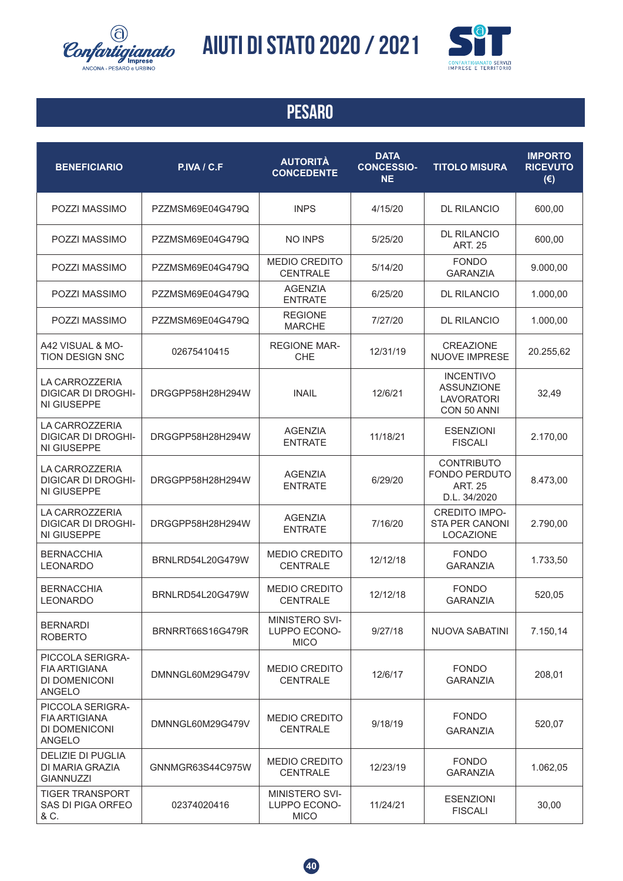# AIUTI DI STATO 2020 / 2021

## PESARO

| BENEFICIARIO | P.IVA / C.F | AUTORITÀ CONCEDENTE | DATA CONCESSIONE | TITOLO MISURA | IMPORTO RICEVUTO (€) |
|---|---|---|---|---|---|
| POZZI MASSIMO | PZZMSM69E04G479Q | INPS | 4/15/20 | DL RILANCIO | 600,00 |
| POZZI MASSIMO | PZZMSM69E04G479Q | NO INPS | 5/25/20 | DL RILANCIO ART. 25 | 600,00 |
| POZZI MASSIMO | PZZMSM69E04G479Q | MEDIO CREDITO CENTRALE | 5/14/20 | FONDO GARANZIA | 9.000,00 |
| POZZI MASSIMO | PZZMSM69E04G479Q | AGENZIA ENTRATE | 6/25/20 | DL RILANCIO | 1.000,00 |
| POZZI MASSIMO | PZZMSM69E04G479Q | REGIONE MARCHE | 7/27/20 | DL RILANCIO | 1.000,00 |
| A42 VISUAL & MOTION DESIGN SNC | 02675410415 | REGIONE MARCHE | 12/31/19 | CREAZIONE NUOVE IMPRESE | 20.255,62 |
| LA CARROZZERIA DIGICAR DI DROGHINI GIUSEPPE | DRGGPP58H28H294W | INAIL | 12/6/21 | INCENTIVO ASSUNZIONE LAVORATORI CON 50 ANNI | 32,49 |
| LA CARROZZERIA DIGICAR DI DROGHINI GIUSEPPE | DRGGPP58H28H294W | AGENZIA ENTRATE | 11/18/21 | ESENZIONI FISCALI | 2.170,00 |
| LA CARROZZERIA DIGICAR DI DROGHINI GIUSEPPE | DRGGPP58H28H294W | AGENZIA ENTRATE | 6/29/20 | CONTRIBUTO FONDO PERDUTO ART. 25 D.L. 34/2020 | 8.473,00 |
| LA CARROZZERIA DIGICAR DI DROGHINI GIUSEPPE | DRGGPP58H28H294W | AGENZIA ENTRATE | 7/16/20 | CREDITO IMPOSTA PER CANONI LOCAZIONE | 2.790,00 |
| BERNACCHIA LEONARDO | BRNLRD54L20G479W | MEDIO CREDITO CENTRALE | 12/12/18 | FONDO GARANZIA | 1.733,50 |
| BERNACCHIA LEONARDO | BRNLRD54L20G479W | MEDIO CREDITO CENTRALE | 12/12/18 | FONDO GARANZIA | 520,05 |
| BERNARDI ROBERTO | BRNRRT66S16G479R | MINISTERO SVILUPPO ECONOMICO | 9/27/18 | NUOVA SABATINI | 7.150,14 |
| PICCOLA SERIGRAFIA ARTIGIANA DI DOMENICONI ANGELO | DMNNGL60M29G479V | MEDIO CREDITO CENTRALE | 12/6/17 | FONDO GARANZIA | 208,01 |
| PICCOLA SERIGRAFIA ARTIGIANA DI DOMENICONI ANGELO | DMNNGL60M29G479V | MEDIO CREDITO CENTRALE | 9/18/19 | FONDO GARANZIA | 520,07 |
| DELIZIE DI PUGLIA DI MARIA GRAZIA GIANNUZZI | GNNMGR63S44C975W | MEDIO CREDITO CENTRALE | 12/23/19 | FONDO GARANZIA | 1.062,05 |
| TIGER TRANSPORT SAS DI PIGA ORFEO & C. | 02374020416 | MINISTERO SVILUPPO ECONOMICO | 11/24/21 | ESENZIONI FISCALI | 30,00 |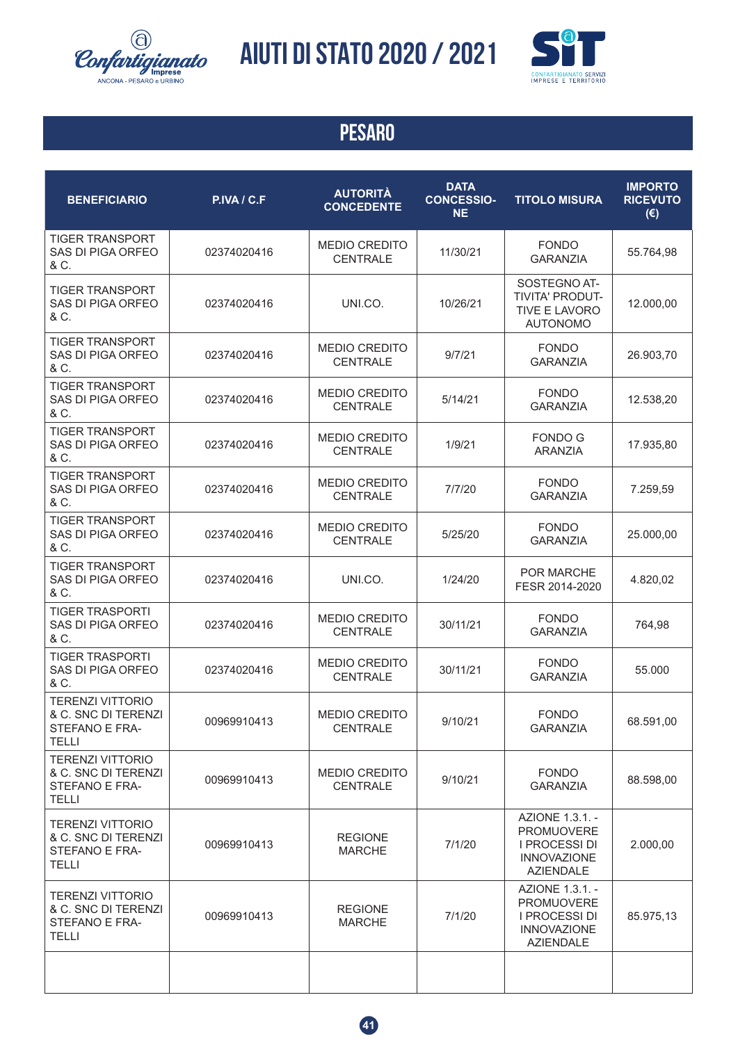# AIUTI DI STATO 2020 / 2021

## PESARO

| BENEFICIARIO | P.IVA / C.F | AUTORITÀ CONCEDENTE | DATA CONCESSIONE | TITOLO MISURA | IMPORTO RICEVUTO (€) |
|---|---|---|---|---|---|
| TIGER TRANSPORT SAS DI PIGA ORFEO & C. | 02374020416 | MEDIO CREDITO CENTRALE | 11/30/21 | FONDO GARANZIA | 55.764,98 |
| TIGER TRANSPORT SAS DI PIGA ORFEO & C. | 02374020416 | UNI.CO. | 10/26/21 | SOSTEGNO ATTIVITA' PRODUTTIVE E LAVORO AUTONOMO | 12.000,00 |
| TIGER TRANSPORT SAS DI PIGA ORFEO & C. | 02374020416 | MEDIO CREDITO CENTRALE | 9/7/21 | FONDO GARANZIA | 26.903,70 |
| TIGER TRANSPORT SAS DI PIGA ORFEO & C. | 02374020416 | MEDIO CREDITO CENTRALE | 5/14/21 | FONDO GARANZIA | 12.538,20 |
| TIGER TRANSPORT SAS DI PIGA ORFEO & C. | 02374020416 | MEDIO CREDITO CENTRALE | 1/9/21 | FONDO G ARANZIA | 17.935,80 |
| TIGER TRANSPORT SAS DI PIGA ORFEO & C. | 02374020416 | MEDIO CREDITO CENTRALE | 7/7/20 | FONDO GARANZIA | 7.259,59 |
| TIGER TRANSPORT SAS DI PIGA ORFEO & C. | 02374020416 | MEDIO CREDITO CENTRALE | 5/25/20 | FONDO GARANZIA | 25.000,00 |
| TIGER TRANSPORT SAS DI PIGA ORFEO & C. | 02374020416 | UNI.CO. | 1/24/20 | POR MARCHE FESR 2014-2020 | 4.820,02 |
| TIGER TRASPORTI SAS DI PIGA ORFEO & C. | 02374020416 | MEDIO CREDITO CENTRALE | 30/11/21 | FONDO GARANZIA | 764,98 |
| TIGER TRASPORTI SAS DI PIGA ORFEO & C. | 02374020416 | MEDIO CREDITO CENTRALE | 30/11/21 | FONDO GARANZIA | 55.000 |
| TERENZI VITTORIO & C. SNC DI TERENZI STEFANO E FRATELLI | 00969910413 | MEDIO CREDITO CENTRALE | 9/10/21 | FONDO GARANZIA | 68.591,00 |
| TERENZI VITTORIO & C. SNC DI TERENZI STEFANO E FRATELLI | 00969910413 | MEDIO CREDITO CENTRALE | 9/10/21 | FONDO GARANZIA | 88.598,00 |
| TERENZI VITTORIO & C. SNC DI TERENZI STEFANO E FRATELLI | 00969910413 | REGIONE MARCHE | 7/1/20 | AZIONE 1.3.1. - PROMUOVERE I PROCESSI DI INNOVAZIONE AZIENDALE | 2.000,00 |
| TERENZI VITTORIO & C. SNC DI TERENZI STEFANO E FRATELLI | 00969910413 | REGIONE MARCHE | 7/1/20 | AZIONE 1.3.1. - PROMUOVERE I PROCESSI DI INNOVAZIONE AZIENDALE | 85.975,13 |
| | | | | | |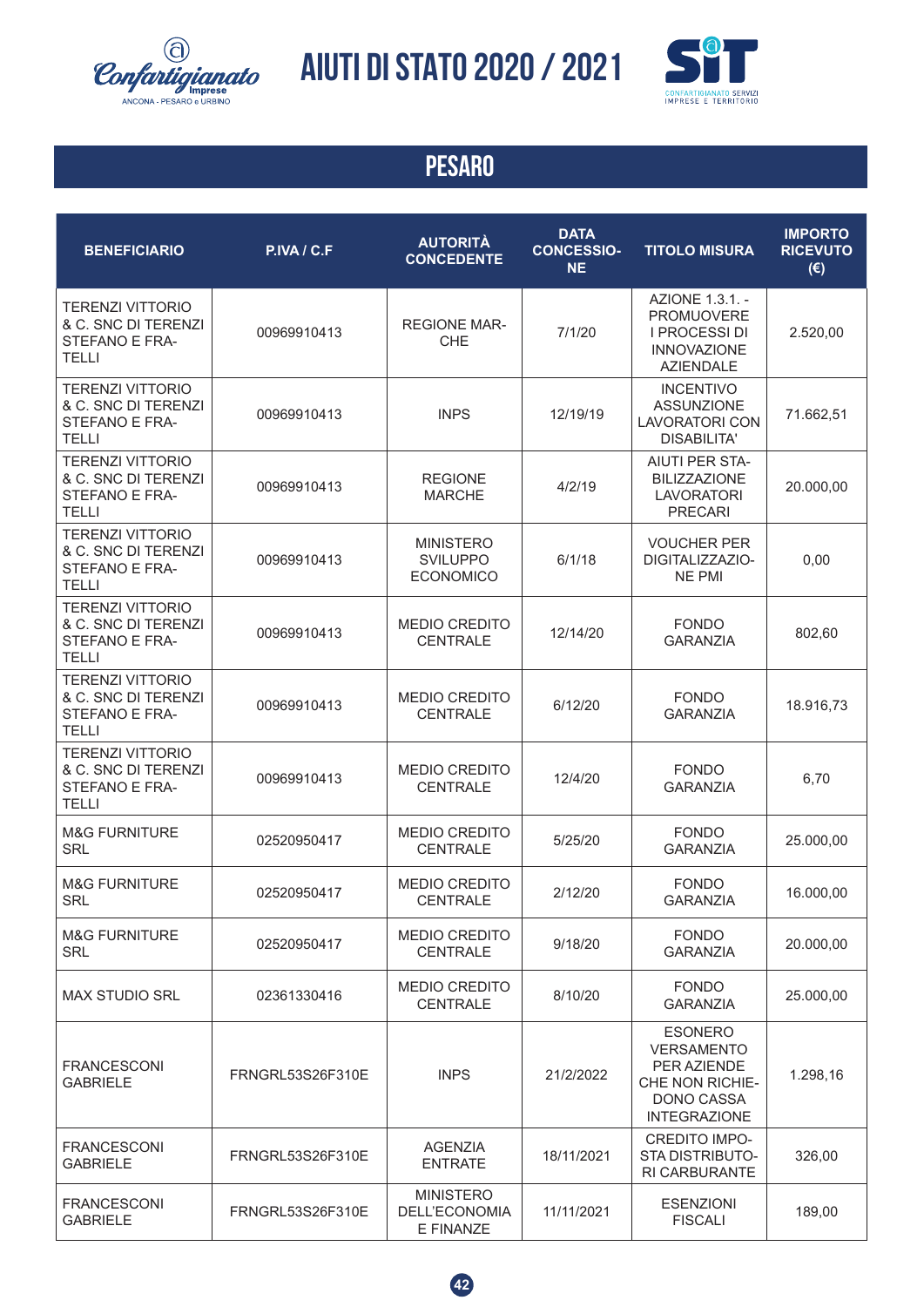# AIUTI DI STATO 2020 / 2021

## PESARO

| BENEFICIARIO | P.IVA / C.F | AUTORITÀ CONCEDENTE | DATA CONCESSIONE | TITOLO MISURA | IMPORTO RICEVUTO (€) |
|---|---|---|---|---|---|
| TERENZI VITTORIO & C. SNC DI TERENZI STEFANO E FRATELLI | 00969910413 | REGIONE MARCHE | 7/1/20 | AZIONE 1.3.1. - PROMUOVERE I PROCESSI DI INNOVAZIONE AZIENDALE | 2.520,00 |
| TERENZI VITTORIO & C. SNC DI TERENZI STEFANO E FRATELLI | 00969910413 | INPS | 12/19/19 | INCENTIVO ASSUNZIONE LAVORATORI CON DISABILITA' | 71.662,51 |
| TERENZI VITTORIO & C. SNC DI TERENZI STEFANO E FRATELLI | 00969910413 | REGIONE MARCHE | 4/2/19 | AIUTI PER STABILIZZAZIONE LAVORATORI PRECARI | 20.000,00 |
| TERENZI VITTORIO & C. SNC DI TERENZI STEFANO E FRATELLI | 00969910413 | MINISTERO SVILUPPO ECONOMICO | 6/1/18 | VOUCHER PER DIGITALIZZAZIONE PMI | 0,00 |
| TERENZI VITTORIO & C. SNC DI TERENZI STEFANO E FRATELLI | 00969910413 | MEDIO CREDITO CENTRALE | 12/14/20 | FONDO GARANZIA | 802,60 |
| TERENZI VITTORIO & C. SNC DI TERENZI STEFANO E FRATELLI | 00969910413 | MEDIO CREDITO CENTRALE | 6/12/20 | FONDO GARANZIA | 18.916,73 |
| TERENZI VITTORIO & C. SNC DI TERENZI STEFANO E FRATELLI | 00969910413 | MEDIO CREDITO CENTRALE | 12/4/20 | FONDO GARANZIA | 6,70 |
| M&G FURNITURE SRL | 02520950417 | MEDIO CREDITO CENTRALE | 5/25/20 | FONDO GARANZIA | 25.000,00 |
| M&G FURNITURE SRL | 02520950417 | MEDIO CREDITO CENTRALE | 2/12/20 | FONDO GARANZIA | 16.000,00 |
| M&G FURNITURE SRL | 02520950417 | MEDIO CREDITO CENTRALE | 9/18/20 | FONDO GARANZIA | 20.000,00 |
| MAX STUDIO SRL | 02361330416 | MEDIO CREDITO CENTRALE | 8/10/20 | FONDO GARANZIA | 25.000,00 |
| FRANCESCONI GABRIELE | FRNGRL53S26F310E | INPS | 21/2/2022 | ESONERO VERSAMENTO PER AZIENDE CHE NON RICHIEDONO CASSA INTEGRAZIONE | 1.298,16 |
| FRANCESCONI GABRIELE | FRNGRL53S26F310E | AGENZIA ENTRATE | 18/11/2021 | CREDITO IMPOSTA DISTRIBUTORI CARBURANTE | 326,00 |
| FRANCESCONI GABRIELE | FRNGRL53S26F310E | MINISTERO DELL'ECONOMIA E FINANZE | 11/11/2021 | ESENZIONI FISCALI | 189,00 |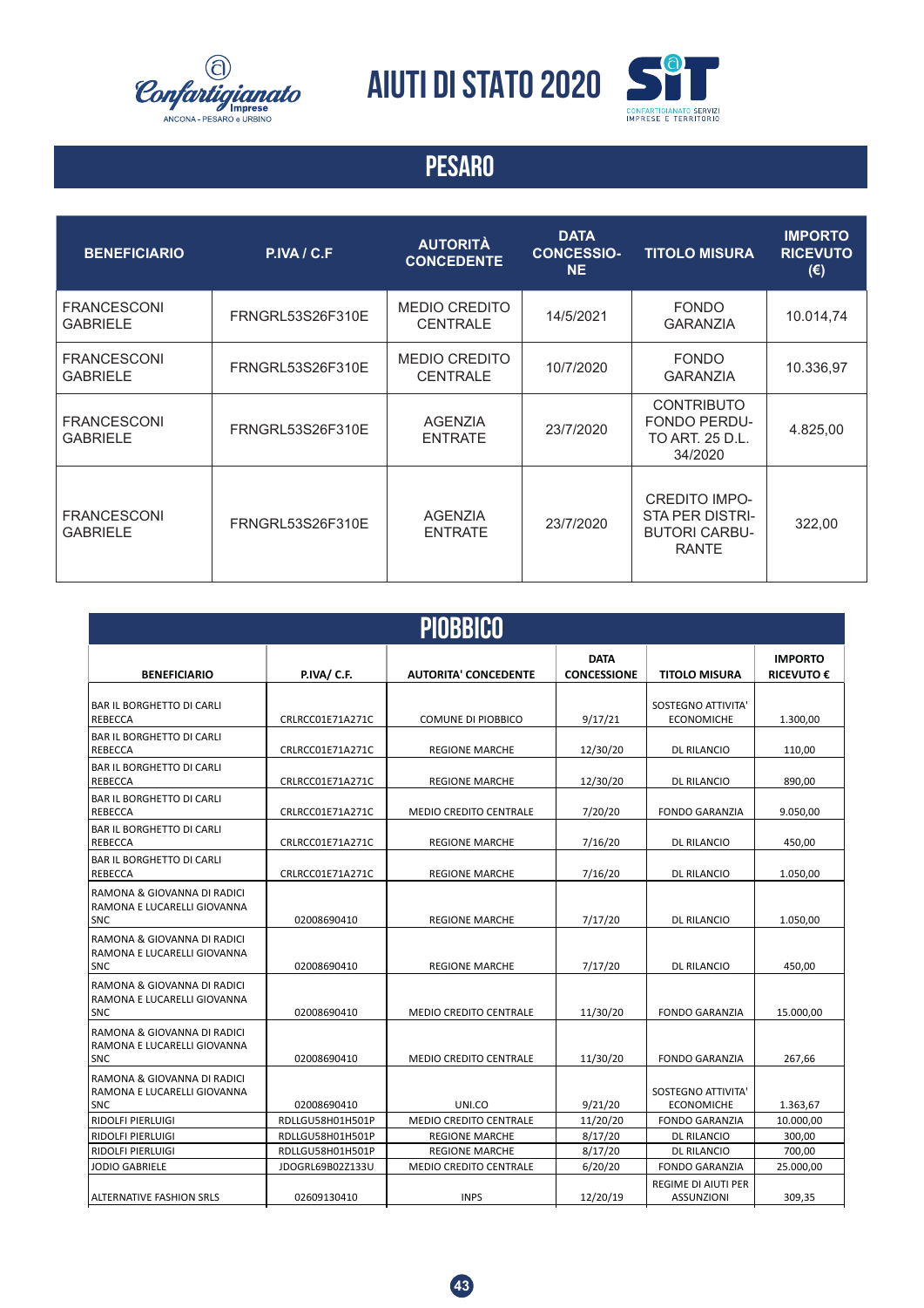# AIUTI DI STATO 2020

## PESARO

| BENEFICIARIO | P.IVA / C.F | AUTORITÀ CONCEDENTE | DATA CONCESSIONE | TITOLO MISURA | IMPORTO RICEVUTO (€) |
|---|---|---|---|---|---|
| FRANCESCONI GABRIELE | FRNGRL53S26F310E | MEDIO CREDITO CENTRALE | 14/5/2021 | FONDO GARANZIA | 10.014,74 |
| FRANCESCONI GABRIELE | FRNGRL53S26F310E | MEDIO CREDITO CENTRALE | 10/7/2020 | FONDO GARANZIA | 10.336,97 |
| FRANCESCONI GABRIELE | FRNGRL53S26F310E | AGENZIA ENTRATE | 23/7/2020 | CONTRIBUTO FONDO PERDUTO ART. 25 D.L. 34/2020 | 4.825,00 |
| FRANCESCONI GABRIELE | FRNGRL53S26F310E | AGENZIA ENTRATE | 23/7/2020 | CREDITO IMPOSTA PER DISTRIBUTORI CARBURANTE | 322,00 |

## PIOBBICO

| BENEFICIARIO | P.IVA/ C.F. | AUTORITA' CONCEDENTE | DATA CONCESSIONE | TITOLO MISURA | IMPORTO RICEVUTO € |
|---|---|---|---|---|---|
| BAR IL BORGHETTO DI CARLI REBECCA | CRLRCC01E71A271C | COMUNE DI PIOBBICO | 9/17/21 | SOSTEGNO ATTIVITA' ECONOMICHE | 1.300,00 |
| BAR IL BORGHETTO DI CARLI REBECCA | CRLRCC01E71A271C | REGIONE MARCHE | 12/30/20 | DL RILANCIO | 110,00 |
| BAR IL BORGHETTO DI CARLI REBECCA | CRLRCC01E71A271C | REGIONE MARCHE | 12/30/20 | DL RILANCIO | 890,00 |
| BAR IL BORGHETTO DI CARLI REBECCA | CRLRCC01E71A271C | MEDIO CREDITO CENTRALE | 7/20/20 | FONDO GARANZIA | 9.050,00 |
| BAR IL BORGHETTO DI CARLI REBECCA | CRLRCC01E71A271C | REGIONE MARCHE | 7/16/20 | DL RILANCIO | 450,00 |
| BAR IL BORGHETTO DI CARLI REBECCA | CRLRCC01E71A271C | REGIONE MARCHE | 7/16/20 | DL RILANCIO | 1.050,00 |
| RAMONA & GIOVANNA DI RADICI RAMONA E LUCARELLI GIOVANNA SNC | 02008690410 | REGIONE MARCHE | 7/17/20 | DL RILANCIO | 1.050,00 |
| RAMONA & GIOVANNA DI RADICI RAMONA E LUCARELLI GIOVANNA SNC | 02008690410 | REGIONE MARCHE | 7/17/20 | DL RILANCIO | 450,00 |
| RAMONA & GIOVANNA DI RADICI RAMONA E LUCARELLI GIOVANNA SNC | 02008690410 | MEDIO CREDITO CENTRALE | 11/30/20 | FONDO GARANZIA | 15.000,00 |
| RAMONA & GIOVANNA DI RADICI RAMONA E LUCARELLI GIOVANNA SNC | 02008690410 | MEDIO CREDITO CENTRALE | 11/30/20 | FONDO GARANZIA | 267,66 |
| RAMONA & GIOVANNA DI RADICI RAMONA E LUCARELLI GIOVANNA SNC | 02008690410 | UNI.CO | 9/21/20 | SOSTEGNO ATTIVITA' ECONOMICHE | 1.363,67 |
| RIDOLFI PIERLUIGI | RDLLGU58H01H501P | MEDIO CREDITO CENTRALE | 11/20/20 | FONDO GARANZIA | 10.000,00 |
| RIDOLFI PIERLUIGI | RDLLGU58H01H501P | REGIONE MARCHE | 8/17/20 | DL RILANCIO | 300,00 |
| RIDOLFI PIERLUIGI | RDLLGU58H01H501P | REGIONE MARCHE | 8/17/20 | DL RILANCIO | 700,00 |
| JODIO GABRIELE | JDOGRL69B02Z133U | MEDIO CREDITO CENTRALE | 6/20/20 | FONDO GARANZIA | 25.000,00 |
| ALTERNATIVE FASHION SRLS | 02609130410 | INPS | 12/20/19 | REGIME DI AIUTI PER ASSUNZIONI | 309,35 |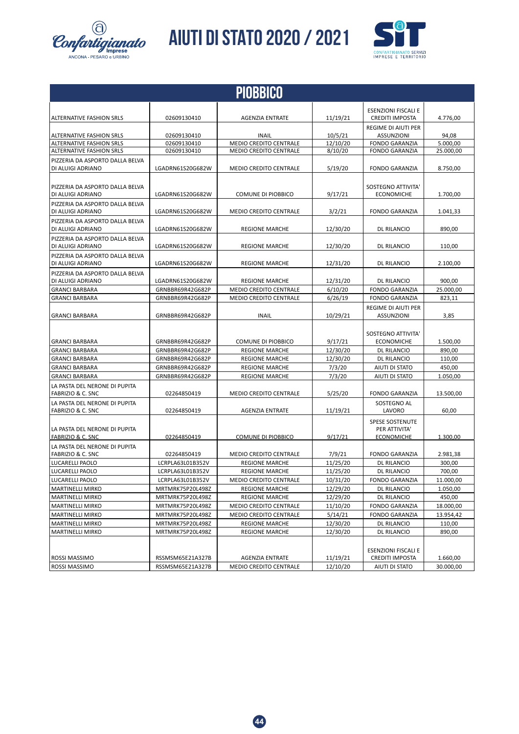# AIUTI DI STATO 2020 / 2021

## PIOBBICO

| | | | | | |
|---|---|---|---|---|---|
| ALTERNATIVE FASHION SRLS | 02609130410 | AGENZIA ENTRATE | 11/19/21 | ESENZIONI FISCALI E CREDITI IMPOSTA | 4.776,00 |
| ALTERNATIVE FASHION SRLS | 02609130410 | INAIL | 10/5/21 | REGIME DI AIUTI PER ASSUNZIONI | 94,08 |
| ALTERNATIVE FASHION SRLS | 02609130410 | MEDIO CREDITO CENTRALE | 12/10/20 | FONDO GARANZIA | 5.000,00 |
| ALTERNATIVE FASHION SRLS | 02609130410 | MEDIO CREDITO CENTRALE | 8/10/20 | FONDO GARANZIA | 25.000,00 |
| PIZZERIA DA ASPORTO DALLA BELVA DI ALUIGI ADRIANO | LGADRN61S20G682W | MEDIO CREDITO CENTRALE | 5/19/20 | FONDO GARANZIA | 8.750,00 |
| PIZZERIA DA ASPORTO DALLA BELVA DI ALUIGI ADRIANO | LGADRN61S20G682W | COMUNE DI PIOBBICO | 9/17/21 | SOSTEGNO ATTIVITA' ECONOMICHE | 1.700,00 |
| PIZZERIA DA ASPORTO DALLA BELVA DI ALUIGI ADRIANO | LGADRN61S20G682W | MEDIO CREDITO CENTRALE | 3/2/21 | FONDO GARANZIA | 1.041,33 |
| PIZZERIA DA ASPORTO DALLA BELVA DI ALUIGI ADRIANO | LGADRN61S20G682W | REGIONE MARCHE | 12/30/20 | DL RILANCIO | 890,00 |
| PIZZERIA DA ASPORTO DALLA BELVA DI ALUIGI ADRIANO | LGADRN61S20G682W | REGIONE MARCHE | 12/30/20 | DL RILANCIO | 110,00 |
| PIZZERIA DA ASPORTO DALLA BELVA DI ALUIGI ADRIANO | LGADRN61S20G682W | REGIONE MARCHE | 12/31/20 | DL RILANCIO | 2.100,00 |
| PIZZERIA DA ASPORTO DALLA BELVA DI ALUIGI ADRIANO | LGADRN61S20G682W | REGIONE MARCHE | 12/31/20 | DL RILANCIO | 900,00 |
| GRANCI BARBARA | GRNBBR69R42G682P | MEDIO CREDITO CENTRALE | 6/10/20 | FONDO GARANZIA | 25.000,00 |
| GRANCI BARBARA | GRNBBR69R42G682P | MEDIO CREDITO CENTRALE | 6/26/19 | FONDO GARANZIA | 823,11 |
| GRANCI BARBARA | GRNBBR69R42G682P | INAIL | 10/29/21 | REGIME DI AIUTI PER ASSUNZIONI | 3,85 |
| GRANCI BARBARA | GRNBBR69R42G682P | COMUNE DI PIOBBICO | 9/17/21 | SOSTEGNO ATTIVITA' ECONOMICHE | 1.500,00 |
| GRANCI BARBARA | GRNBBR69R42G682P | REGIONE MARCHE | 12/30/20 | DL RILANCIO | 890,00 |
| GRANCI BARBARA | GRNBBR69R42G682P | REGIONE MARCHE | 12/30/20 | DL RILANCIO | 110,00 |
| GRANCI BARBARA | GRNBBR69R42G682P | REGIONE MARCHE | 7/3/20 | AIUTI DI STATO | 450,00 |
| GRANCI BARBARA | GRNBBR69R42G682P | REGIONE MARCHE | 7/3/20 | AIUTI DI STATO | 1.050,00 |
| LA PASTA DEL NERONE DI PUPITA FABRIZIO & C. SNC | 02264850419 | MEDIO CREDITO CENTRALE | 5/25/20 | FONDO GARANZIA | 13.500,00 |
| LA PASTA DEL NERONE DI PUPITA FABRIZIO & C. SNC | 02264850419 | AGENZIA ENTRATE | 11/19/21 | SOSTEGNO AL LAVORO | 60,00 |
| LA PASTA DEL NERONE DI PUPITA FABRIZIO & C. SNC | 02264850419 | COMUNE DI PIOBBICO | 9/17/21 | SPESE SOSTENUTE PER ATTIVITA' ECONOMICHE | 1.300,00 |
| LA PASTA DEL NERONE DI PUPITA FABRIZIO & C. SNC | 02264850419 | MEDIO CREDITO CENTRALE | 7/9/21 | FONDO GARANZIA | 2.981,38 |
| LUCARELLI PAOLO | LCRPLA63L01B352V | REGIONE MARCHE | 11/25/20 | DL RILANCIO | 300,00 |
| LUCARELLI PAOLO | LCRPLA63L01B352V | REGIONE MARCHE | 11/25/20 | DL RILANCIO | 700,00 |
| LUCARELLI PAOLO | LCRPLA63L01B352V | MEDIO CREDITO CENTRALE | 10/31/20 | FONDO GARANZIA | 11.000,00 |
| MARTINELLI MIRKO | MRTMRK75P20L498Z | REGIONE MARCHE | 12/29/20 | DL RILANCIO | 1.050,00 |
| MARTINELLI MIRKO | MRTMRK75P20L498Z | REGIONE MARCHE | 12/29/20 | DL RILANCIO | 450,00 |
| MARTINELLI MIRKO | MRTMRK75P20L498Z | MEDIO CREDITO CENTRALE | 11/10/20 | FONDO GARANZIA | 18.000,00 |
| MARTINELLI MIRKO | MRTMRK75P20L498Z | MEDIO CREDITO CENTRALE | 5/14/21 | FONDO GARANZIA | 13.954,42 |
| MARTINELLI MIRKO | MRTMRK75P20L498Z | REGIONE MARCHE | 12/30/20 | DL RILANCIO | 110,00 |
| MARTINELLI MIRKO | MRTMRK75P20L498Z | REGIONE MARCHE | 12/30/20 | DL RILANCIO | 890,00 |
| ROSSI MASSIMO | RSSMSM65E21A327B | AGENZIA ENTRATE | 11/19/21 | ESENZIONI FISCALI E CREDITI IMPOSTA | 1.660,00 |
| ROSSI MASSIMO | RSSMSM65E21A327B | MEDIO CREDITO CENTRALE | 12/10/20 | AIUTI DI STATO | 30.000,00 |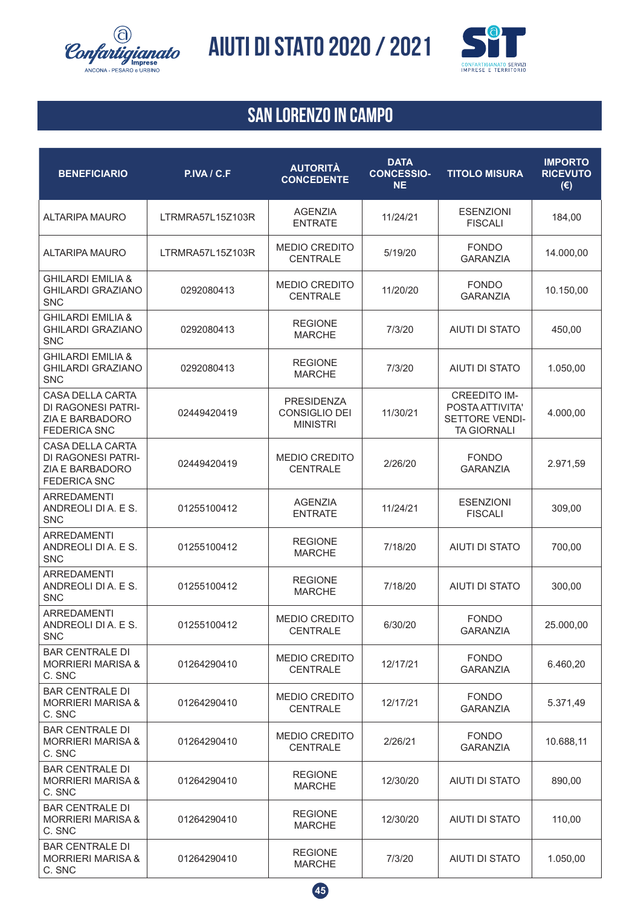# AIUTI DI STATO 2020 / 2021

## SAN LORENZO IN CAMPO

| BENEFICIARIO | P.IVA / C.F | AUTORITÀ CONCEDENTE | DATA CONCESSIONE | TITOLO MISURA | IMPORTO RICEVUTO (€) |
|---|---|---|---|---|---|
| ALTARIPA MAURO | LTRMRA57L15Z103R | AGENZIA ENTRATE | 11/24/21 | ESENZIONI FISCALI | 184,00 |
| ALTARIPA MAURO | LTRMRA57L15Z103R | MEDIO CREDITO CENTRALE | 5/19/20 | FONDO GARANZIA | 14.000,00 |
| GHILARDI EMILIA & GHILARDI GRAZIANO SNC | 0292080413 | MEDIO CREDITO CENTRALE | 11/20/20 | FONDO GARANZIA | 10.150,00 |
| GHILARDI EMILIA & GHILARDI GRAZIANO SNC | 0292080413 | REGIONE MARCHE | 7/3/20 | AIUTI DI STATO | 450,00 |
| GHILARDI EMILIA & GHILARDI GRAZIANO SNC | 0292080413 | REGIONE MARCHE | 7/3/20 | AIUTI DI STATO | 1.050,00 |
| CASA DELLA CARTA DI RAGONESI PATRIZIA E BARBADORO FEDERICA SNC | 02449420419 | PRESIDENZA CONSIGLIO DEI MINISTRI | 11/30/21 | CREEDITO IMPOSTA ATTIVITA' SETTORE VENDITA GIORNALI | 4.000,00 |
| CASA DELLA CARTA DI RAGONESI PATRIZIA E BARBADORO FEDERICA SNC | 02449420419 | MEDIO CREDITO CENTRALE | 2/26/20 | FONDO GARANZIA | 2.971,59 |
| ARREDAMENTI ANDREOLI DI A. E S. SNC | 01255100412 | AGENZIA ENTRATE | 11/24/21 | ESENZIONI FISCALI | 309,00 |
| ARREDAMENTI ANDREOLI DI A. E S. SNC | 01255100412 | REGIONE MARCHE | 7/18/20 | AIUTI DI STATO | 700,00 |
| ARREDAMENTI ANDREOLI DI A. E S. SNC | 01255100412 | REGIONE MARCHE | 7/18/20 | AIUTI DI STATO | 300,00 |
| ARREDAMENTI ANDREOLI DI A. E S. SNC | 01255100412 | MEDIO CREDITO CENTRALE | 6/30/20 | FONDO GARANZIA | 25.000,00 |
| BAR CENTRALE DI MORRIERI MARISA & C. SNC | 01264290410 | MEDIO CREDITO CENTRALE | 12/17/21 | FONDO GARANZIA | 6.460,20 |
| BAR CENTRALE DI MORRIERI MARISA & C. SNC | 01264290410 | MEDIO CREDITO CENTRALE | 12/17/21 | FONDO GARANZIA | 5.371,49 |
| BAR CENTRALE DI MORRIERI MARISA & C. SNC | 01264290410 | MEDIO CREDITO CENTRALE | 2/26/21 | FONDO GARANZIA | 10.688,11 |
| BAR CENTRALE DI MORRIERI MARISA & C. SNC | 01264290410 | REGIONE MARCHE | 12/30/20 | AIUTI DI STATO | 890,00 |
| BAR CENTRALE DI MORRIERI MARISA & C. SNC | 01264290410 | REGIONE MARCHE | 12/30/20 | AIUTI DI STATO | 110,00 |
| BAR CENTRALE DI MORRIERI MARISA & C. SNC | 01264290410 | REGIONE MARCHE | 7/3/20 | AIUTI DI STATO | 1.050,00 |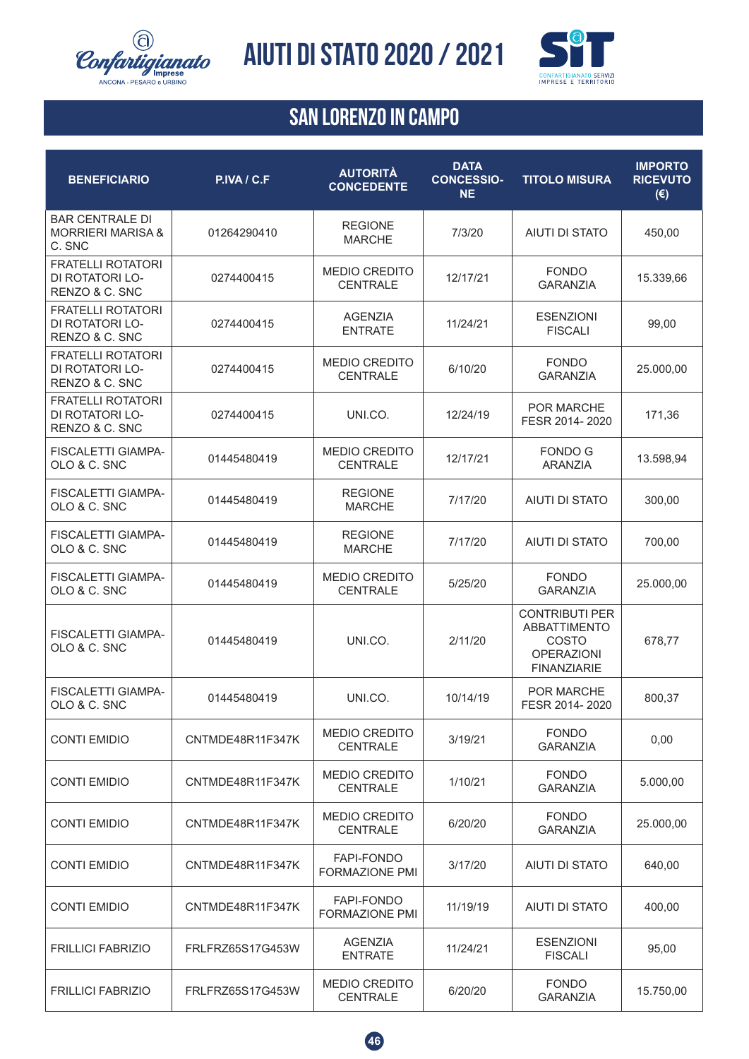# AIUTI DI STATO 2020 / 2021

## SAN LORENZO IN CAMPO

| BENEFICIARIO | P.IVA / C.F | AUTORITÀ CONCEDENTE | DATA CONCESSIONE | TITOLO MISURA | IMPORTO RICEVUTO (€) |
|---|---|---|---|---|---|
| BAR CENTRALE DI MORRIERI MARISA & C. SNC | 01264290410 | REGIONE MARCHE | 7/3/20 | AIUTI DI STATO | 450,00 |
| FRATELLI ROTATORI DI ROTATORI LORENZO & C. SNC | 0274400415 | MEDIO CREDITO CENTRALE | 12/17/21 | FONDO GARANZIA | 15.339,66 |
| FRATELLI ROTATORI DI ROTATORI LORENZO & C. SNC | 0274400415 | AGENZIA ENTRATE | 11/24/21 | ESENZIONI FISCALI | 99,00 |
| FRATELLI ROTATORI DI ROTATORI LORENZO & C. SNC | 0274400415 | MEDIO CREDITO CENTRALE | 6/10/20 | FONDO GARANZIA | 25.000,00 |
| FRATELLI ROTATORI DI ROTATORI LORENZO & C. SNC | 0274400415 | UNI.CO. | 12/24/19 | POR MARCHE FESR 2014- 2020 | 171,36 |
| FISCALETTI GIAMPAOLO & C. SNC | 01445480419 | MEDIO CREDITO CENTRALE | 12/17/21 | FONDO G ARANZIA | 13.598,94 |
| FISCALETTI GIAMPAOLO & C. SNC | 01445480419 | REGIONE MARCHE | 7/17/20 | AIUTI DI STATO | 300,00 |
| FISCALETTI GIAMPAOLO & C. SNC | 01445480419 | REGIONE MARCHE | 7/17/20 | AIUTI DI STATO | 700,00 |
| FISCALETTI GIAMPAOLO & C. SNC | 01445480419 | MEDIO CREDITO CENTRALE | 5/25/20 | FONDO GARANZIA | 25.000,00 |
| FISCALETTI GIAMPAOLO & C. SNC | 01445480419 | UNI.CO. | 2/11/20 | CONTRIBUTI PER ABBATTIMENTO COSTO OPERAZIONI FINANZIARIE | 678,77 |
| FISCALETTI GIAMPAOLO & C. SNC | 01445480419 | UNI.CO. | 10/14/19 | POR MARCHE FESR 2014- 2020 | 800,37 |
| CONTI EMIDIO | CNTMDE48R11F347K | MEDIO CREDITO CENTRALE | 3/19/21 | FONDO GARANZIA | 0,00 |
| CONTI EMIDIO | CNTMDE48R11F347K | MEDIO CREDITO CENTRALE | 1/10/21 | FONDO GARANZIA | 5.000,00 |
| CONTI EMIDIO | CNTMDE48R11F347K | MEDIO CREDITO CENTRALE | 6/20/20 | FONDO GARANZIA | 25.000,00 |
| CONTI EMIDIO | CNTMDE48R11F347K | FAPI-FONDO FORMAZIONE PMI | 3/17/20 | AIUTI DI STATO | 640,00 |
| CONTI EMIDIO | CNTMDE48R11F347K | FAPI-FONDO FORMAZIONE PMI | 11/19/19 | AIUTI DI STATO | 400,00 |
| FRILLICI FABRIZIO | FRLFRZ65S17G453W | AGENZIA ENTRATE | 11/24/21 | ESENZIONI FISCALI | 95,00 |
| FRILLICI FABRIZIO | FRLFRZ65S17G453W | MEDIO CREDITO CENTRALE | 6/20/20 | FONDO GARANZIA | 15.750,00 |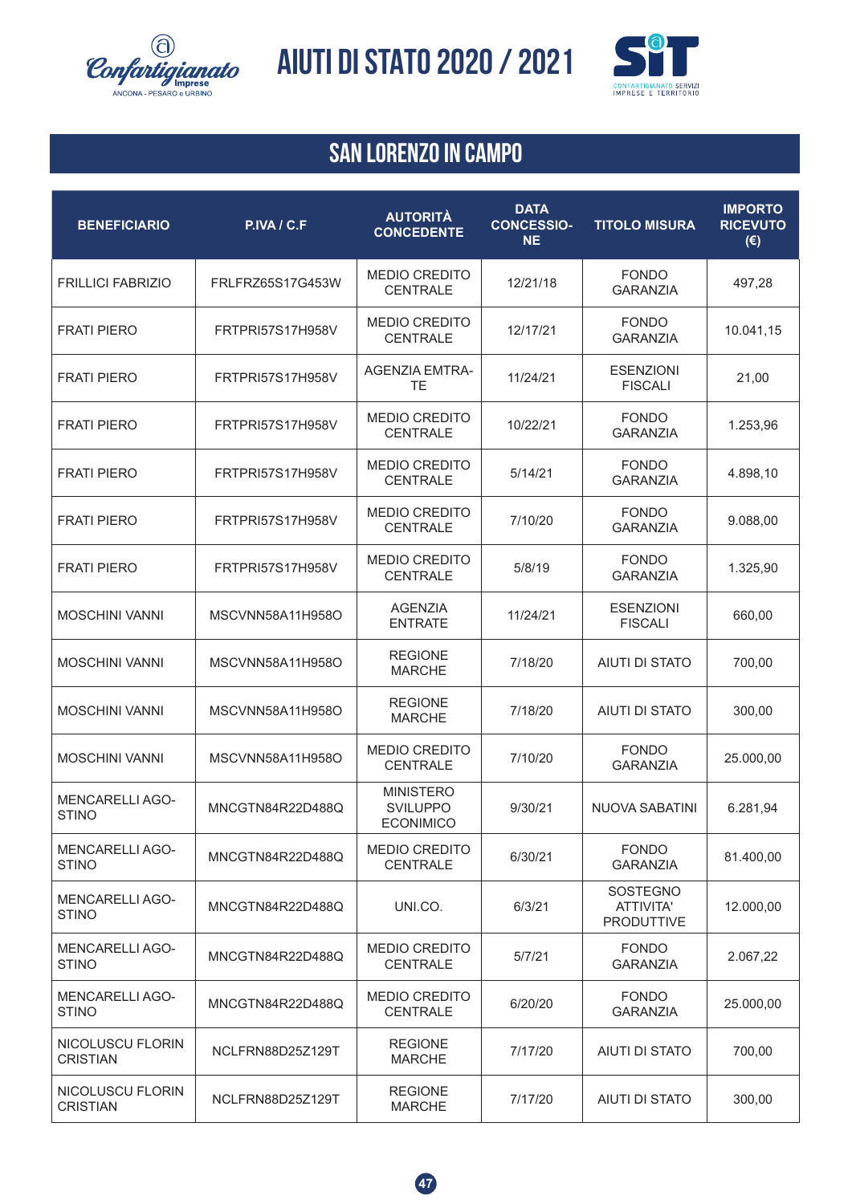# SAN LORENZO IN CAMPO

| BENEFICIARIO | P.IVA / C.F | AUTORITÀ CONCEDENTE | DATA CONCESSIONE | TITOLO MISURA | IMPORTO RICEVUTO (€) |
|---|---|---|---|---|---|
| FRILLICI FABRIZIO | FRLFRZ65S17G453W | MEDIO CREDITO CENTRALE | 12/21/18 | FONDO GARANZIA | 497,28 |
| FRATI PIERO | FRTPRI57S17H958V | MEDIO CREDITO CENTRALE | 12/17/21 | FONDO GARANZIA | 10.041,15 |
| FRATI PIERO | FRTPRI57S17H958V | AGENZIA EMTRATE | 11/24/21 | ESENZIONI FISCALI | 21,00 |
| FRATI PIERO | FRTPRI57S17H958V | MEDIO CREDITO CENTRALE | 10/22/21 | FONDO GARANZIA | 1.253,96 |
| FRATI PIERO | FRTPRI57S17H958V | MEDIO CREDITO CENTRALE | 5/14/21 | FONDO GARANZIA | 4.898,10 |
| FRATI PIERO | FRTPRI57S17H958V | MEDIO CREDITO CENTRALE | 7/10/20 | FONDO GARANZIA | 9.088,00 |
| FRATI PIERO | FRTPRI57S17H958V | MEDIO CREDITO CENTRALE | 5/8/19 | FONDO GARANZIA | 1.325,90 |
| MOSCHINI VANNI | MSCVNN58A11H958O | AGENZIA ENTRATE | 11/24/21 | ESENZIONI FISCALI | 660,00 |
| MOSCHINI VANNI | MSCVNN58A11H958O | REGIONE MARCHE | 7/18/20 | AIUTI DI STATO | 700,00 |
| MOSCHINI VANNI | MSCVNN58A11H958O | REGIONE MARCHE | 7/18/20 | AIUTI DI STATO | 300,00 |
| MOSCHINI VANNI | MSCVNN58A11H958O | MEDIO CREDITO CENTRALE | 7/10/20 | FONDO GARANZIA | 25.000,00 |
| MENCARELLI AGOSTINO | MNCGTN84R22D488Q | MINISTERO SVILUPPO ECONIMICO | 9/30/21 | NUOVA SABATINI | 6.281,94 |
| MENCARELLI AGOSTINO | MNCGTN84R22D488Q | MEDIO CREDITO CENTRALE | 6/30/21 | FONDO GARANZIA | 81.400,00 |
| MENCARELLI AGOSTINO | MNCGTN84R22D488Q | UNI.CO. | 6/3/21 | SOSTEGNO ATTIVITA' PRODUTTIVE | 12.000,00 |
| MENCARELLI AGOSTINO | MNCGTN84R22D488Q | MEDIO CREDITO CENTRALE | 5/7/21 | FONDO GARANZIA | 2.067,22 |
| MENCARELLI AGOSTINO | MNCGTN84R22D488Q | MEDIO CREDITO CENTRALE | 6/20/20 | FONDO GARANZIA | 25.000,00 |
| NICOLUSCU FLORIN CRISTIAN | NCLFRN88D25Z129T | REGIONE MARCHE | 7/17/20 | AIUTI DI STATO | 700,00 |
| NICOLUSCU FLORIN CRISTIAN | NCLFRN88D25Z129T | REGIONE MARCHE | 7/17/20 | AIUTI DI STATO | 300,00 |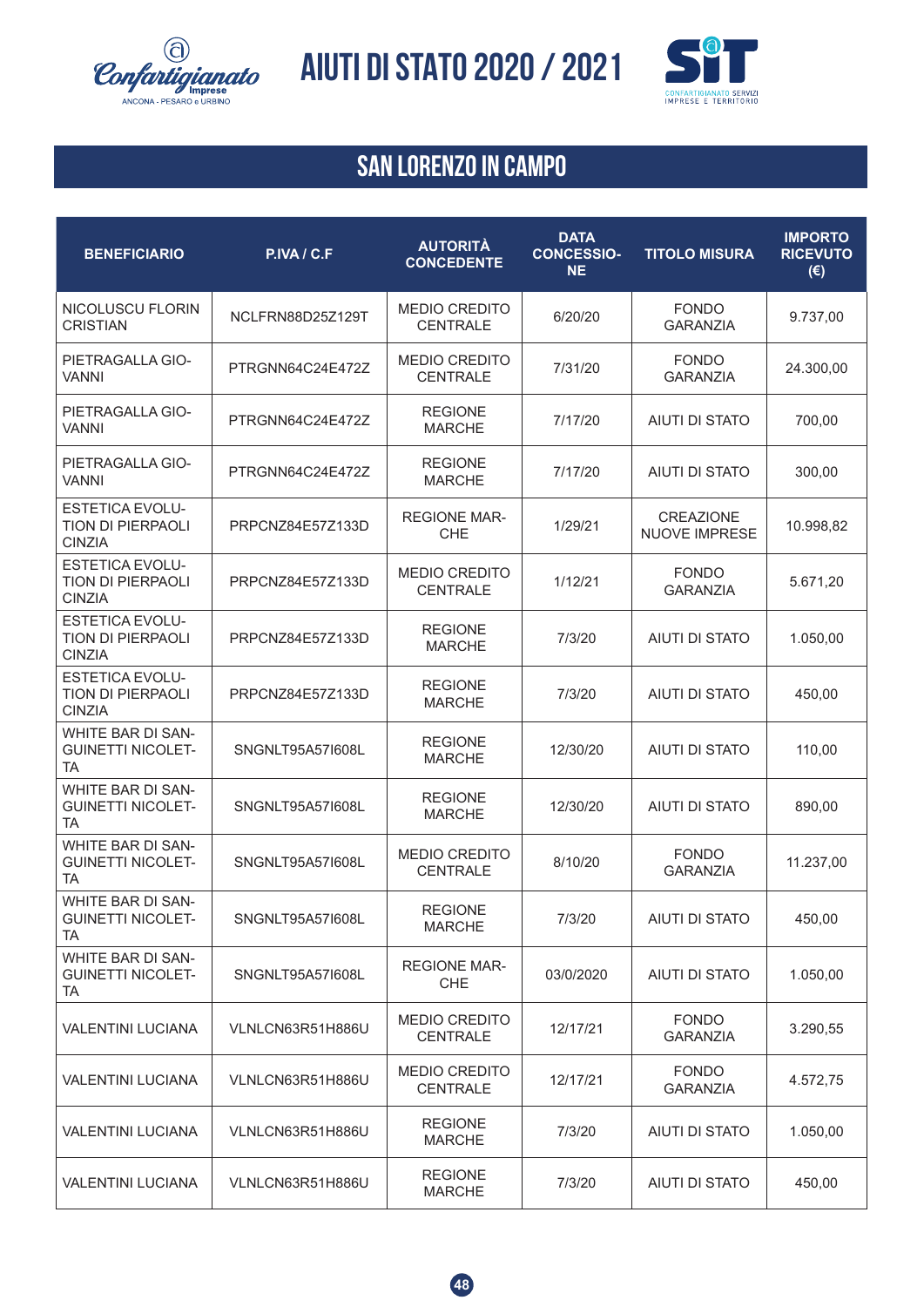# SAN LORENZO IN CAMPO

| BENEFICIARIO | P.IVA / C.F | AUTORITÀ CONCEDENTE | DATA CONCESSIONE | TITOLO MISURA | IMPORTO RICEVUTO (€) |
|---|---|---|---|---|---|
| NICOLUSCU FLORIN CRISTIAN | NCLFRN88D25Z129T | MEDIO CREDITO CENTRALE | 6/20/20 | FONDO GARANZIA | 9.737,00 |
| PIETRAGALLA GIOVANNI | PTRGNN64C24E472Z | MEDIO CREDITO CENTRALE | 7/31/20 | FONDO GARANZIA | 24.300,00 |
| PIETRAGALLA GIOVANNI | PTRGNN64C24E472Z | REGIONE MARCHE | 7/17/20 | AIUTI DI STATO | 700,00 |
| PIETRAGALLA GIOVANNI | PTRGNN64C24E472Z | REGIONE MARCHE | 7/17/20 | AIUTI DI STATO | 300,00 |
| ESTETICA EVOLUTION DI PIERPAOLI CINZIA | PRPCNZ84E57Z133D | REGIONE MARCHE | 1/29/21 | CREAZIONE NUOVE IMPRESE | 10.998,82 |
| ESTETICA EVOLUTION DI PIERPAOLI CINZIA | PRPCNZ84E57Z133D | MEDIO CREDITO CENTRALE | 1/12/21 | FONDO GARANZIA | 5.671,20 |
| ESTETICA EVOLUTION DI PIERPAOLI CINZIA | PRPCNZ84E57Z133D | REGIONE MARCHE | 7/3/20 | AIUTI DI STATO | 1.050,00 |
| ESTETICA EVOLUTION DI PIERPAOLI CINZIA | PRPCNZ84E57Z133D | REGIONE MARCHE | 7/3/20 | AIUTI DI STATO | 450,00 |
| WHITE BAR DI SANGUINETTI NICOLETTA | SNGNLT95A57I608L | REGIONE MARCHE | 12/30/20 | AIUTI DI STATO | 110,00 |
| WHITE BAR DI SANGUINETTI NICOLETTA | SNGNLT95A57I608L | REGIONE MARCHE | 12/30/20 | AIUTI DI STATO | 890,00 |
| WHITE BAR DI SANGUINETTI NICOLETTA | SNGNLT95A57I608L | MEDIO CREDITO CENTRALE | 8/10/20 | FONDO GARANZIA | 11.237,00 |
| WHITE BAR DI SANGUINETTI NICOLETTA | SNGNLT95A57I608L | REGIONE MARCHE | 7/3/20 | AIUTI DI STATO | 450,00 |
| WHITE BAR DI SANGUINETTI NICOLETTA | SNGNLT95A57I608L | REGIONE MARCHE | 03/0/2020 | AIUTI DI STATO | 1.050,00 |
| VALENTINI LUCIANA | VLNLCN63R51H886U | MEDIO CREDITO CENTRALE | 12/17/21 | FONDO GARANZIA | 3.290,55 |
| VALENTINI LUCIANA | VLNLCN63R51H886U | MEDIO CREDITO CENTRALE | 12/17/21 | FONDO GARANZIA | 4.572,75 |
| VALENTINI LUCIANA | VLNLCN63R51H886U | REGIONE MARCHE | 7/3/20 | AIUTI DI STATO | 1.050,00 |
| VALENTINI LUCIANA | VLNLCN63R51H886U | REGIONE MARCHE | 7/3/20 | AIUTI DI STATO | 450,00 |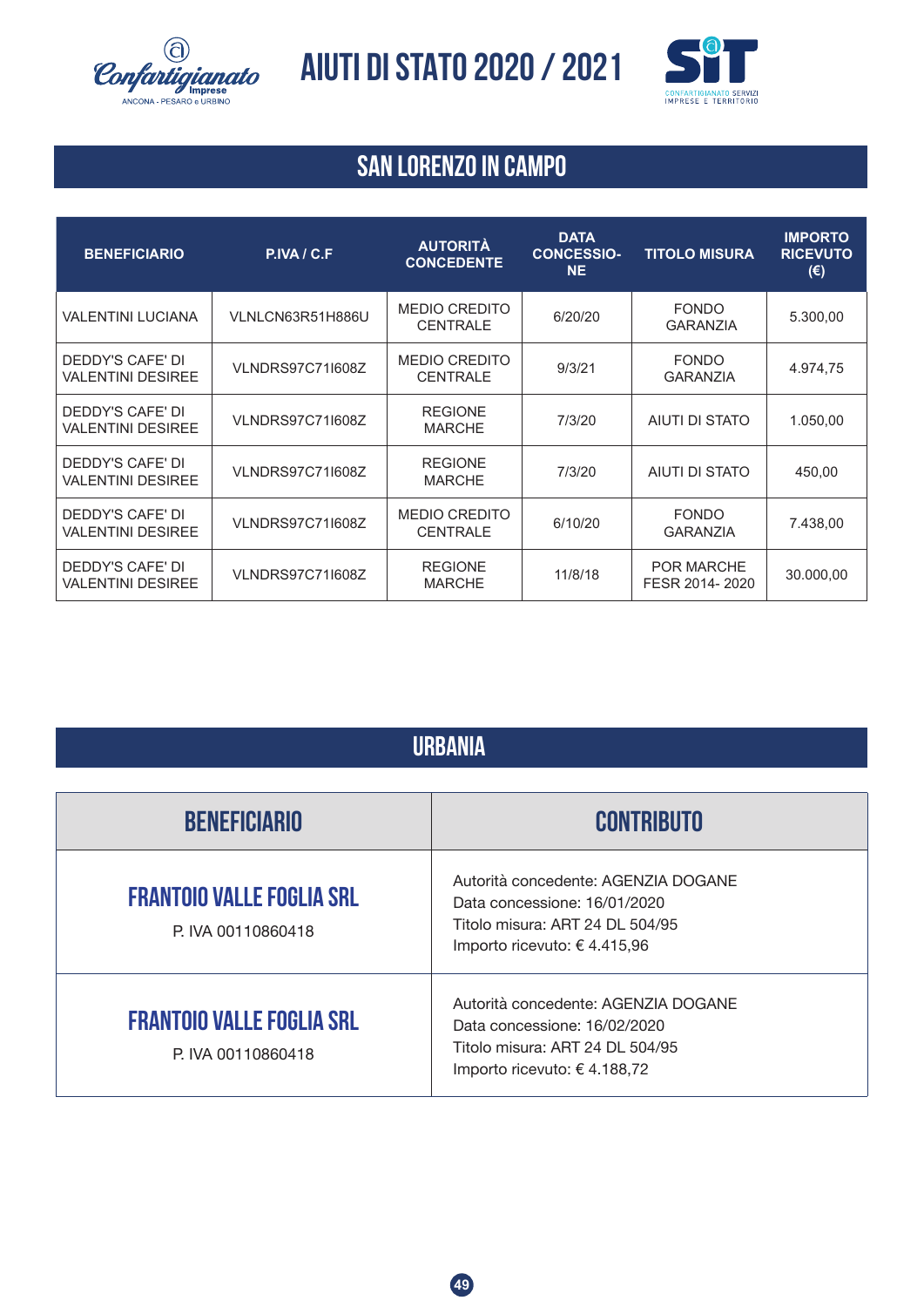# AIUTI DI STATO 2020 / 2021

## SAN LORENZO IN CAMPO

| BENEFICIARIO | P.IVA / C.F | AUTORITÀ CONCEDENTE | DATA CONCESSIONE | TITOLO MISURA | IMPORTO RICEVUTO (€) |
|---|---|---|---|---|---|
| VALENTINI LUCIANA | VLNLCN63R51H886U | MEDIO CREDITO CENTRALE | 6/20/20 | FONDO GARANZIA | 5.300,00 |
| DEDDY'S CAFE' DI VALENTINI DESIREE | VLNDRS97C71I608Z | MEDIO CREDITO CENTRALE | 9/3/21 | FONDO GARANZIA | 4.974,75 |
| DEDDY'S CAFE' DI VALENTINI DESIREE | VLNDRS97C71I608Z | REGIONE MARCHE | 7/3/20 | AIUTI DI STATO | 1.050,00 |
| DEDDY'S CAFE' DI VALENTINI DESIREE | VLNDRS97C71I608Z | REGIONE MARCHE | 7/3/20 | AIUTI DI STATO | 450,00 |
| DEDDY'S CAFE' DI VALENTINI DESIREE | VLNDRS97C71I608Z | MEDIO CREDITO CENTRALE | 6/10/20 | FONDO GARANZIA | 7.438,00 |
| DEDDY'S CAFE' DI VALENTINI DESIREE | VLNDRS97C71I608Z | REGIONE MARCHE | 11/8/18 | POR MARCHE FESR 2014- 2020 | 30.000,00 |

## URBANIA

| BENEFICIARIO | CONTRIBUTO |
|---|---|
| **FRANTOIO VALLE FOGLIA SRL**<br>P. IVA 00110860418 | Autorità concedente: AGENZIA DOGANE<br>Data concessione: 16/01/2020<br>Titolo misura: ART 24 DL 504/95<br>Importo ricevuto: € 4.415,96 |
| **FRANTOIO VALLE FOGLIA SRL**<br>P. IVA 00110860418 | Autorità concedente: AGENZIA DOGANE<br>Data concessione: 16/02/2020<br>Titolo misura: ART 24 DL 504/95<br>Importo ricevuto: € 4.188,72 |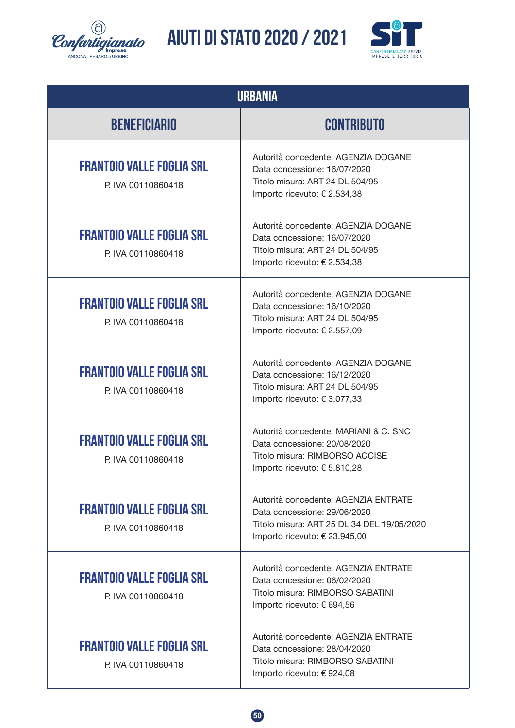| URBANIA | |
|---|---|
| **BENEFICIARIO** | **CONTRIBUTO** |
| **FRANTOIO VALLE FOGLIA SRL**<br>P. IVA 00110860418 | Autorità concedente: AGENZIA DOGANE<br>Data concessione: 16/07/2020<br>Titolo misura: ART 24 DL 504/95<br>Importo ricevuto: € 2.534,38 |
| **FRANTOIO VALLE FOGLIA SRL**<br>P. IVA 00110860418 | Autorità concedente: AGENZIA DOGANE<br>Data concessione: 16/07/2020<br>Titolo misura: ART 24 DL 504/95<br>Importo ricevuto: € 2.534,38 |
| **FRANTOIO VALLE FOGLIA SRL**<br>P. IVA 00110860418 | Autorità concedente: AGENZIA DOGANE<br>Data concessione: 16/10/2020<br>Titolo misura: ART 24 DL 504/95<br>Importo ricevuto: € 2.557,09 |
| **FRANTOIO VALLE FOGLIA SRL**<br>P. IVA 00110860418 | Autorità concedente: AGENZIA DOGANE<br>Data concessione: 16/12/2020<br>Titolo misura: ART 24 DL 504/95<br>Importo ricevuto: € 3.077,33 |
| **FRANTOIO VALLE FOGLIA SRL**<br>P. IVA 00110860418 | Autorità concedente: MARIANI & C. SNC<br>Data concessione: 20/08/2020<br>Titolo misura: RIMBORSO ACCISE<br>Importo ricevuto: € 5.810,28 |
| **FRANTOIO VALLE FOGLIA SRL**<br>P. IVA 00110860418 | Autorità concedente: AGENZIA ENTRATE<br>Data concessione: 29/06/2020<br>Titolo misura: ART 25 DL 34 DEL 19/05/2020<br>Importo ricevuto: € 23.945,00 |
| **FRANTOIO VALLE FOGLIA SRL**<br>P. IVA 00110860418 | Autorità concedente: AGENZIA ENTRATE<br>Data concessione: 06/02/2020<br>Titolo misura: RIMBORSO SABATINI<br>Importo ricevuto: € 694,56 |
| **FRANTOIO VALLE FOGLIA SRL**<br>P. IVA 00110860418 | Autorità concedente: AGENZIA ENTRATE<br>Data concessione: 28/04/2020<br>Titolo misura: RIMBORSO SABATINI<br>Importo ricevuto: € 924,08 |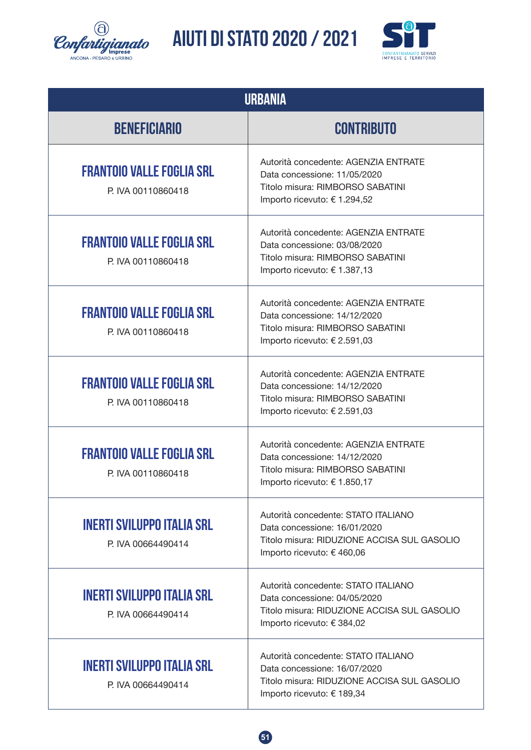# AIUTI DI STATO 2020 / 2021

| URBANIA | |
|---|---|
| **BENEFICIARIO** | **CONTRIBUTO** |
| **FRANTOIO VALLE FOGLIA SRL**<br>P. IVA 00110860418 | Autorità concedente: AGENZIA ENTRATE<br>Data concessione: 11/05/2020<br>Titolo misura: RIMBORSO SABATINI<br>Importo ricevuto: € 1.294,52 |
| **FRANTOIO VALLE FOGLIA SRL**<br>P. IVA 00110860418 | Autorità concedente: AGENZIA ENTRATE<br>Data concessione: 03/08/2020<br>Titolo misura: RIMBORSO SABATINI<br>Importo ricevuto: € 1.387,13 |
| **FRANTOIO VALLE FOGLIA SRL**<br>P. IVA 00110860418 | Autorità concedente: AGENZIA ENTRATE<br>Data concessione: 14/12/2020<br>Titolo misura: RIMBORSO SABATINI<br>Importo ricevuto: € 2.591,03 |
| **FRANTOIO VALLE FOGLIA SRL**<br>P. IVA 00110860418 | Autorità concedente: AGENZIA ENTRATE<br>Data concessione: 14/12/2020<br>Titolo misura: RIMBORSO SABATINI<br>Importo ricevuto: € 2.591,03 |
| **FRANTOIO VALLE FOGLIA SRL**<br>P. IVA 00110860418 | Autorità concedente: AGENZIA ENTRATE<br>Data concessione: 14/12/2020<br>Titolo misura: RIMBORSO SABATINI<br>Importo ricevuto: € 1.850,17 |
| **INERTI SVILUPPO ITALIA SRL**<br>P. IVA 00664490414 | Autorità concedente: STATO ITALIANO<br>Data concessione: 16/01/2020<br>Titolo misura: RIDUZIONE ACCISA SUL GASOLIO<br>Importo ricevuto: € 460,06 |
| **INERTI SVILUPPO ITALIA SRL**<br>P. IVA 00664490414 | Autorità concedente: STATO ITALIANO<br>Data concessione: 04/05/2020<br>Titolo misura: RIDUZIONE ACCISA SUL GASOLIO<br>Importo ricevuto: € 384,02 |
| **INERTI SVILUPPO ITALIA SRL**<br>P. IVA 00664490414 | Autorità concedente: STATO ITALIANO<br>Data concessione: 16/07/2020<br>Titolo misura: RIDUZIONE ACCISA SUL GASOLIO<br>Importo ricevuto: € 189,34 |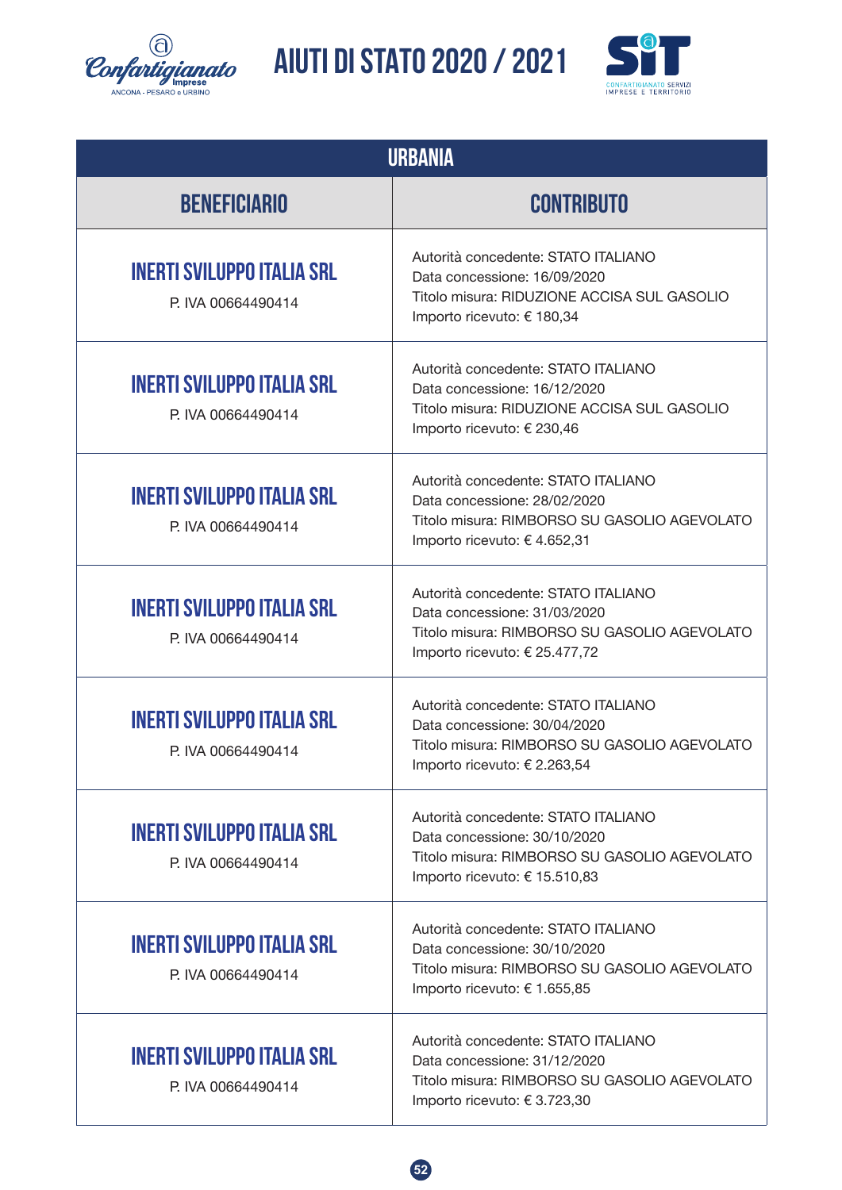# AIUTI DI STATO 2020 / 2021

| URBANIA | |
|---|---|
| **BENEFICIARIO** | **CONTRIBUTO** |
| **INERTI SVILUPPO ITALIA SRL**<br>P. IVA 00664490414 | Autorità concedente: STATO ITALIANO<br>Data concessione: 16/09/2020<br>Titolo misura: RIDUZIONE ACCISA SUL GASOLIO<br>Importo ricevuto: € 180,34 |
| **INERTI SVILUPPO ITALIA SRL**<br>P. IVA 00664490414 | Autorità concedente: STATO ITALIANO<br>Data concessione: 16/12/2020<br>Titolo misura: RIDUZIONE ACCISA SUL GASOLIO<br>Importo ricevuto: € 230,46 |
| **INERTI SVILUPPO ITALIA SRL**<br>P. IVA 00664490414 | Autorità concedente: STATO ITALIANO<br>Data concessione: 28/02/2020<br>Titolo misura: RIMBORSO SU GASOLIO AGEVOLATO<br>Importo ricevuto: € 4.652,31 |
| **INERTI SVILUPPO ITALIA SRL**<br>P. IVA 00664490414 | Autorità concedente: STATO ITALIANO<br>Data concessione: 31/03/2020<br>Titolo misura: RIMBORSO SU GASOLIO AGEVOLATO<br>Importo ricevuto: € 25.477,72 |
| **INERTI SVILUPPO ITALIA SRL**<br>P. IVA 00664490414 | Autorità concedente: STATO ITALIANO<br>Data concessione: 30/04/2020<br>Titolo misura: RIMBORSO SU GASOLIO AGEVOLATO<br>Importo ricevuto: € 2.263,54 |
| **INERTI SVILUPPO ITALIA SRL**<br>P. IVA 00664490414 | Autorità concedente: STATO ITALIANO<br>Data concessione: 30/10/2020<br>Titolo misura: RIMBORSO SU GASOLIO AGEVOLATO<br>Importo ricevuto: € 15.510,83 |
| **INERTI SVILUPPO ITALIA SRL**<br>P. IVA 00664490414 | Autorità concedente: STATO ITALIANO<br>Data concessione: 30/10/2020<br>Titolo misura: RIMBORSO SU GASOLIO AGEVOLATO<br>Importo ricevuto: € 1.655,85 |
| **INERTI SVILUPPO ITALIA SRL**<br>P. IVA 00664490414 | Autorità concedente: STATO ITALIANO<br>Data concessione: 31/12/2020<br>Titolo misura: RIMBORSO SU GASOLIO AGEVOLATO<br>Importo ricevuto: € 3.723,30 |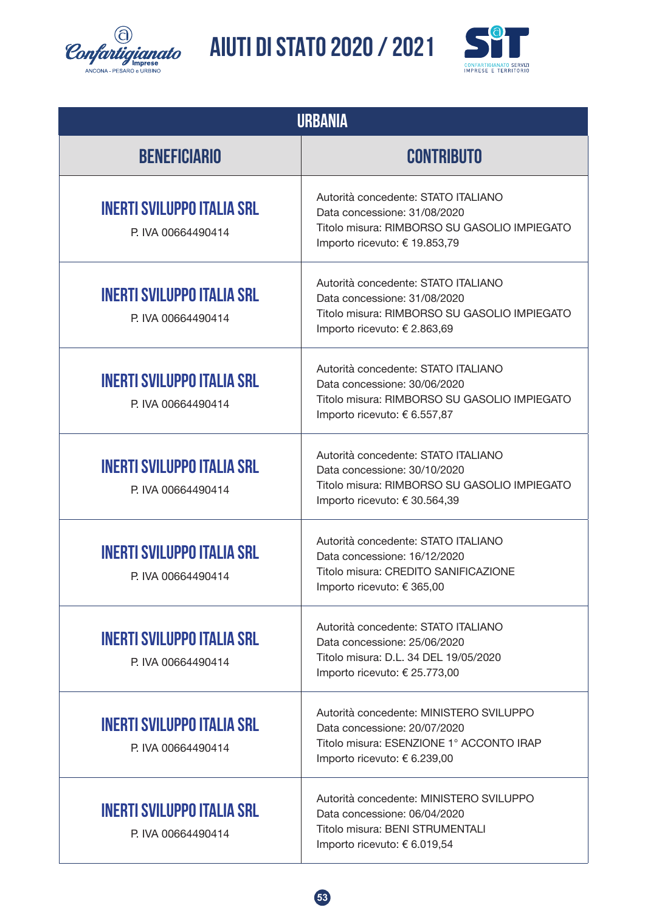# AIUTI DI STATO 2020 / 2021

| URBANIA | |
|---|---|
| **BENEFICIARIO** | **CONTRIBUTO** |
| **INERTI SVILUPPO ITALIA SRL**<br>P. IVA 00664490414 | Autorità concedente: STATO ITALIANO<br>Data concessione: 31/08/2020<br>Titolo misura: RIMBORSO SU GASOLIO IMPIEGATO<br>Importo ricevuto: € 19.853,79 |
| **INERTI SVILUPPO ITALIA SRL**<br>P. IVA 00664490414 | Autorità concedente: STATO ITALIANO<br>Data concessione: 31/08/2020<br>Titolo misura: RIMBORSO SU GASOLIO IMPIEGATO<br>Importo ricevuto: € 2.863,69 |
| **INERTI SVILUPPO ITALIA SRL**<br>P. IVA 00664490414 | Autorità concedente: STATO ITALIANO<br>Data concessione: 30/06/2020<br>Titolo misura: RIMBORSO SU GASOLIO IMPIEGATO<br>Importo ricevuto: € 6.557,87 |
| **INERTI SVILUPPO ITALIA SRL**<br>P. IVA 00664490414 | Autorità concedente: STATO ITALIANO<br>Data concessione: 30/10/2020<br>Titolo misura: RIMBORSO SU GASOLIO IMPIEGATO<br>Importo ricevuto: € 30.564,39 |
| **INERTI SVILUPPO ITALIA SRL**<br>P. IVA 00664490414 | Autorità concedente: STATO ITALIANO<br>Data concessione: 16/12/2020<br>Titolo misura: CREDITO SANIFICAZIONE<br>Importo ricevuto: € 365,00 |
| **INERTI SVILUPPO ITALIA SRL**<br>P. IVA 00664490414 | Autorità concedente: STATO ITALIANO<br>Data concessione: 25/06/2020<br>Titolo misura: D.L. 34 DEL 19/05/2020<br>Importo ricevuto: € 25.773,00 |
| **INERTI SVILUPPO ITALIA SRL**<br>P. IVA 00664490414 | Autorità concedente: MINISTERO SVILUPPO<br>Data concessione: 20/07/2020<br>Titolo misura: ESENZIONE 1° ACCONTO IRAP<br>Importo ricevuto: € 6.239,00 |
| **INERTI SVILUPPO ITALIA SRL**<br>P. IVA 00664490414 | Autorità concedente: MINISTERO SVILUPPO<br>Data concessione: 06/04/2020<br>Titolo misura: BENI STRUMENTALI<br>Importo ricevuto: € 6.019,54 |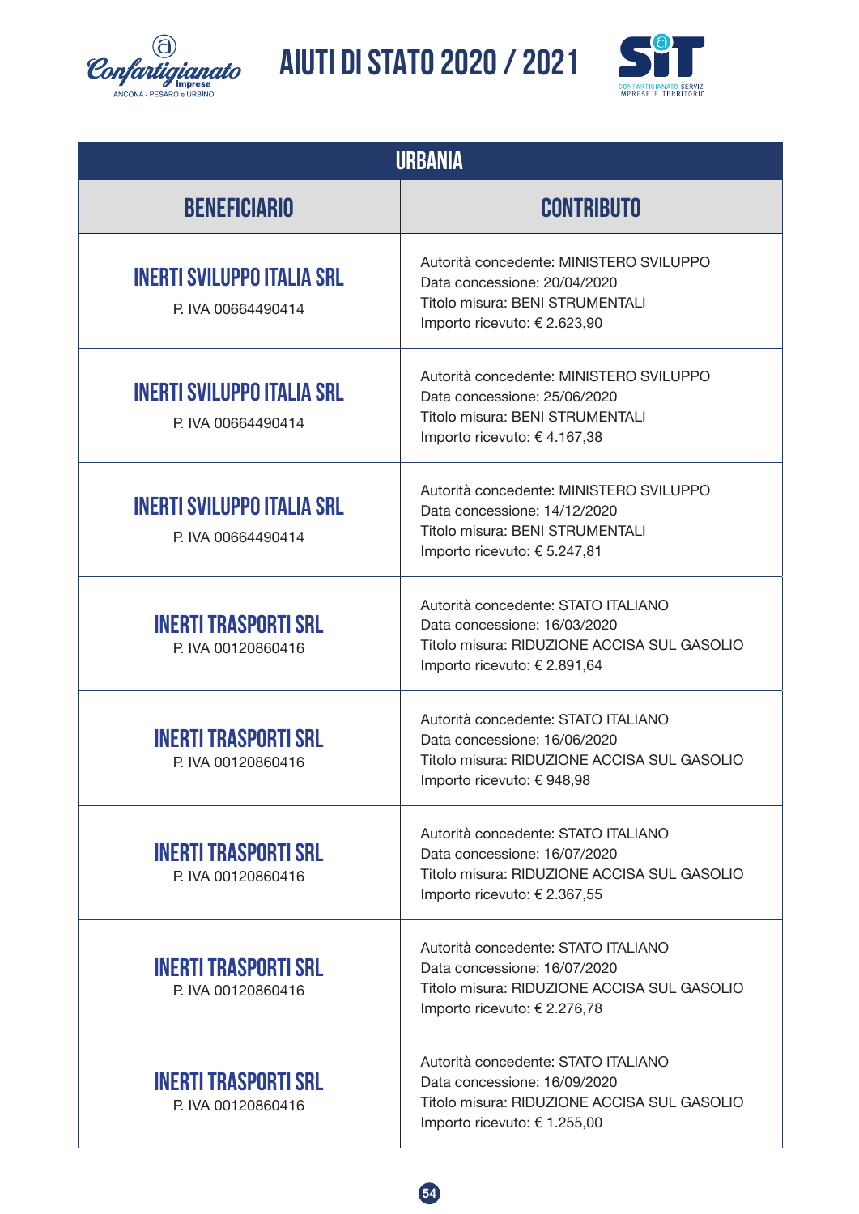# AIUTI DI STATO 2020 / 2021

| URBANIA | |
|---|---|
| **BENEFICIARIO** | **CONTRIBUTO** |
| **INERTI SVILUPPO ITALIA SRL**<br>P. IVA 00664490414 | Autorità concedente: MINISTERO SVILUPPO<br>Data concessione: 20/04/2020<br>Titolo misura: BENI STRUMENTALI<br>Importo ricevuto: € 2.623,90 |
| **INERTI SVILUPPO ITALIA SRL**<br>P. IVA 00664490414 | Autorità concedente: MINISTERO SVILUPPO<br>Data concessione: 25/06/2020<br>Titolo misura: BENI STRUMENTALI<br>Importo ricevuto: € 4.167,38 |
| **INERTI SVILUPPO ITALIA SRL**<br>P. IVA 00664490414 | Autorità concedente: MINISTERO SVILUPPO<br>Data concessione: 14/12/2020<br>Titolo misura: BENI STRUMENTALI<br>Importo ricevuto: € 5.247,81 |
| **INERTI TRASPORTI SRL**<br>P. IVA 00120860416 | Autorità concedente: STATO ITALIANO<br>Data concessione: 16/03/2020<br>Titolo misura: RIDUZIONE ACCISA SUL GASOLIO<br>Importo ricevuto: € 2.891,64 |
| **INERTI TRASPORTI SRL**<br>P. IVA 00120860416 | Autorità concedente: STATO ITALIANO<br>Data concessione: 16/06/2020<br>Titolo misura: RIDUZIONE ACCISA SUL GASOLIO<br>Importo ricevuto: € 948,98 |
| **INERTI TRASPORTI SRL**<br>P. IVA 00120860416 | Autorità concedente: STATO ITALIANO<br>Data concessione: 16/07/2020<br>Titolo misura: RIDUZIONE ACCISA SUL GASOLIO<br>Importo ricevuto: € 2.367,55 |
| **INERTI TRASPORTI SRL**<br>P. IVA 00120860416 | Autorità concedente: STATO ITALIANO<br>Data concessione: 16/07/2020<br>Titolo misura: RIDUZIONE ACCISA SUL GASOLIO<br>Importo ricevuto: € 2.276,78 |
| **INERTI TRASPORTI SRL**<br>P. IVA 00120860416 | Autorità concedente: STATO ITALIANO<br>Data concessione: 16/09/2020<br>Titolo misura: RIDUZIONE ACCISA SUL GASOLIO<br>Importo ricevuto: € 1.255,00 |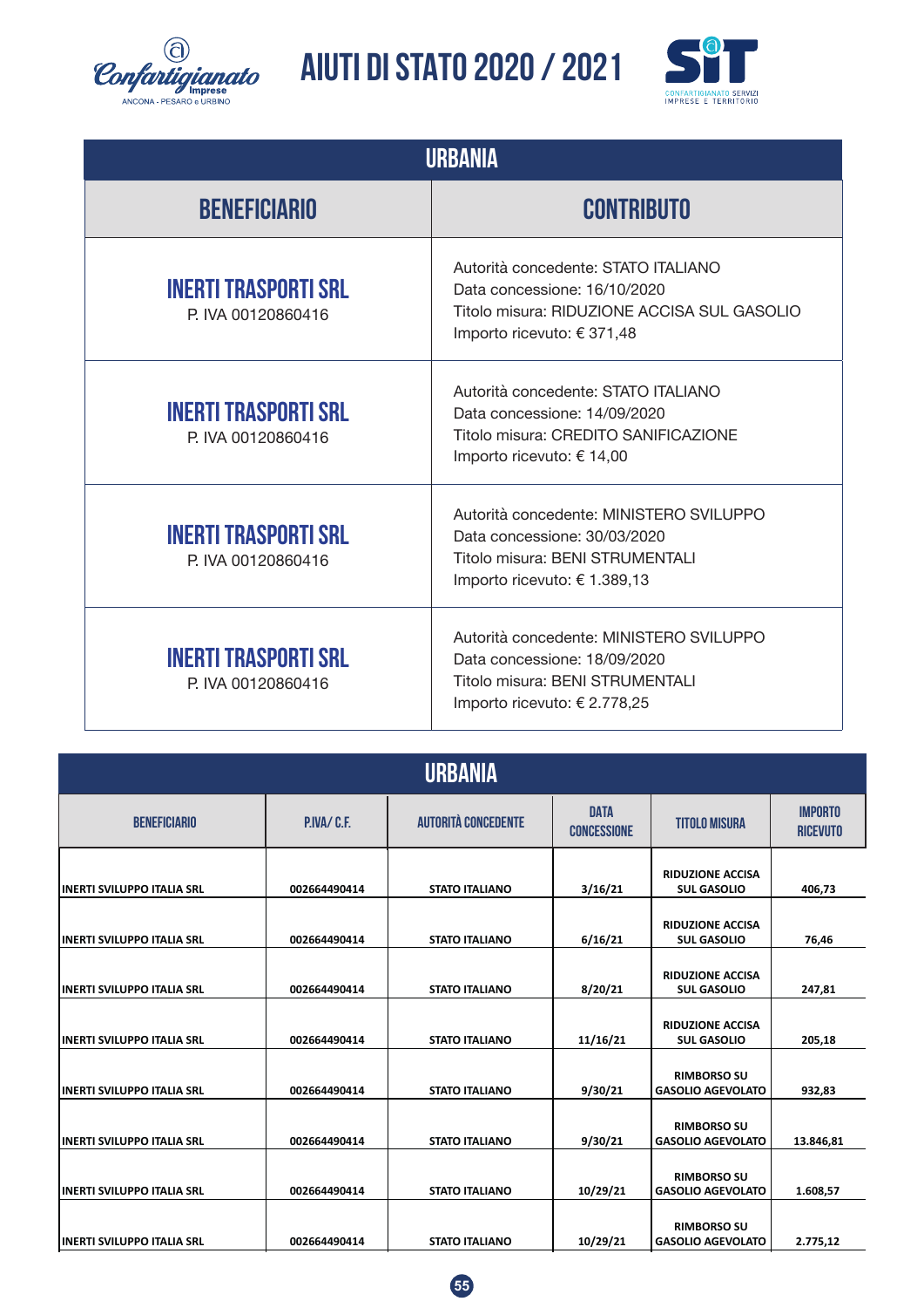# AIUTI DI STATO 2020 / 2021

## URBANIA

| BENEFICIARIO | CONTRIBUTO |
|---|---|
| **INERTI TRASPORTI SRL**<br>P. IVA 00120860416 | Autorità concedente: STATO ITALIANO<br>Data concessione: 16/10/2020<br>Titolo misura: RIDUZIONE ACCISA SUL GASOLIO<br>Importo ricevuto: € 371,48 |
| **INERTI TRASPORTI SRL**<br>P. IVA 00120860416 | Autorità concedente: STATO ITALIANO<br>Data concessione: 14/09/2020<br>Titolo misura: CREDITO SANIFICAZIONE<br>Importo ricevuto: € 14,00 |
| **INERTI TRASPORTI SRL**<br>P. IVA 00120860416 | Autorità concedente: MINISTERO SVILUPPO<br>Data concessione: 30/03/2020<br>Titolo misura: BENI STRUMENTALI<br>Importo ricevuto: € 1.389,13 |
| **INERTI TRASPORTI SRL**<br>P. IVA 00120860416 | Autorità concedente: MINISTERO SVILUPPO<br>Data concessione: 18/09/2020<br>Titolo misura: BENI STRUMENTALI<br>Importo ricevuto: € 2.778,25 |

## URBANIA

| BENEFICIARIO | P.IVA/ C.F. | AUTORITÀ CONCEDENTE | DATA CONCESSIONE | TITOLO MISURA | IMPORTO RICEVUTO |
|---|---|---|---|---|---|
| INERTI SVILUPPO ITALIA SRL | 002664490414 | STATO ITALIANO | 3/16/21 | RIDUZIONE ACCISA SUL GASOLIO | 406,73 |
| INERTI SVILUPPO ITALIA SRL | 002664490414 | STATO ITALIANO | 6/16/21 | RIDUZIONE ACCISA SUL GASOLIO | 76,46 |
| INERTI SVILUPPO ITALIA SRL | 002664490414 | STATO ITALIANO | 8/20/21 | RIDUZIONE ACCISA SUL GASOLIO | 247,81 |
| INERTI SVILUPPO ITALIA SRL | 002664490414 | STATO ITALIANO | 11/16/21 | RIDUZIONE ACCISA SUL GASOLIO | 205,18 |
| INERTI SVILUPPO ITALIA SRL | 002664490414 | STATO ITALIANO | 9/30/21 | RIMBORSO SU GASOLIO AGEVOLATO | 932,83 |
| INERTI SVILUPPO ITALIA SRL | 002664490414 | STATO ITALIANO | 9/30/21 | RIMBORSO SU GASOLIO AGEVOLATO | 13.846,81 |
| INERTI SVILUPPO ITALIA SRL | 002664490414 | STATO ITALIANO | 10/29/21 | RIMBORSO SU GASOLIO AGEVOLATO | 1.608,57 |
| INERTI SVILUPPO ITALIA SRL | 002664490414 | STATO ITALIANO | 10/29/21 | RIMBORSO SU GASOLIO AGEVOLATO | 2.775,12 |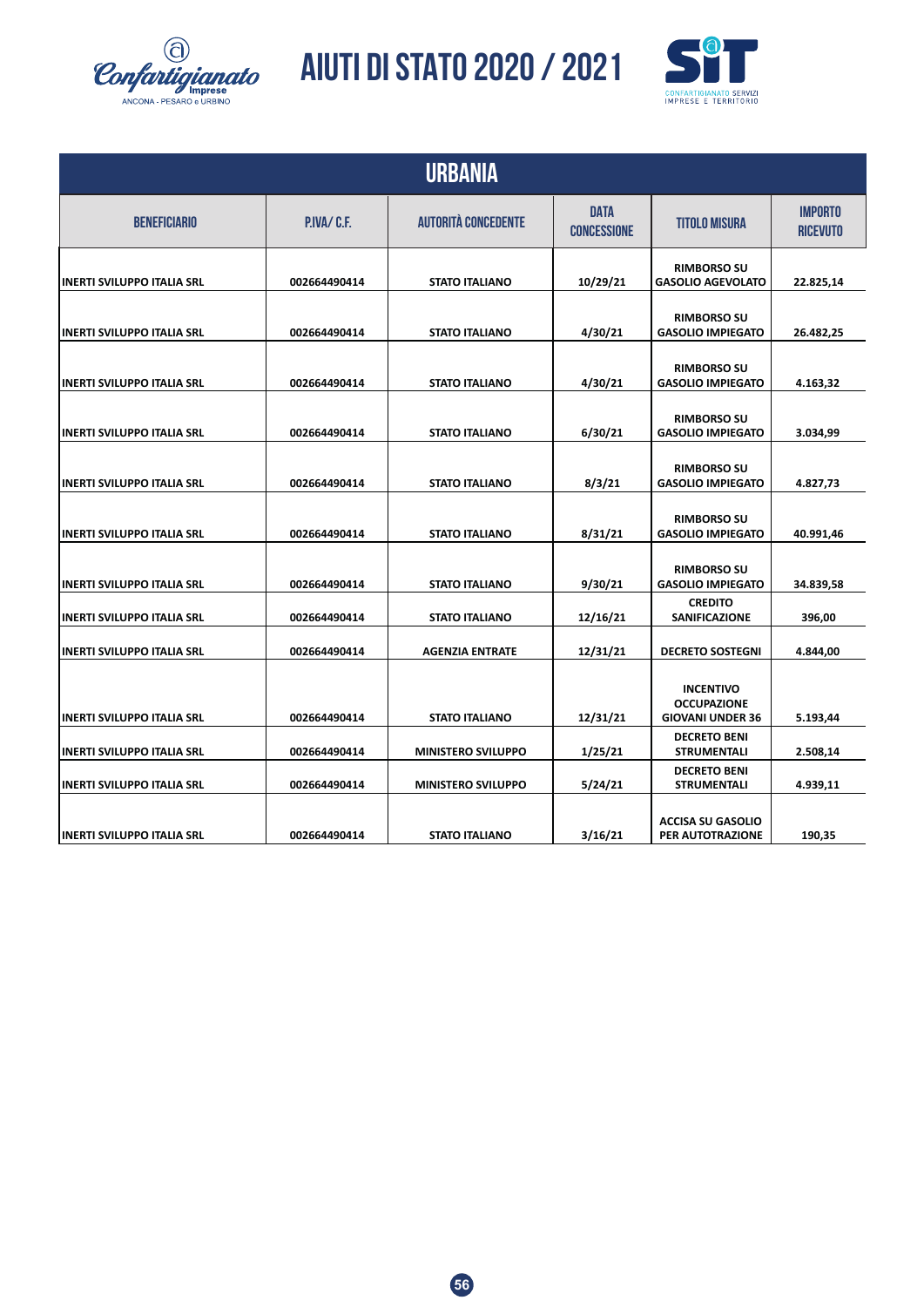# AIUTI DI STATO 2020 / 2021

## URBANIA

| BENEFICIARIO | P.IVA/ C.F. | AUTORITÀ CONCEDENTE | DATA CONCESSIONE | TITOLO MISURA | IMPORTO RICEVUTO |
|---|---|---|---|---|---|
| INERTI SVILUPPO ITALIA SRL | 002664490414 | STATO ITALIANO | 10/29/21 | RIMBORSO SU GASOLIO AGEVOLATO | 22.825,14 |
| INERTI SVILUPPO ITALIA SRL | 002664490414 | STATO ITALIANO | 4/30/21 | RIMBORSO SU GASOLIO IMPIEGATO | 26.482,25 |
| INERTI SVILUPPO ITALIA SRL | 002664490414 | STATO ITALIANO | 4/30/21 | RIMBORSO SU GASOLIO IMPIEGATO | 4.163,32 |
| INERTI SVILUPPO ITALIA SRL | 002664490414 | STATO ITALIANO | 6/30/21 | RIMBORSO SU GASOLIO IMPIEGATO | 3.034,99 |
| INERTI SVILUPPO ITALIA SRL | 002664490414 | STATO ITALIANO | 8/3/21 | RIMBORSO SU GASOLIO IMPIEGATO | 4.827,73 |
| INERTI SVILUPPO ITALIA SRL | 002664490414 | STATO ITALIANO | 8/31/21 | RIMBORSO SU GASOLIO IMPIEGATO | 40.991,46 |
| INERTI SVILUPPO ITALIA SRL | 002664490414 | STATO ITALIANO | 9/30/21 | RIMBORSO SU GASOLIO IMPIEGATO | 34.839,58 |
| INERTI SVILUPPO ITALIA SRL | 002664490414 | STATO ITALIANO | 12/16/21 | CREDITO SANIFICAZIONE | 396,00 |
| INERTI SVILUPPO ITALIA SRL | 002664490414 | AGENZIA ENTRATE | 12/31/21 | DECRETO SOSTEGNI | 4.844,00 |
| INERTI SVILUPPO ITALIA SRL | 002664490414 | STATO ITALIANO | 12/31/21 | INCENTIVO OCCUPAZIONE GIOVANI UNDER 36 | 5.193,44 |
| INERTI SVILUPPO ITALIA SRL | 002664490414 | MINISTERO SVILUPPO | 1/25/21 | DECRETO BENI STRUMENTALI | 2.508,14 |
| INERTI SVILUPPO ITALIA SRL | 002664490414 | MINISTERO SVILUPPO | 5/24/21 | DECRETO BENI STRUMENTALI | 4.939,11 |
| INERTI SVILUPPO ITALIA SRL | 002664490414 | STATO ITALIANO | 3/16/21 | ACCISA SU GASOLIO PER AUTOTRAZIONE | 190,35 |